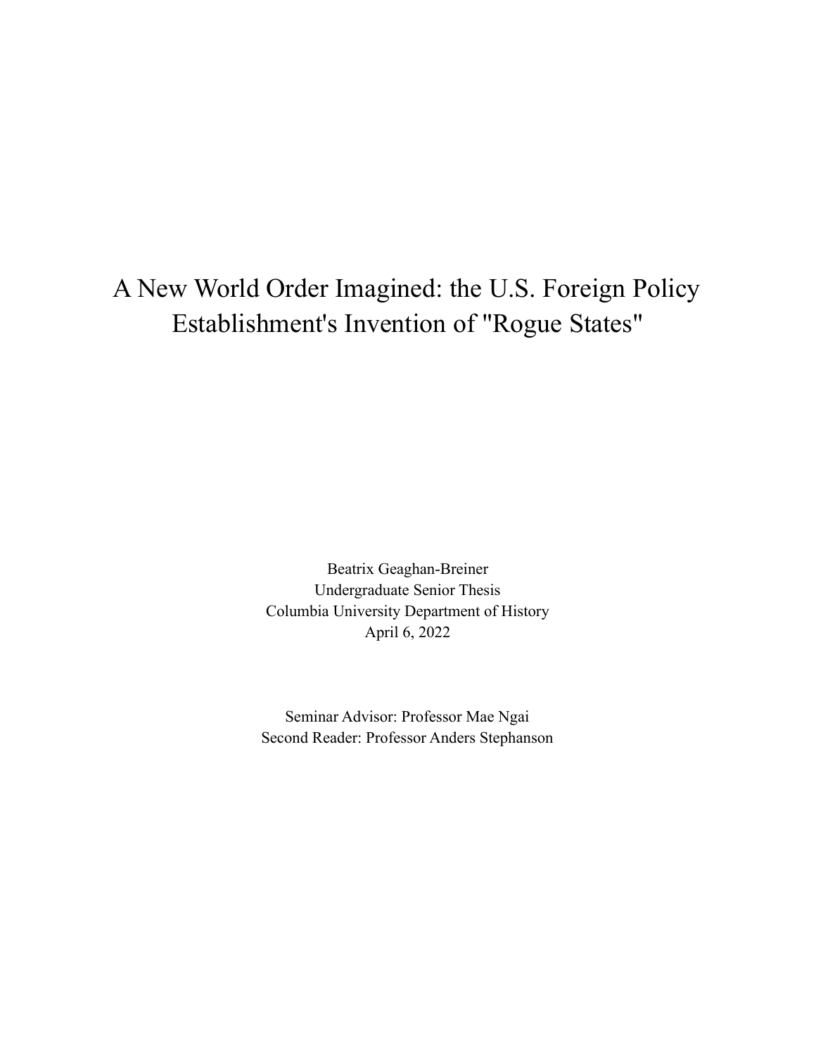# A New World Order Imagined: the U.S. Foreign Policy Establishment's Invention of "Rogue States"

Beatrix Geaghan-Breiner
Undergraduate Senior Thesis
Columbia University Department of History
April 6, 2022

Seminar Advisor: Professor Mae Ngai
Second Reader: Professor Anders Stephanson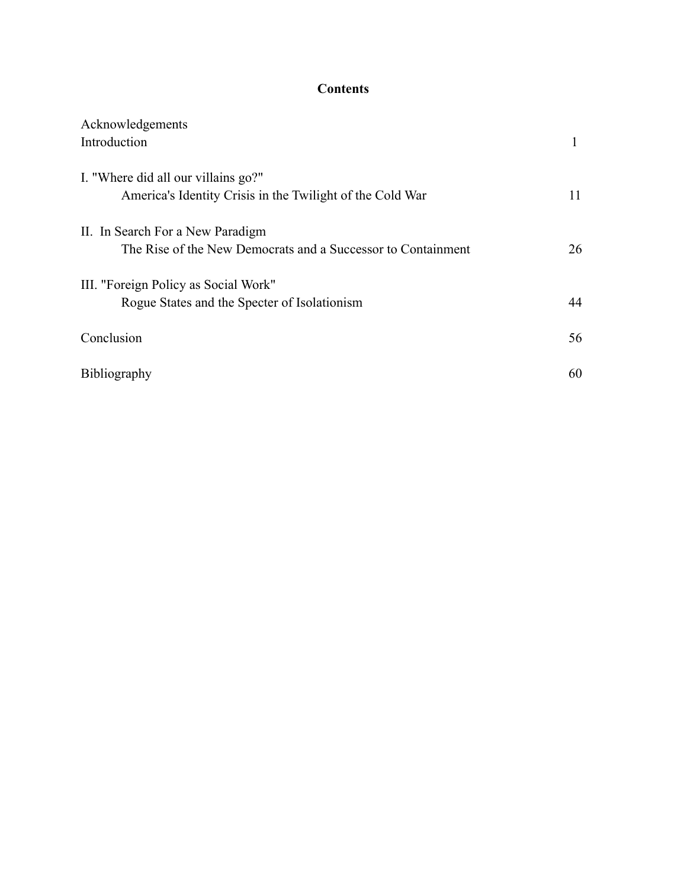# Contents

| | |
|---|---|
| Acknowledgements | |
| Introduction | 1 |
| I. "Where did all our villains go?" America's Identity Crisis in the Twilight of the Cold War | 11 |
| II. In Search For a New Paradigm The Rise of the New Democrats and a Successor to Containment | 26 |
| III. "Foreign Policy as Social Work" Rogue States and the Specter of Isolationism | 44 |
| Conclusion | 56 |
| Bibliography | 60 |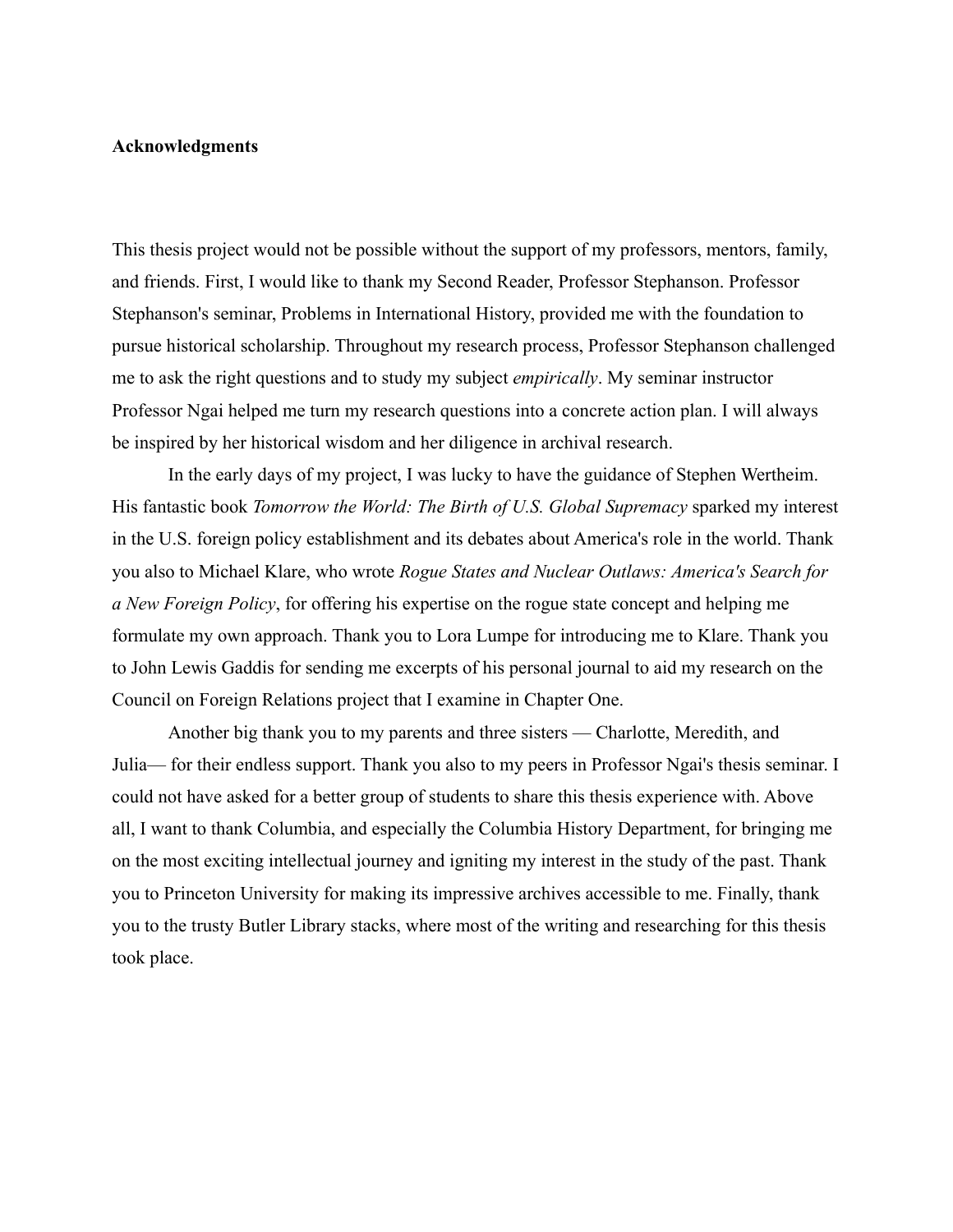**Acknowledgments**

This thesis project would not be possible without the support of my professors, mentors, family, and friends. First, I would like to thank my Second Reader, Professor Stephanson. Professor Stephanson's seminar, Problems in International History, provided me with the foundation to pursue historical scholarship. Throughout my research process, Professor Stephanson challenged me to ask the right questions and to study my subject *empirically*. My seminar instructor Professor Ngai helped me turn my research questions into a concrete action plan. I will always be inspired by her historical wisdom and her diligence in archival research.

In the early days of my project, I was lucky to have the guidance of Stephen Wertheim. His fantastic book *Tomorrow the World: The Birth of U.S. Global Supremacy* sparked my interest in the U.S. foreign policy establishment and its debates about America's role in the world. Thank you also to Michael Klare, who wrote *Rogue States and Nuclear Outlaws: America's Search for a New Foreign Policy*, for offering his expertise on the rogue state concept and helping me formulate my own approach. Thank you to Lora Lumpe for introducing me to Klare. Thank you to John Lewis Gaddis for sending me excerpts of his personal journal to aid my research on the Council on Foreign Relations project that I examine in Chapter One.

Another big thank you to my parents and three sisters — Charlotte, Meredith, and Julia— for their endless support. Thank you also to my peers in Professor Ngai's thesis seminar. I could not have asked for a better group of students to share this thesis experience with. Above all, I want to thank Columbia, and especially the Columbia History Department, for bringing me on the most exciting intellectual journey and igniting my interest in the study of the past. Thank you to Princeton University for making its impressive archives accessible to me. Finally, thank you to the trusty Butler Library stacks, where most of the writing and researching for this thesis took place.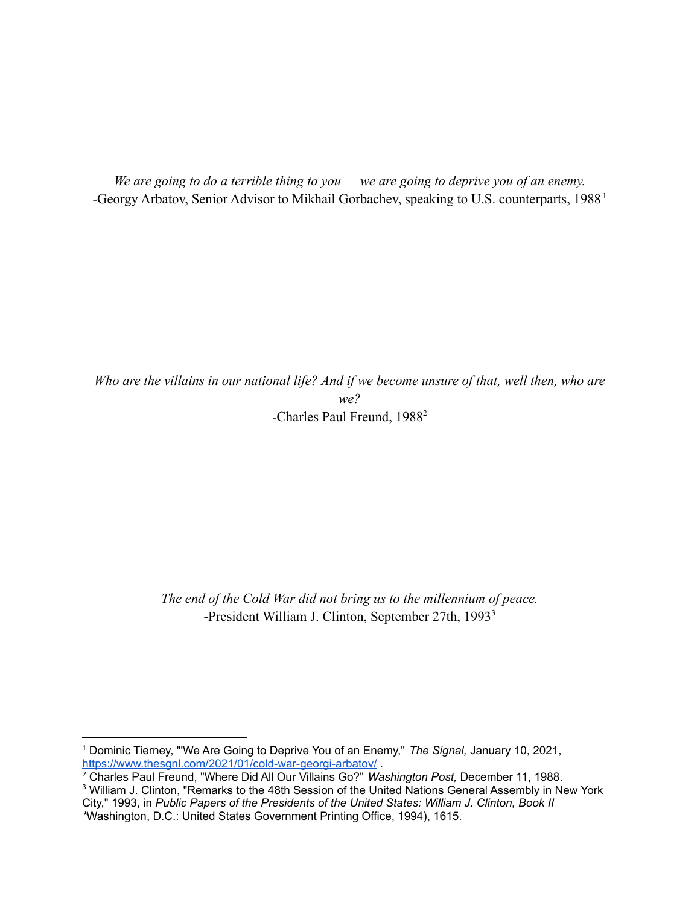*We are going to do a terrible thing to you — we are going to deprive you of an enemy.*
-Georgy Arbatov, Senior Advisor to Mikhail Gorbachev, speaking to U.S. counterparts, 1988[1]

*Who are the villains in our national life? And if we become unsure of that, well then, who are we?*
-Charles Paul Freund, 1988[2]

*The end of the Cold War did not bring us to the millennium of peace.*
-President William J. Clinton, September 27th, 1993[3]

---

[1] Dominic Tierney, "'We Are Going to Deprive You of an Enemy," *The Signal,* January 10, 2021, https://www.thesgnl.com/2021/01/cold-war-georgi-arbatov/ .

[2] Charles Paul Freund, "Where Did All Our Villains Go?" *Washington Post,* December 11, 1988.

[3] William J. Clinton, "Remarks to the 48th Session of the United Nations General Assembly in New York City," 1993, in *Public Papers of the Presidents of the United States: William J. Clinton, Book II* *Washington, D.C.: United States Government Printing Office, 1994), 1615.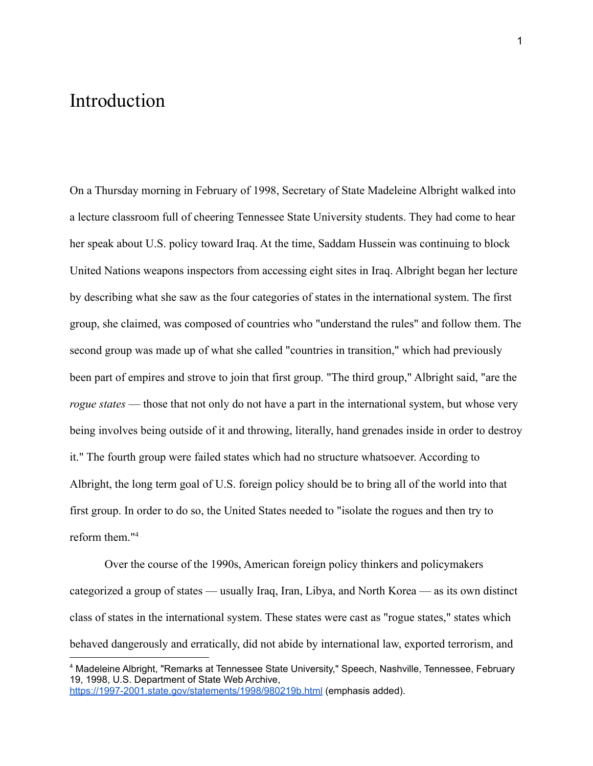# Introduction

On a Thursday morning in February of 1998, Secretary of State Madeleine Albright walked into a lecture classroom full of cheering Tennessee State University students. They had come to hear her speak about U.S. policy toward Iraq. At the time, Saddam Hussein was continuing to block United Nations weapons inspectors from accessing eight sites in Iraq. Albright began her lecture by describing what she saw as the four categories of states in the international system. The first group, she claimed, was composed of countries who "understand the rules" and follow them. The second group was made up of what she called "countries in transition," which had previously been part of empires and strove to join that first group. "The third group," Albright said, "are the *rogue states* — those that not only do not have a part in the international system, but whose very being involves being outside of it and throwing, literally, hand grenades inside in order to destroy it." The fourth group were failed states which had no structure whatsoever. According to Albright, the long term goal of U.S. foreign policy should be to bring all of the world into that first group. In order to do so, the United States needed to "isolate the rogues and then try to reform them."[4]

Over the course of the 1990s, American foreign policy thinkers and policymakers categorized a group of states — usually Iraq, Iran, Libya, and North Korea — as its own distinct class of states in the international system. These states were cast as "rogue states," states which behaved dangerously and erratically, did not abide by international law, exported terrorism, and

---

[4] Madeleine Albright, "Remarks at Tennessee State University," Speech, Nashville, Tennessee, February 19, 1998, U.S. Department of State Web Archive, https://1997-2001.state.gov/statements/1998/980219b.html (emphasis added).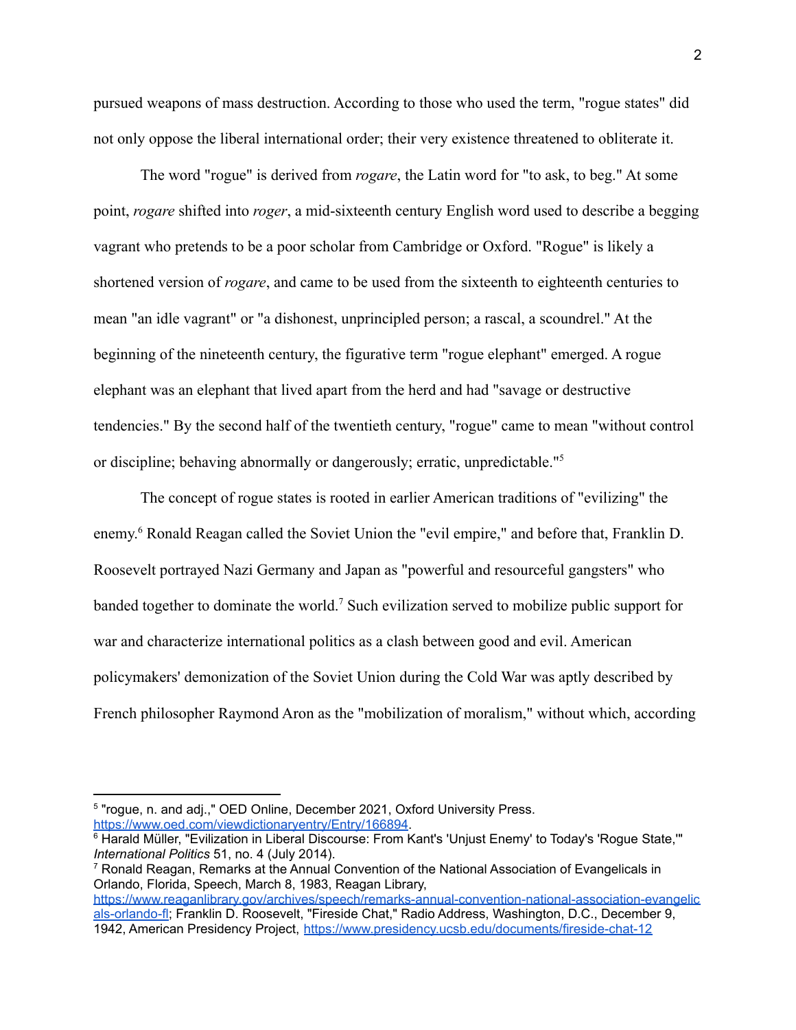pursued weapons of mass destruction. According to those who used the term, "rogue states" did not only oppose the liberal international order; their very existence threatened to obliterate it.

The word "rogue" is derived from *rogare*, the Latin word for "to ask, to beg." At some point, *rogare* shifted into *roger*, a mid-sixteenth century English word used to describe a begging vagrant who pretends to be a poor scholar from Cambridge or Oxford. "Rogue" is likely a shortened version of *rogare*, and came to be used from the sixteenth to eighteenth centuries to mean "an idle vagrant" or "a dishonest, unprincipled person; a rascal, a scoundrel." At the beginning of the nineteenth century, the figurative term "rogue elephant" emerged. A rogue elephant was an elephant that lived apart from the herd and had "savage or destructive tendencies." By the second half of the twentieth century, "rogue" came to mean "without control or discipline; behaving abnormally or dangerously; erratic, unpredictable."[5]

The concept of rogue states is rooted in earlier American traditions of "evilizing" the enemy.[6] Ronald Reagan called the Soviet Union the "evil empire," and before that, Franklin D. Roosevelt portrayed Nazi Germany and Japan as "powerful and resourceful gangsters" who banded together to dominate the world.[7] Such evilization served to mobilize public support for war and characterize international politics as a clash between good and evil. American policymakers' demonization of the Soviet Union during the Cold War was aptly described by French philosopher Raymond Aron as the "mobilization of moralism," without which, according

---

[5] "rogue, n. and adj.," OED Online, December 2021, Oxford University Press. https://www.oed.com/viewdictionaryentry/Entry/166894.

[6] Harald Müller, "Evilization in Liberal Discourse: From Kant's 'Unjust Enemy' to Today's 'Rogue State,'" *International Politics* 51, no. 4 (July 2014).

[7] Ronald Reagan, Remarks at the Annual Convention of the National Association of Evangelicals in Orlando, Florida, Speech, March 8, 1983, Reagan Library, https://www.reaganlibrary.gov/archives/speech/remarks-annual-convention-national-association-evangelicals-orlando-fl; Franklin D. Roosevelt, "Fireside Chat," Radio Address, Washington, D.C., December 9, 1942, American Presidency Project, https://www.presidency.ucsb.edu/documents/fireside-chat-12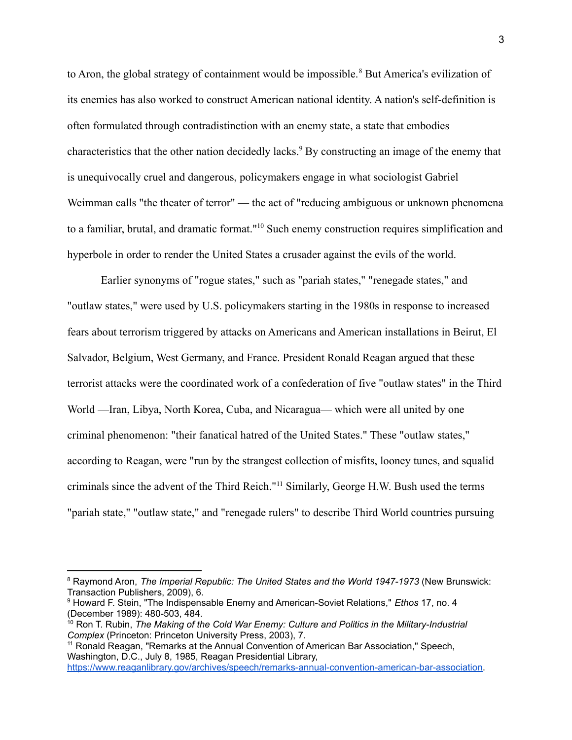to Aron, the global strategy of containment would be impossible.[8] But America's evilization of its enemies has also worked to construct American national identity. A nation's self-definition is often formulated through contradistinction with an enemy state, a state that embodies characteristics that the other nation decidedly lacks.[9] By constructing an image of the enemy that is unequivocally cruel and dangerous, policymakers engage in what sociologist Gabriel Weimman calls "the theater of terror" — the act of "reducing ambiguous or unknown phenomena to a familiar, brutal, and dramatic format."[10] Such enemy construction requires simplification and hyperbole in order to render the United States a crusader against the evils of the world.

Earlier synonyms of "rogue states," such as "pariah states," "renegade states," and "outlaw states," were used by U.S. policymakers starting in the 1980s in response to increased fears about terrorism triggered by attacks on Americans and American installations in Beirut, El Salvador, Belgium, West Germany, and France. President Ronald Reagan argued that these terrorist attacks were the coordinated work of a confederation of five "outlaw states" in the Third World —Iran, Libya, North Korea, Cuba, and Nicaragua— which were all united by one criminal phenomenon: "their fanatical hatred of the United States." These "outlaw states," according to Reagan, were "run by the strangest collection of misfits, looney tunes, and squalid criminals since the advent of the Third Reich."[11] Similarly, George H.W. Bush used the terms "pariah state," "outlaw state," and "renegade rulers" to describe Third World countries pursuing

---

[8] Raymond Aron, *The Imperial Republic: The United States and the World 1947-1973* (New Brunswick: Transaction Publishers, 2009), 6.

[9] Howard F. Stein, "The Indispensable Enemy and American-Soviet Relations," *Ethos* 17, no. 4 (December 1989): 480-503, 484.

[10] Ron T. Rubin, *The Making of the Cold War Enemy: Culture and Politics in the Military-Industrial Complex* (Princeton: Princeton University Press, 2003), 7.

[11] Ronald Reagan, "Remarks at the Annual Convention of American Bar Association," Speech, Washington, D.C., July 8, 1985, Reagan Presidential Library, https://www.reaganlibrary.gov/archives/speech/remarks-annual-convention-american-bar-association.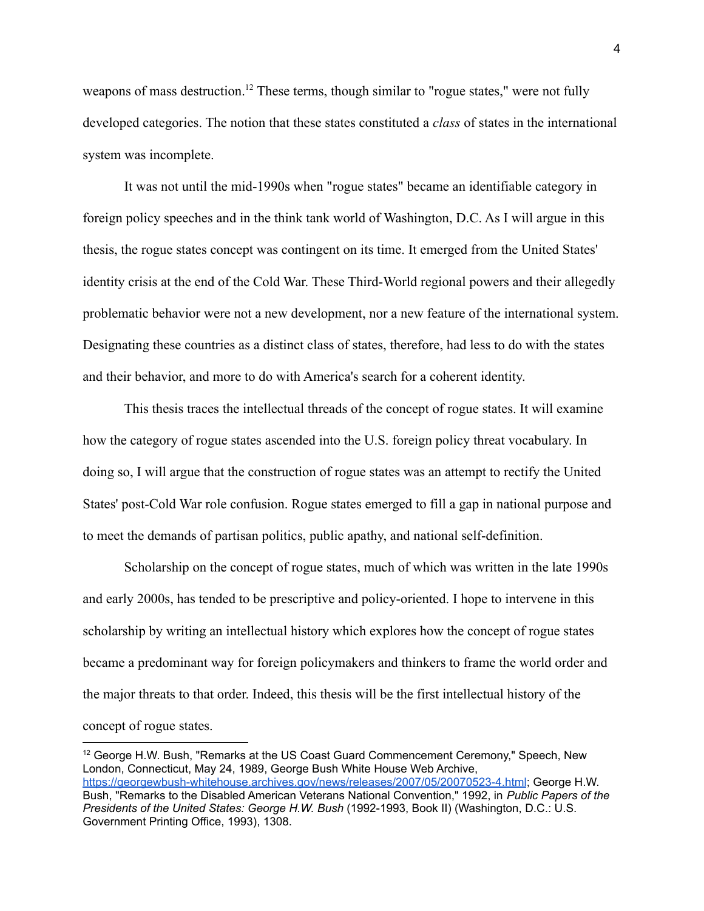weapons of mass destruction.[12] These terms, though similar to "rogue states," were not fully developed categories. The notion that these states constituted a *class* of states in the international system was incomplete.

It was not until the mid-1990s when "rogue states" became an identifiable category in foreign policy speeches and in the think tank world of Washington, D.C. As I will argue in this thesis, the rogue states concept was contingent on its time. It emerged from the United States' identity crisis at the end of the Cold War. These Third-World regional powers and their allegedly problematic behavior were not a new development, nor a new feature of the international system. Designating these countries as a distinct class of states, therefore, had less to do with the states and their behavior, and more to do with America's search for a coherent identity.

This thesis traces the intellectual threads of the concept of rogue states. It will examine how the category of rogue states ascended into the U.S. foreign policy threat vocabulary. In doing so, I will argue that the construction of rogue states was an attempt to rectify the United States' post-Cold War role confusion. Rogue states emerged to fill a gap in national purpose and to meet the demands of partisan politics, public apathy, and national self-definition.

Scholarship on the concept of rogue states, much of which was written in the late 1990s and early 2000s, has tended to be prescriptive and policy-oriented. I hope to intervene in this scholarship by writing an intellectual history which explores how the concept of rogue states became a predominant way for foreign policymakers and thinkers to frame the world order and the major threats to that order. Indeed, this thesis will be the first intellectual history of the concept of rogue states.

---

[12] George H.W. Bush, "Remarks at the US Coast Guard Commencement Ceremony," Speech, New London, Connecticut, May 24, 1989, George Bush White House Web Archive, https://georgewbush-whitehouse.archives.gov/news/releases/2007/05/20070523-4.html; George H.W. Bush, "Remarks to the Disabled American Veterans National Convention," 1992, in *Public Papers of the Presidents of the United States: George H.W. Bush* (1992-1993, Book II) (Washington, D.C.: U.S. Government Printing Office, 1993), 1308.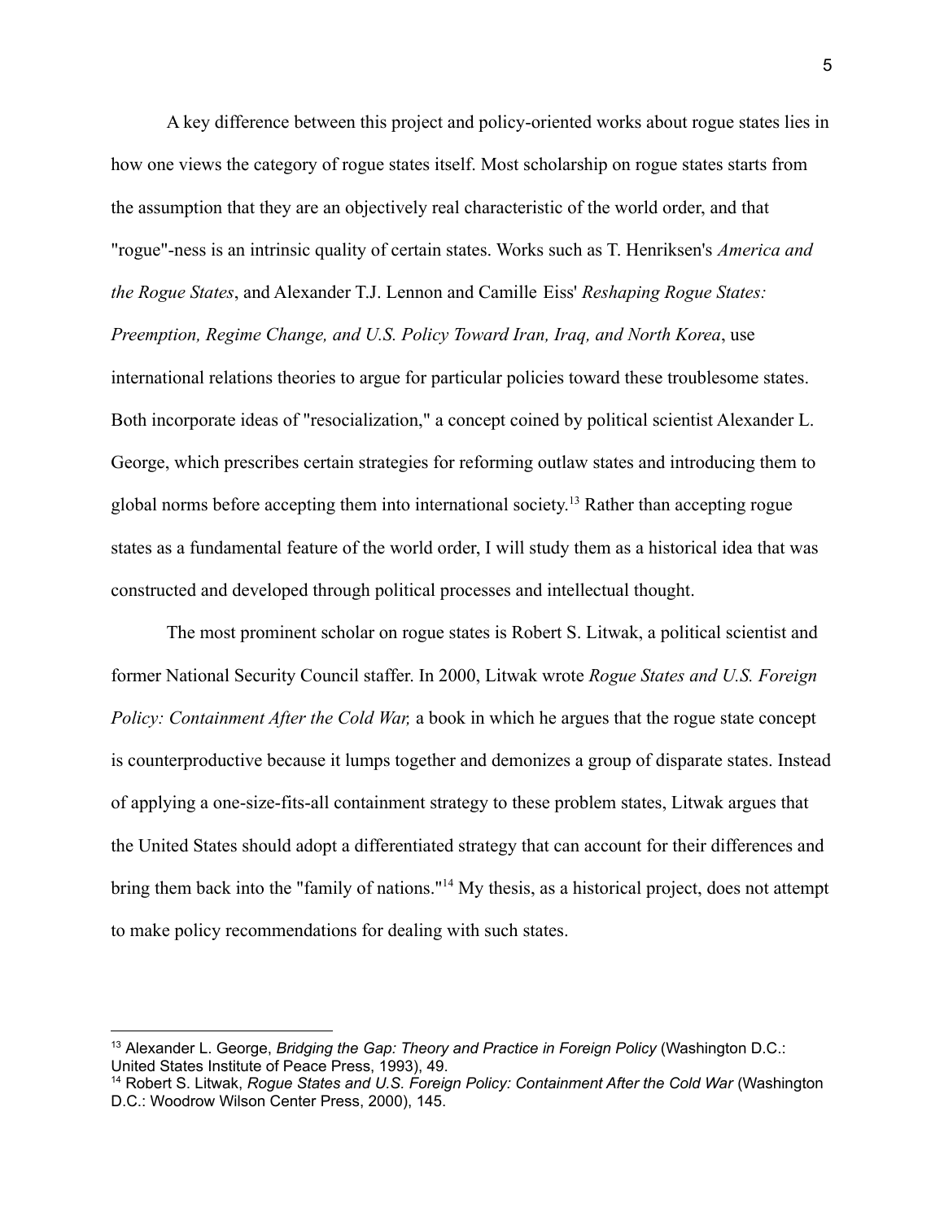A key difference between this project and policy-oriented works about rogue states lies in how one views the category of rogue states itself. Most scholarship on rogue states starts from the assumption that they are an objectively real characteristic of the world order, and that "rogue"-ness is an intrinsic quality of certain states. Works such as T. Henriksen's *America and the Rogue States*, and Alexander T.J. Lennon and Camille Eiss' *Reshaping Rogue States: Preemption, Regime Change, and U.S. Policy Toward Iran, Iraq, and North Korea*, use international relations theories to argue for particular policies toward these troublesome states. Both incorporate ideas of "resocialization," a concept coined by political scientist Alexander L. George, which prescribes certain strategies for reforming outlaw states and introducing them to global norms before accepting them into international society.[13] Rather than accepting rogue states as a fundamental feature of the world order, I will study them as a historical idea that was constructed and developed through political processes and intellectual thought.

The most prominent scholar on rogue states is Robert S. Litwak, a political scientist and former National Security Council staffer. In 2000, Litwak wrote *Rogue States and U.S. Foreign Policy: Containment After the Cold War,* a book in which he argues that the rogue state concept is counterproductive because it lumps together and demonizes a group of disparate states. Instead of applying a one-size-fits-all containment strategy to these problem states, Litwak argues that the United States should adopt a differentiated strategy that can account for their differences and bring them back into the "family of nations."[14] My thesis, as a historical project, does not attempt to make policy recommendations for dealing with such states.

---

[13] Alexander L. George, *Bridging the Gap: Theory and Practice in Foreign Policy* (Washington D.C.: United States Institute of Peace Press, 1993), 49.

[14] Robert S. Litwak, *Rogue States and U.S. Foreign Policy: Containment After the Cold War* (Washington D.C.: Woodrow Wilson Center Press, 2000), 145.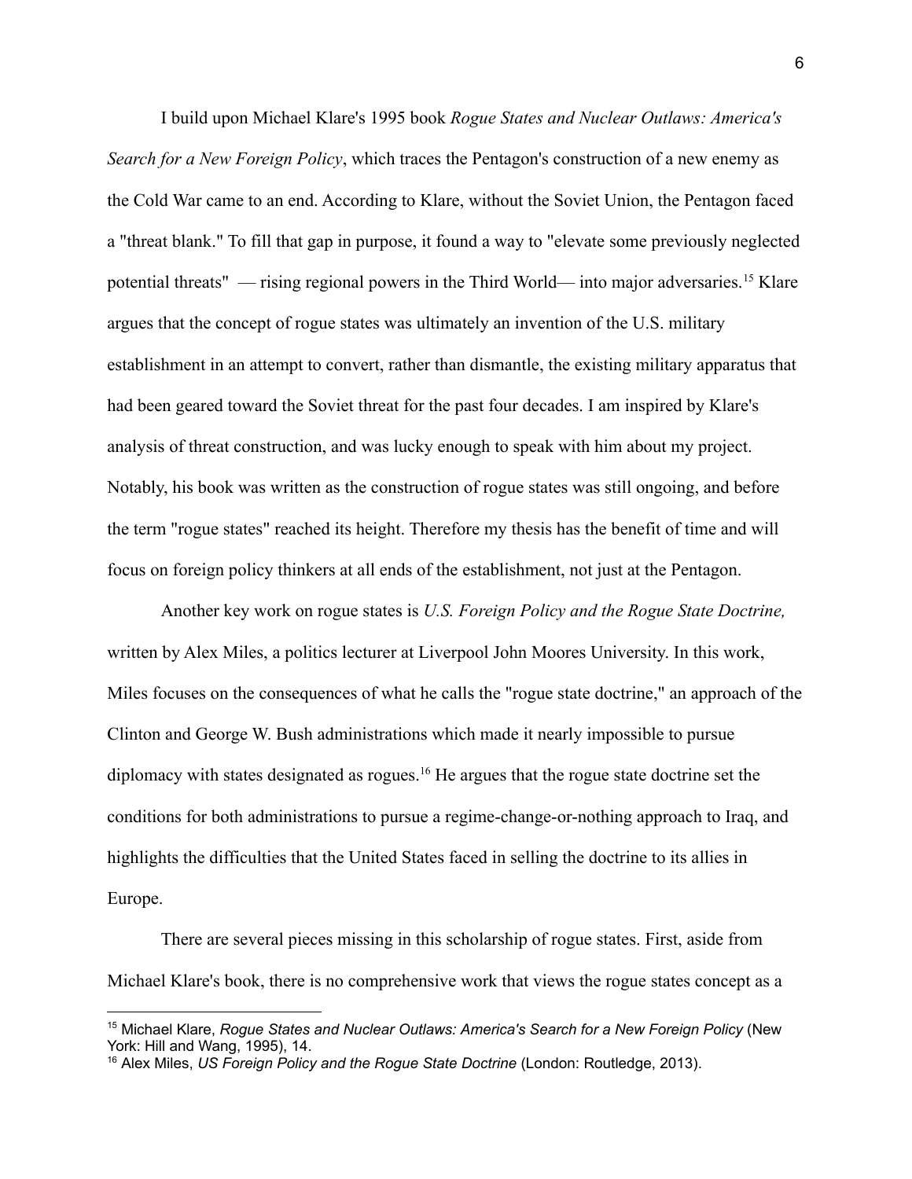I build upon Michael Klare's 1995 book *Rogue States and Nuclear Outlaws: America's Search for a New Foreign Policy*, which traces the Pentagon's construction of a new enemy as the Cold War came to an end. According to Klare, without the Soviet Union, the Pentagon faced a "threat blank." To fill that gap in purpose, it found a way to "elevate some previously neglected potential threats" — rising regional powers in the Third World— into major adversaries.[15] Klare argues that the concept of rogue states was ultimately an invention of the U.S. military establishment in an attempt to convert, rather than dismantle, the existing military apparatus that had been geared toward the Soviet threat for the past four decades. I am inspired by Klare's analysis of threat construction, and was lucky enough to speak with him about my project. Notably, his book was written as the construction of rogue states was still ongoing, and before the term "rogue states" reached its height. Therefore my thesis has the benefit of time and will focus on foreign policy thinkers at all ends of the establishment, not just at the Pentagon.

Another key work on rogue states is *U.S. Foreign Policy and the Rogue State Doctrine,* written by Alex Miles, a politics lecturer at Liverpool John Moores University. In this work, Miles focuses on the consequences of what he calls the "rogue state doctrine," an approach of the Clinton and George W. Bush administrations which made it nearly impossible to pursue diplomacy with states designated as rogues.[16] He argues that the rogue state doctrine set the conditions for both administrations to pursue a regime-change-or-nothing approach to Iraq, and highlights the difficulties that the United States faced in selling the doctrine to its allies in Europe.

There are several pieces missing in this scholarship of rogue states. First, aside from Michael Klare's book, there is no comprehensive work that views the rogue states concept as a

---

[15] Michael Klare, *Rogue States and Nuclear Outlaws: America's Search for a New Foreign Policy* (New York: Hill and Wang, 1995), 14.

[16] Alex Miles, *US Foreign Policy and the Rogue State Doctrine* (London: Routledge, 2013).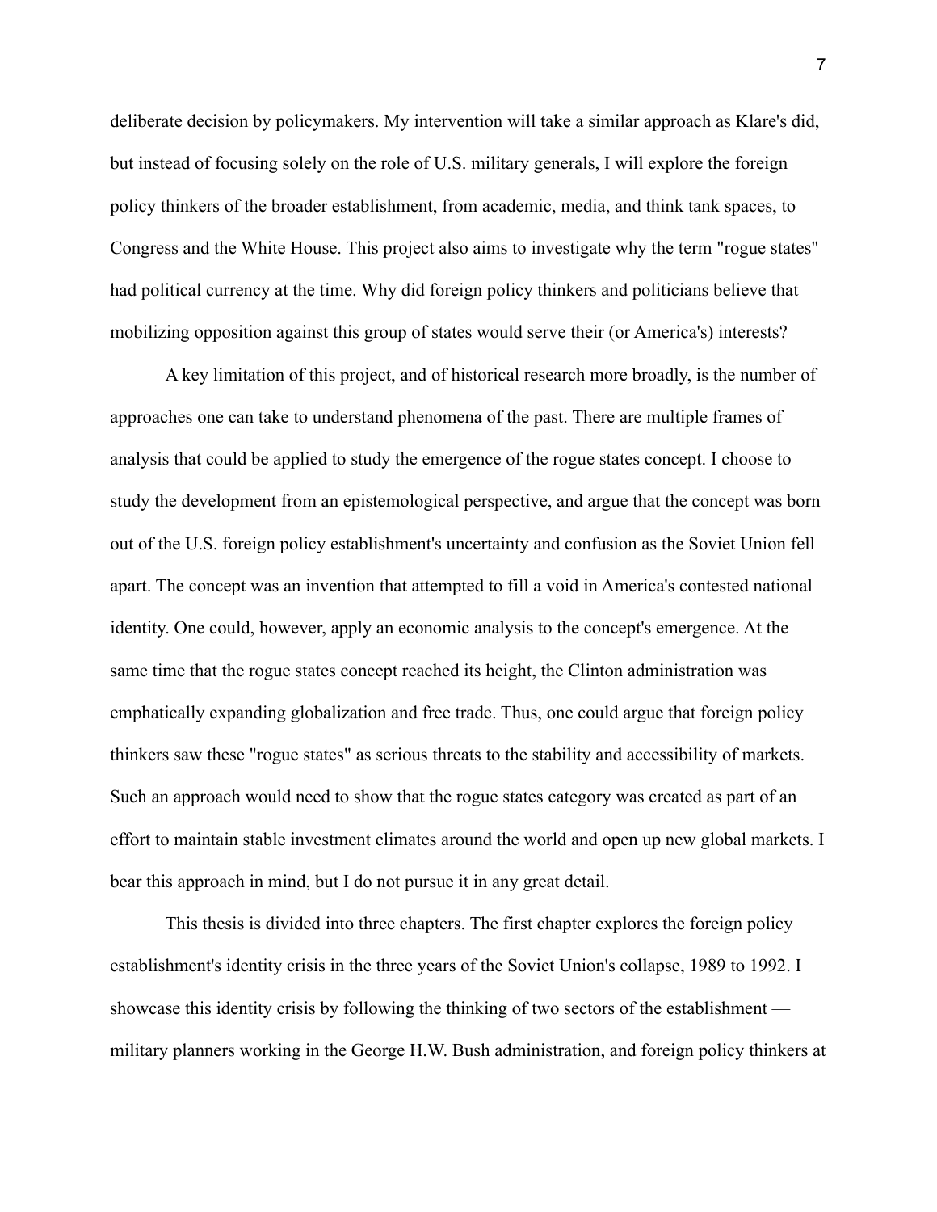deliberate decision by policymakers. My intervention will take a similar approach as Klare's did, but instead of focusing solely on the role of U.S. military generals, I will explore the foreign policy thinkers of the broader establishment, from academic, media, and think tank spaces, to Congress and the White House. This project also aims to investigate why the term "rogue states" had political currency at the time. Why did foreign policy thinkers and politicians believe that mobilizing opposition against this group of states would serve their (or America's) interests?

A key limitation of this project, and of historical research more broadly, is the number of approaches one can take to understand phenomena of the past. There are multiple frames of analysis that could be applied to study the emergence of the rogue states concept. I choose to study the development from an epistemological perspective, and argue that the concept was born out of the U.S. foreign policy establishment's uncertainty and confusion as the Soviet Union fell apart. The concept was an invention that attempted to fill a void in America's contested national identity. One could, however, apply an economic analysis to the concept's emergence. At the same time that the rogue states concept reached its height, the Clinton administration was emphatically expanding globalization and free trade. Thus, one could argue that foreign policy thinkers saw these "rogue states" as serious threats to the stability and accessibility of markets. Such an approach would need to show that the rogue states category was created as part of an effort to maintain stable investment climates around the world and open up new global markets. I bear this approach in mind, but I do not pursue it in any great detail.

This thesis is divided into three chapters. The first chapter explores the foreign policy establishment's identity crisis in the three years of the Soviet Union's collapse, 1989 to 1992. I showcase this identity crisis by following the thinking of two sectors of the establishment — military planners working in the George H.W. Bush administration, and foreign policy thinkers at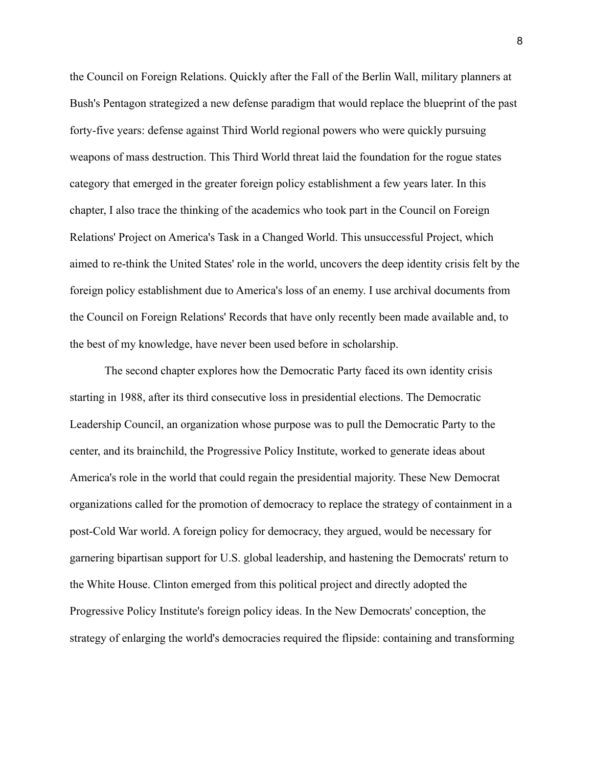the Council on Foreign Relations. Quickly after the Fall of the Berlin Wall, military planners at Bush's Pentagon strategized a new defense paradigm that would replace the blueprint of the past forty-five years: defense against Third World regional powers who were quickly pursuing weapons of mass destruction. This Third World threat laid the foundation for the rogue states category that emerged in the greater foreign policy establishment a few years later. In this chapter, I also trace the thinking of the academics who took part in the Council on Foreign Relations' Project on America's Task in a Changed World. This unsuccessful Project, which aimed to re-think the United States' role in the world, uncovers the deep identity crisis felt by the foreign policy establishment due to America's loss of an enemy. I use archival documents from the Council on Foreign Relations' Records that have only recently been made available and, to the best of my knowledge, have never been used before in scholarship.

The second chapter explores how the Democratic Party faced its own identity crisis starting in 1988, after its third consecutive loss in presidential elections. The Democratic Leadership Council, an organization whose purpose was to pull the Democratic Party to the center, and its brainchild, the Progressive Policy Institute, worked to generate ideas about America's role in the world that could regain the presidential majority. These New Democrat organizations called for the promotion of democracy to replace the strategy of containment in a post-Cold War world. A foreign policy for democracy, they argued, would be necessary for garnering bipartisan support for U.S. global leadership, and hastening the Democrats' return to the White House. Clinton emerged from this political project and directly adopted the Progressive Policy Institute's foreign policy ideas. In the New Democrats' conception, the strategy of enlarging the world's democracies required the flipside: containing and transforming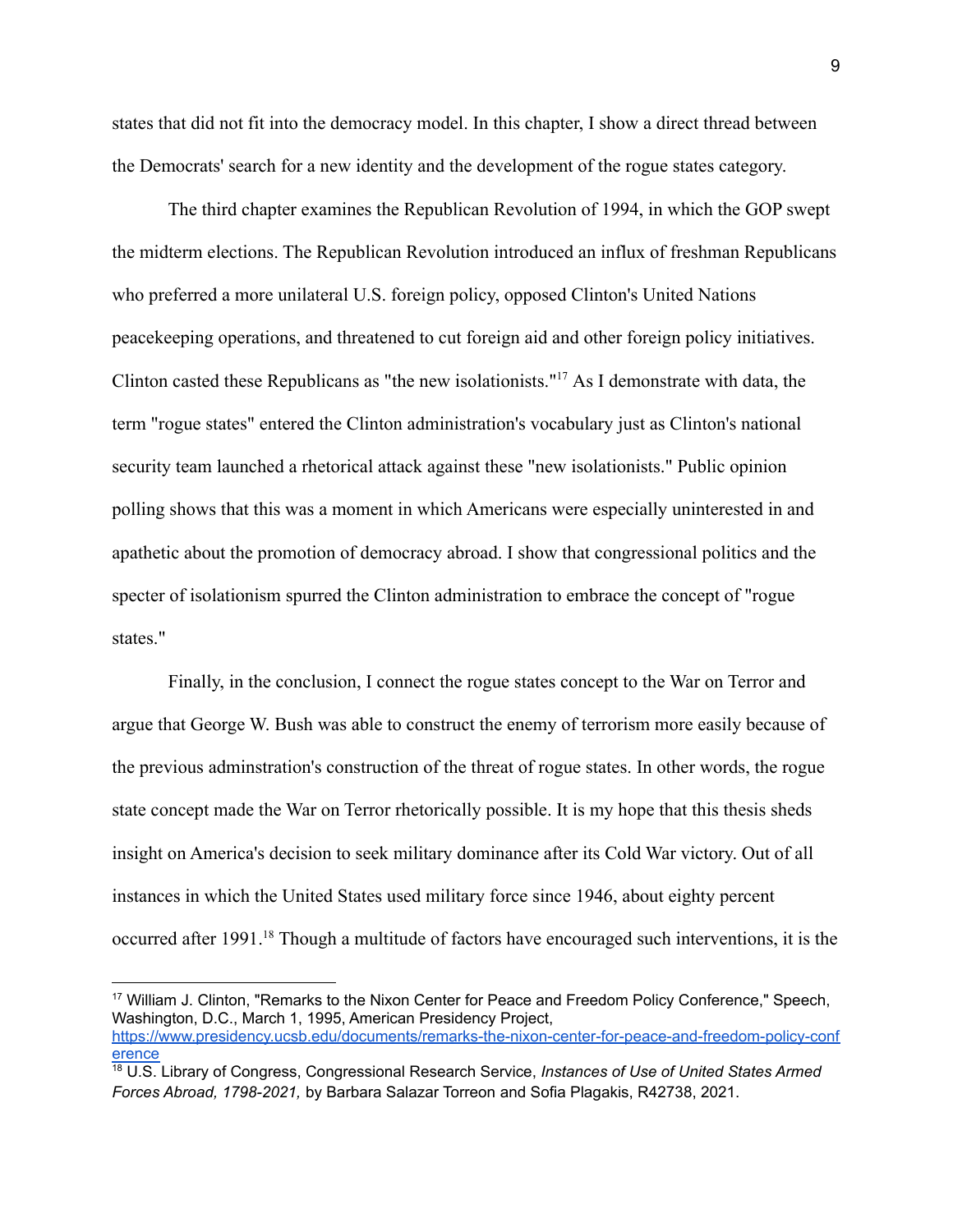states that did not fit into the democracy model. In this chapter, I show a direct thread between the Democrats' search for a new identity and the development of the rogue states category.

The third chapter examines the Republican Revolution of 1994, in which the GOP swept the midterm elections. The Republican Revolution introduced an influx of freshman Republicans who preferred a more unilateral U.S. foreign policy, opposed Clinton's United Nations peacekeeping operations, and threatened to cut foreign aid and other foreign policy initiatives. Clinton casted these Republicans as "the new isolationists."[17] As I demonstrate with data, the term "rogue states" entered the Clinton administration's vocabulary just as Clinton's national security team launched a rhetorical attack against these "new isolationists." Public opinion polling shows that this was a moment in which Americans were especially uninterested in and apathetic about the promotion of democracy abroad. I show that congressional politics and the specter of isolationism spurred the Clinton administration to embrace the concept of "rogue states."

Finally, in the conclusion, I connect the rogue states concept to the War on Terror and argue that George W. Bush was able to construct the enemy of terrorism more easily because of the previous adminstration's construction of the threat of rogue states. In other words, the rogue state concept made the War on Terror rhetorically possible. It is my hope that this thesis sheds insight on America's decision to seek military dominance after its Cold War victory. Out of all instances in which the United States used military force since 1946, about eighty percent occurred after 1991.[18] Though a multitude of factors have encouraged such interventions, it is the

---

[17] William J. Clinton, "Remarks to the Nixon Center for Peace and Freedom Policy Conference," Speech, Washington, D.C., March 1, 1995, American Presidency Project, https://www.presidency.ucsb.edu/documents/remarks-the-nixon-center-for-peace-and-freedom-policy-conference

[18] U.S. Library of Congress, Congressional Research Service, *Instances of Use of United States Armed Forces Abroad, 1798-2021,* by Barbara Salazar Torreon and Sofia Plagakis, R42738, 2021.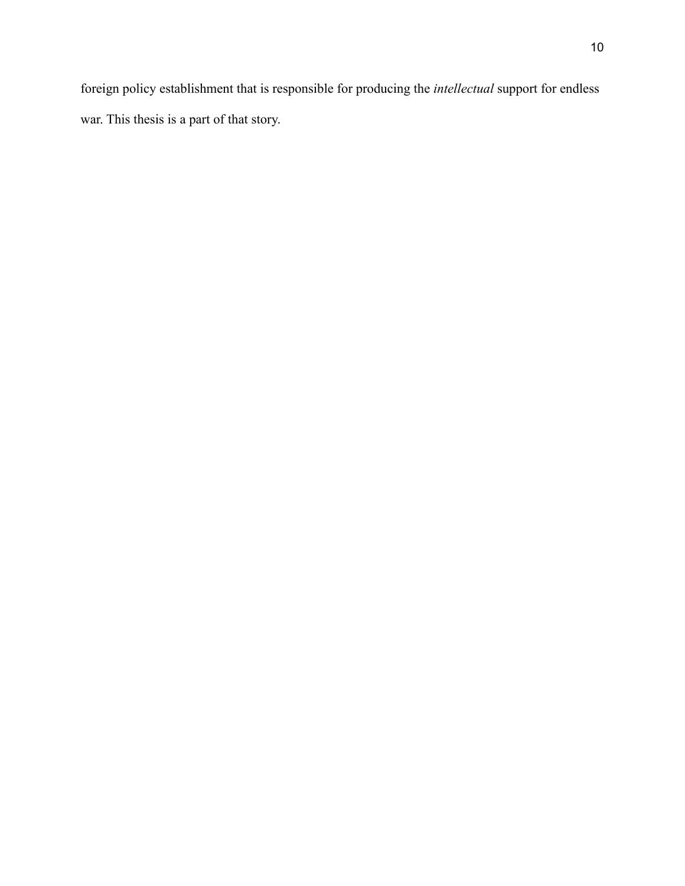foreign policy establishment that is responsible for producing the *intellectual* support for endless war. This thesis is a part of that story.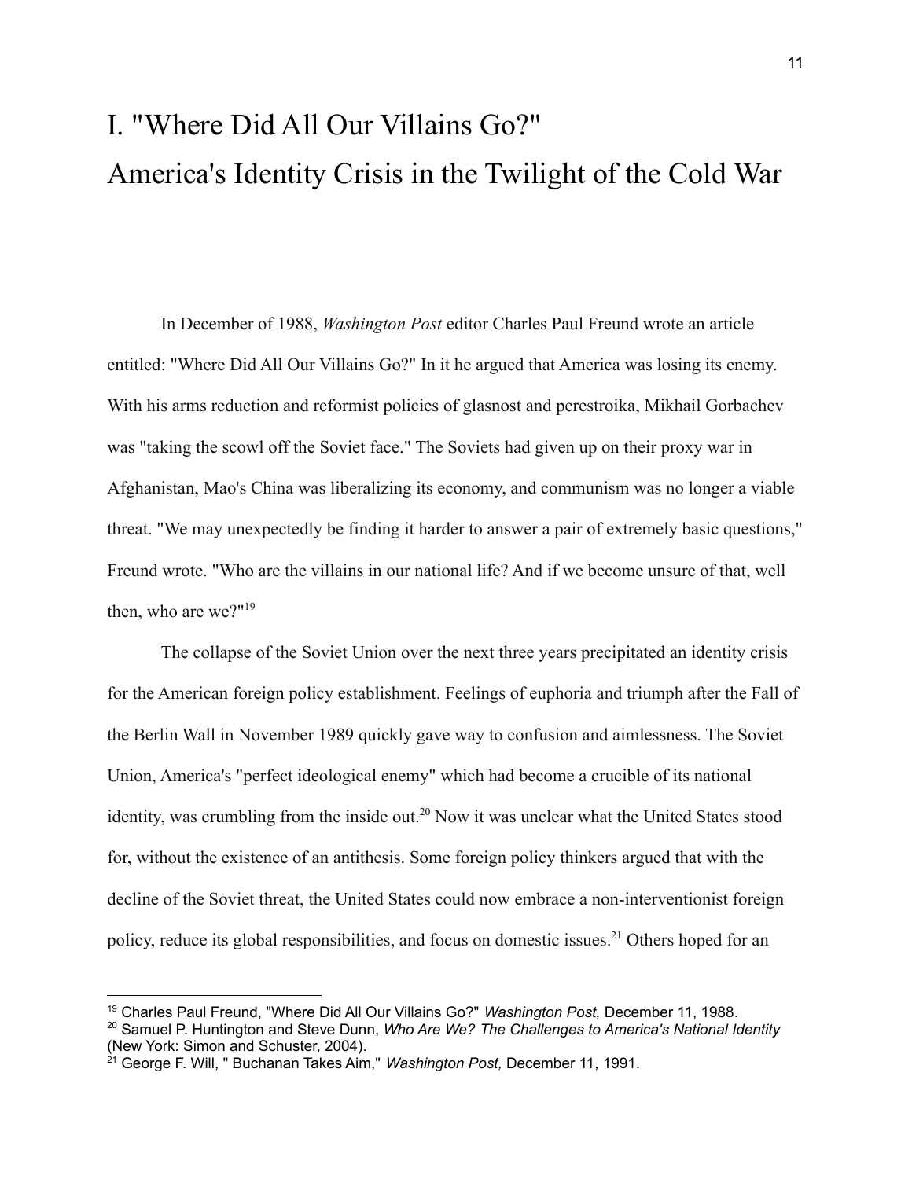# I. "Where Did All Our Villains Go?" America's Identity Crisis in the Twilight of the Cold War

In December of 1988, *Washington Post* editor Charles Paul Freund wrote an article entitled: "Where Did All Our Villains Go?" In it he argued that America was losing its enemy. With his arms reduction and reformist policies of glasnost and perestroika, Mikhail Gorbachev was "taking the scowl off the Soviet face." The Soviets had given up on their proxy war in Afghanistan, Mao's China was liberalizing its economy, and communism was no longer a viable threat. "We may unexpectedly be finding it harder to answer a pair of extremely basic questions," Freund wrote. "Who are the villains in our national life? And if we become unsure of that, well then, who are we?"[19]

The collapse of the Soviet Union over the next three years precipitated an identity crisis for the American foreign policy establishment. Feelings of euphoria and triumph after the Fall of the Berlin Wall in November 1989 quickly gave way to confusion and aimlessness. The Soviet Union, America's "perfect ideological enemy" which had become a crucible of its national identity, was crumbling from the inside out.[20] Now it was unclear what the United States stood for, without the existence of an antithesis. Some foreign policy thinkers argued that with the decline of the Soviet threat, the United States could now embrace a non-interventionist foreign policy, reduce its global responsibilities, and focus on domestic issues.[21] Others hoped for an

---

[19] Charles Paul Freund, "Where Did All Our Villains Go?" *Washington Post,* December 11, 1988.

[20] Samuel P. Huntington and Steve Dunn, *Who Are We? The Challenges to America's National Identity* (New York: Simon and Schuster, 2004).

[21] George F. Will, " Buchanan Takes Aim," *Washington Post,* December 11, 1991.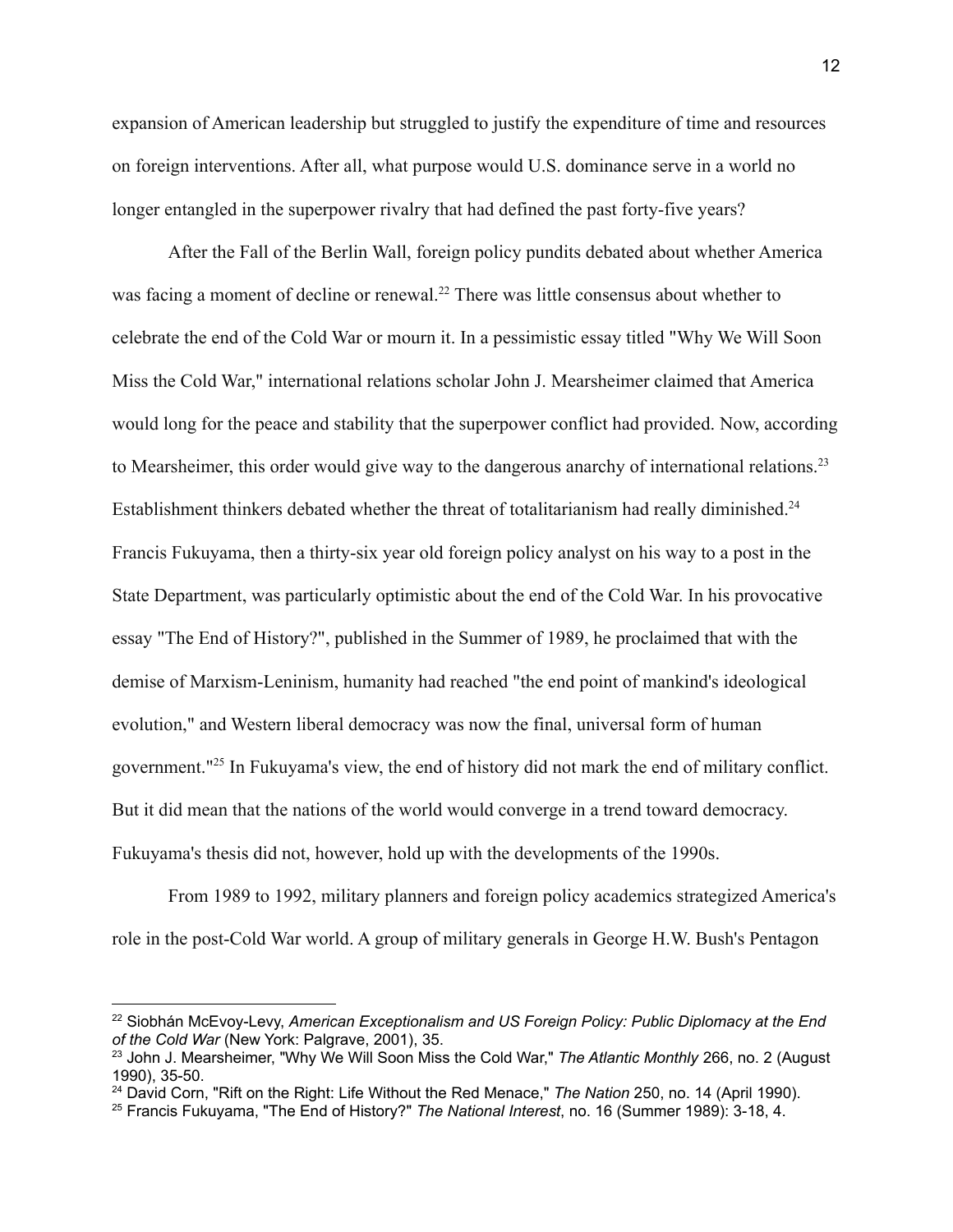expansion of American leadership but struggled to justify the expenditure of time and resources on foreign interventions. After all, what purpose would U.S. dominance serve in a world no longer entangled in the superpower rivalry that had defined the past forty-five years?

After the Fall of the Berlin Wall, foreign policy pundits debated about whether America was facing a moment of decline or renewal.[22] There was little consensus about whether to celebrate the end of the Cold War or mourn it. In a pessimistic essay titled "Why We Will Soon Miss the Cold War," international relations scholar John J. Mearsheimer claimed that America would long for the peace and stability that the superpower conflict had provided. Now, according to Mearsheimer, this order would give way to the dangerous anarchy of international relations.[23] Establishment thinkers debated whether the threat of totalitarianism had really diminished.[24] Francis Fukuyama, then a thirty-six year old foreign policy analyst on his way to a post in the State Department, was particularly optimistic about the end of the Cold War. In his provocative essay "The End of History?", published in the Summer of 1989, he proclaimed that with the demise of Marxism-Leninism, humanity had reached "the end point of mankind's ideological evolution," and Western liberal democracy was now the final, universal form of human government."[25] In Fukuyama's view, the end of history did not mark the end of military conflict. But it did mean that the nations of the world would converge in a trend toward democracy. Fukuyama's thesis did not, however, hold up with the developments of the 1990s.

From 1989 to 1992, military planners and foreign policy academics strategized America's role in the post-Cold War world. A group of military generals in George H.W. Bush's Pentagon

---

[22] Siobhán McEvoy-Levy, *American Exceptionalism and US Foreign Policy: Public Diplomacy at the End of the Cold War* (New York: Palgrave, 2001), 35.

[23] John J. Mearsheimer, "Why We Will Soon Miss the Cold War," *The Atlantic Monthly* 266, no. 2 (August 1990), 35-50.

[24] David Corn, "Rift on the Right: Life Without the Red Menace," *The Nation* 250, no. 14 (April 1990).

[25] Francis Fukuyama, "The End of History?" *The National Interest*, no. 16 (Summer 1989): 3-18, 4.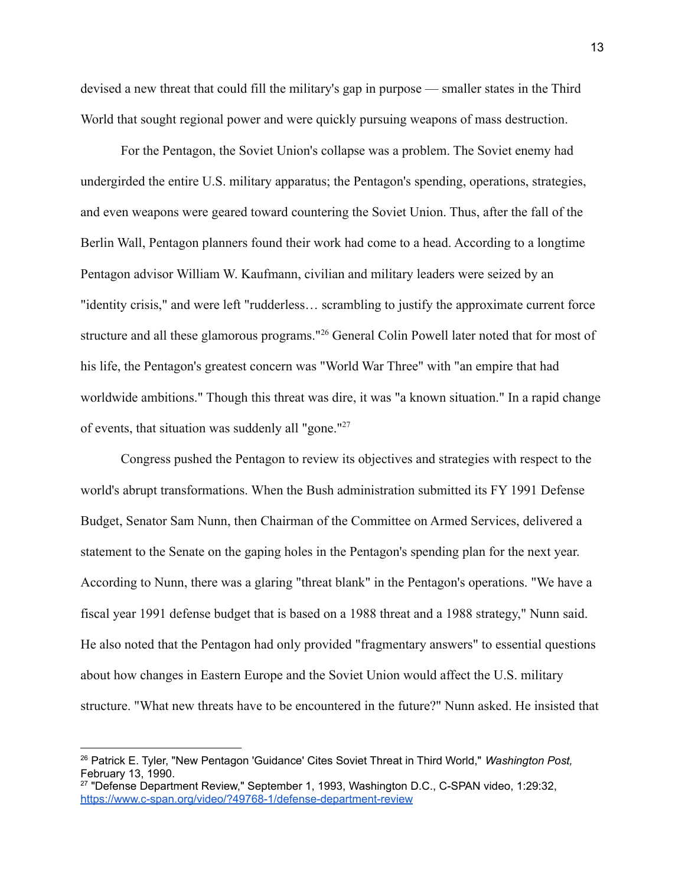devised a new threat that could fill the military's gap in purpose — smaller states in the Third World that sought regional power and were quickly pursuing weapons of mass destruction.

For the Pentagon, the Soviet Union's collapse was a problem. The Soviet enemy had undergirded the entire U.S. military apparatus; the Pentagon's spending, operations, strategies, and even weapons were geared toward countering the Soviet Union. Thus, after the fall of the Berlin Wall, Pentagon planners found their work had come to a head. According to a longtime Pentagon advisor William W. Kaufmann, civilian and military leaders were seized by an "identity crisis," and were left "rudderless… scrambling to justify the approximate current force structure and all these glamorous programs."[26] General Colin Powell later noted that for most of his life, the Pentagon's greatest concern was "World War Three" with "an empire that had worldwide ambitions." Though this threat was dire, it was "a known situation." In a rapid change of events, that situation was suddenly all "gone."[27]

Congress pushed the Pentagon to review its objectives and strategies with respect to the world's abrupt transformations. When the Bush administration submitted its FY 1991 Defense Budget, Senator Sam Nunn, then Chairman of the Committee on Armed Services, delivered a statement to the Senate on the gaping holes in the Pentagon's spending plan for the next year. According to Nunn, there was a glaring "threat blank" in the Pentagon's operations. "We have a fiscal year 1991 defense budget that is based on a 1988 threat and a 1988 strategy," Nunn said. He also noted that the Pentagon had only provided "fragmentary answers" to essential questions about how changes in Eastern Europe and the Soviet Union would affect the U.S. military structure. "What new threats have to be encountered in the future?" Nunn asked. He insisted that

---

[26] Patrick E. Tyler, "New Pentagon 'Guidance' Cites Soviet Threat in Third World," *Washington Post,* February 13, 1990.

[27] "Defense Department Review," September 1, 1993, Washington D.C., C-SPAN video, 1:29:32, https://www.c-span.org/video/?49768-1/defense-department-review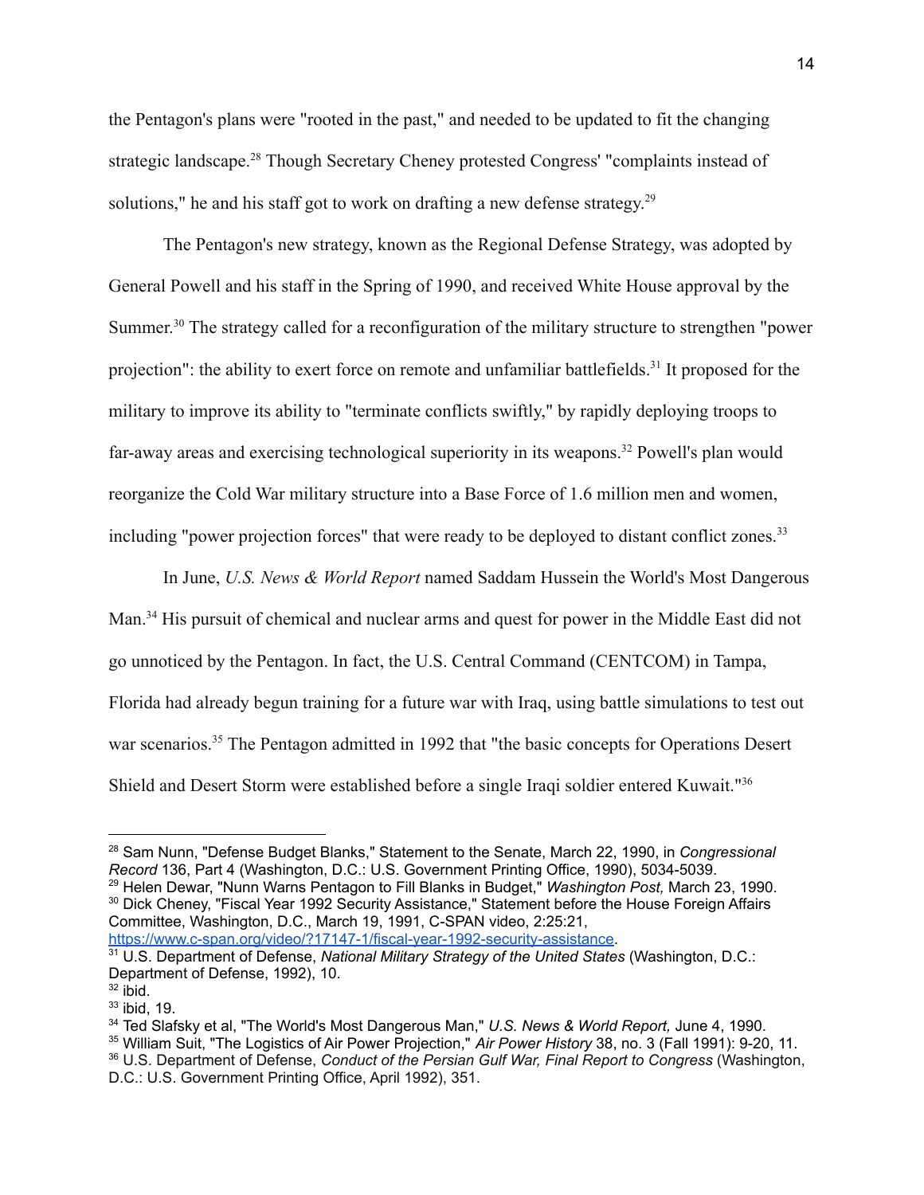the Pentagon's plans were "rooted in the past," and needed to be updated to fit the changing strategic landscape.[28] Though Secretary Cheney protested Congress' "complaints instead of solutions," he and his staff got to work on drafting a new defense strategy.[29]

The Pentagon's new strategy, known as the Regional Defense Strategy, was adopted by General Powell and his staff in the Spring of 1990, and received White House approval by the Summer.[30] The strategy called for a reconfiguration of the military structure to strengthen "power projection": the ability to exert force on remote and unfamiliar battlefields.[31] It proposed for the military to improve its ability to "terminate conflicts swiftly," by rapidly deploying troops to far-away areas and exercising technological superiority in its weapons.[32] Powell's plan would reorganize the Cold War military structure into a Base Force of 1.6 million men and women, including "power projection forces" that were ready to be deployed to distant conflict zones.[33]

In June, *U.S. News & World Report* named Saddam Hussein the World's Most Dangerous Man.[34] His pursuit of chemical and nuclear arms and quest for power in the Middle East did not go unnoticed by the Pentagon. In fact, the U.S. Central Command (CENTCOM) in Tampa, Florida had already begun training for a future war with Iraq, using battle simulations to test out war scenarios.[35] The Pentagon admitted in 1992 that "the basic concepts for Operations Desert Shield and Desert Storm were established before a single Iraqi soldier entered Kuwait."[36]

---

[28] Sam Nunn, "Defense Budget Blanks," Statement to the Senate, March 22, 1990, in *Congressional Record* 136, Part 4 (Washington, D.C.: U.S. Government Printing Office, 1990), 5034-5039.

[29] Helen Dewar, "Nunn Warns Pentagon to Fill Blanks in Budget," *Washington Post,* March 23, 1990.

[30] Dick Cheney, "Fiscal Year 1992 Security Assistance," Statement before the House Foreign Affairs Committee, Washington, D.C., March 19, 1991, C-SPAN video, 2:25:21, https://www.c-span.org/video/?17147-1/fiscal-year-1992-security-assistance.

[31] U.S. Department of Defense, *National Military Strategy of the United States* (Washington, D.C.: Department of Defense, 1992), 10.

[32] ibid.

[33] ibid, 19.

[34] Ted Slafsky et al, "The World's Most Dangerous Man," *U.S. News & World Report,* June 4, 1990.

[35] William Suit, "The Logistics of Air Power Projection," *Air Power History* 38, no. 3 (Fall 1991): 9-20, 11.

[36] U.S. Department of Defense, *Conduct of the Persian Gulf War, Final Report to Congress* (Washington, D.C.: U.S. Government Printing Office, April 1992), 351.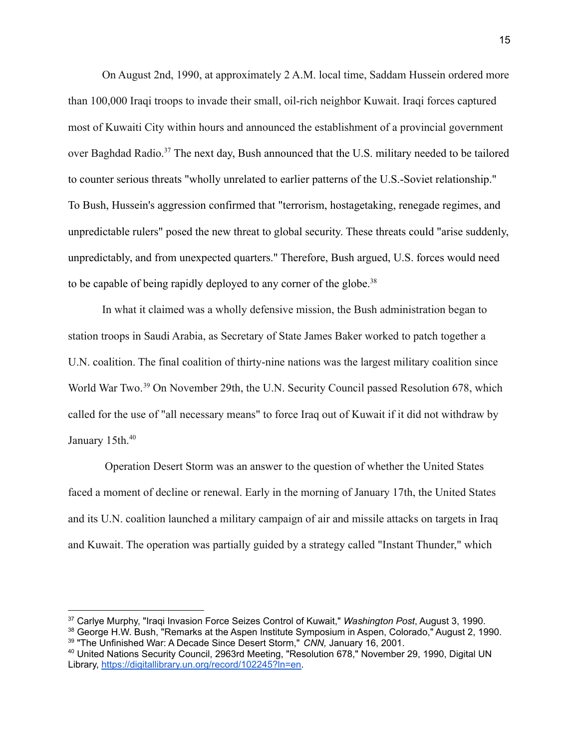On August 2nd, 1990, at approximately 2 A.M. local time, Saddam Hussein ordered more than 100,000 Iraqi troops to invade their small, oil-rich neighbor Kuwait. Iraqi forces captured most of Kuwaiti City within hours and announced the establishment of a provincial government over Baghdad Radio.[37] The next day, Bush announced that the U.S. military needed to be tailored to counter serious threats "wholly unrelated to earlier patterns of the U.S.-Soviet relationship." To Bush, Hussein's aggression confirmed that "terrorism, hostagetaking, renegade regimes, and unpredictable rulers" posed the new threat to global security. These threats could "arise suddenly, unpredictably, and from unexpected quarters." Therefore, Bush argued, U.S. forces would need to be capable of being rapidly deployed to any corner of the globe.[38]

In what it claimed was a wholly defensive mission, the Bush administration began to station troops in Saudi Arabia, as Secretary of State James Baker worked to patch together a U.N. coalition. The final coalition of thirty-nine nations was the largest military coalition since World War Two.[39] On November 29th, the U.N. Security Council passed Resolution 678, which called for the use of "all necessary means" to force Iraq out of Kuwait if it did not withdraw by January 15th.[40]

Operation Desert Storm was an answer to the question of whether the United States faced a moment of decline or renewal. Early in the morning of January 17th, the United States and its U.N. coalition launched a military campaign of air and missile attacks on targets in Iraq and Kuwait. The operation was partially guided by a strategy called "Instant Thunder," which

---

[37] Carlye Murphy, "Iraqi Invasion Force Seizes Control of Kuwait," *Washington Post*, August 3, 1990.
[38] George H.W. Bush, "Remarks at the Aspen Institute Symposium in Aspen, Colorado," August 2, 1990.
[39] "The Unfinished War: A Decade Since Desert Storm," *CNN,* January 16, 2001.
[40] United Nations Security Council, 2963rd Meeting, "Resolution 678," November 29, 1990, Digital UN Library, https://digitallibrary.un.org/record/102245?ln=en.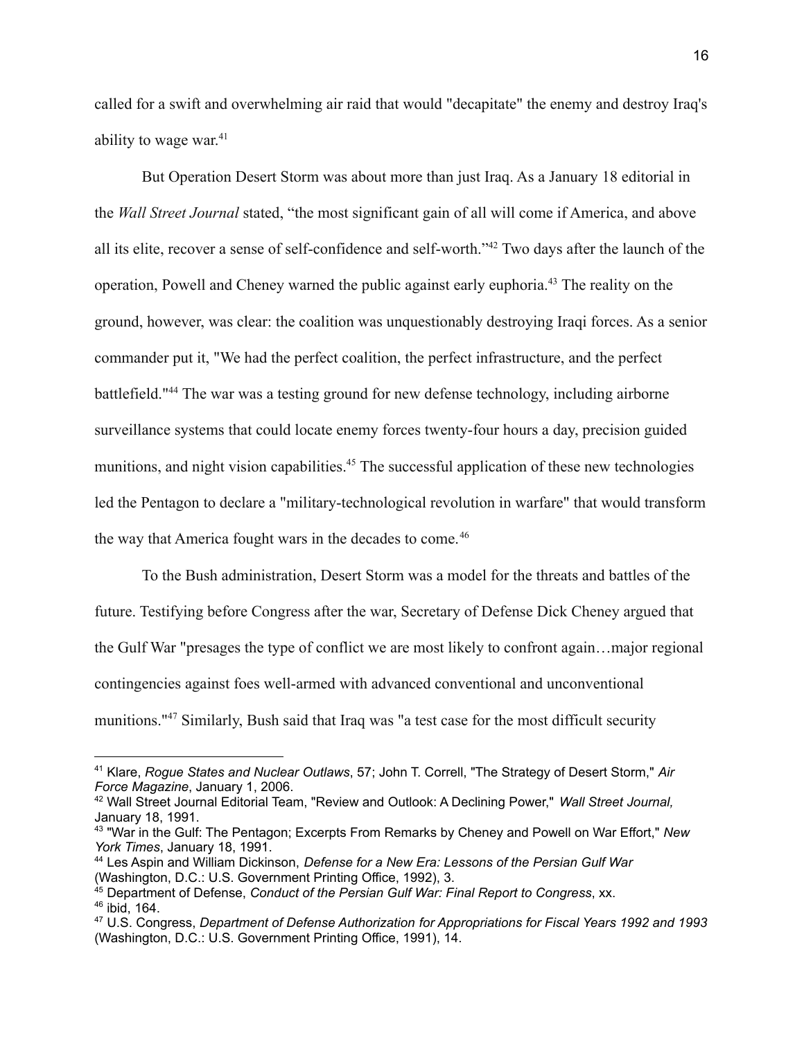called for a swift and overwhelming air raid that would "decapitate" the enemy and destroy Iraq's ability to wage war.[41]

But Operation Desert Storm was about more than just Iraq. As a January 18 editorial in the *Wall Street Journal* stated, "the most significant gain of all will come if America, and above all its elite, recover a sense of self-confidence and self-worth."[42] Two days after the launch of the operation, Powell and Cheney warned the public against early euphoria.[43] The reality on the ground, however, was clear: the coalition was unquestionably destroying Iraqi forces. As a senior commander put it, "We had the perfect coalition, the perfect infrastructure, and the perfect battlefield."[44] The war was a testing ground for new defense technology, including airborne surveillance systems that could locate enemy forces twenty-four hours a day, precision guided munitions, and night vision capabilities.[45] The successful application of these new technologies led the Pentagon to declare a "military-technological revolution in warfare" that would transform the way that America fought wars in the decades to come.[46]

To the Bush administration, Desert Storm was a model for the threats and battles of the future. Testifying before Congress after the war, Secretary of Defense Dick Cheney argued that the Gulf War "presages the type of conflict we are most likely to confront again…major regional contingencies against foes well-armed with advanced conventional and unconventional munitions."[47] Similarly, Bush said that Iraq was "a test case for the most difficult security

---

[41] Klare, *Rogue States and Nuclear Outlaws*, 57; John T. Correll, "The Strategy of Desert Storm," *Air Force Magazine*, January 1, 2006.

[42] Wall Street Journal Editorial Team, "Review and Outlook: A Declining Power," *Wall Street Journal,* January 18, 1991.

[43] "War in the Gulf: The Pentagon; Excerpts From Remarks by Cheney and Powell on War Effort," *New York Times*, January 18, 1991.

[44] Les Aspin and William Dickinson, *Defense for a New Era: Lessons of the Persian Gulf War* (Washington, D.C.: U.S. Government Printing Office, 1992), 3.

[45] Department of Defense, *Conduct of the Persian Gulf War: Final Report to Congress*, xx.

[46] ibid, 164.

[47] U.S. Congress, *Department of Defense Authorization for Appropriations for Fiscal Years 1992 and 1993* (Washington, D.C.: U.S. Government Printing Office, 1991), 14.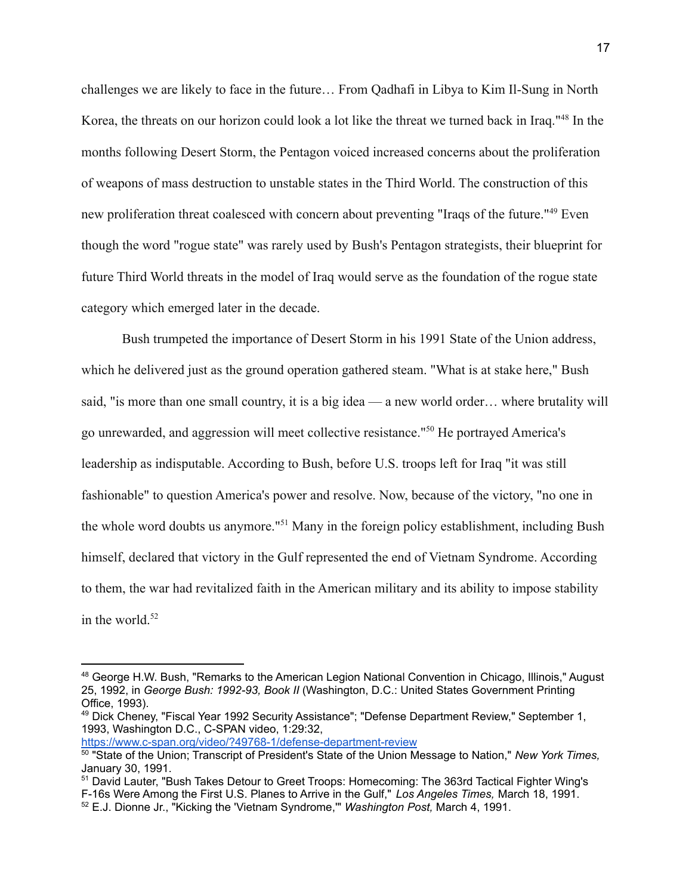challenges we are likely to face in the future… From Qadhafi in Libya to Kim Il-Sung in North Korea, the threats on our horizon could look a lot like the threat we turned back in Iraq."[48] In the months following Desert Storm, the Pentagon voiced increased concerns about the proliferation of weapons of mass destruction to unstable states in the Third World. The construction of this new proliferation threat coalesced with concern about preventing "Iraqs of the future."[49] Even though the word "rogue state" was rarely used by Bush's Pentagon strategists, their blueprint for future Third World threats in the model of Iraq would serve as the foundation of the rogue state category which emerged later in the decade.

Bush trumpeted the importance of Desert Storm in his 1991 State of the Union address, which he delivered just as the ground operation gathered steam. "What is at stake here," Bush said, "is more than one small country, it is a big idea — a new world order… where brutality will go unrewarded, and aggression will meet collective resistance."[50] He portrayed America's leadership as indisputable. According to Bush, before U.S. troops left for Iraq "it was still fashionable" to question America's power and resolve. Now, because of the victory, "no one in the whole word doubts us anymore."[51] Many in the foreign policy establishment, including Bush himself, declared that victory in the Gulf represented the end of Vietnam Syndrome. According to them, the war had revitalized faith in the American military and its ability to impose stability in the world.[52]

---

[48] George H.W. Bush, "Remarks to the American Legion National Convention in Chicago, Illinois," August 25, 1992, in *George Bush: 1992-93, Book II* (Washington, D.C.: United States Government Printing Office, 1993).

[49] Dick Cheney, "Fiscal Year 1992 Security Assistance"; "Defense Department Review," September 1, 1993, Washington D.C., C-SPAN video, 1:29:32, https://www.c-span.org/video/?49768-1/defense-department-review

[50] "State of the Union; Transcript of President's State of the Union Message to Nation," *New York Times,* January 30, 1991.

[51] David Lauter, "Bush Takes Detour to Greet Troops: Homecoming: The 363rd Tactical Fighter Wing's F-16s Were Among the First U.S. Planes to Arrive in the Gulf," *Los Angeles Times,* March 18, 1991.

[52] E.J. Dionne Jr., "Kicking the 'Vietnam Syndrome,'" *Washington Post,* March 4, 1991.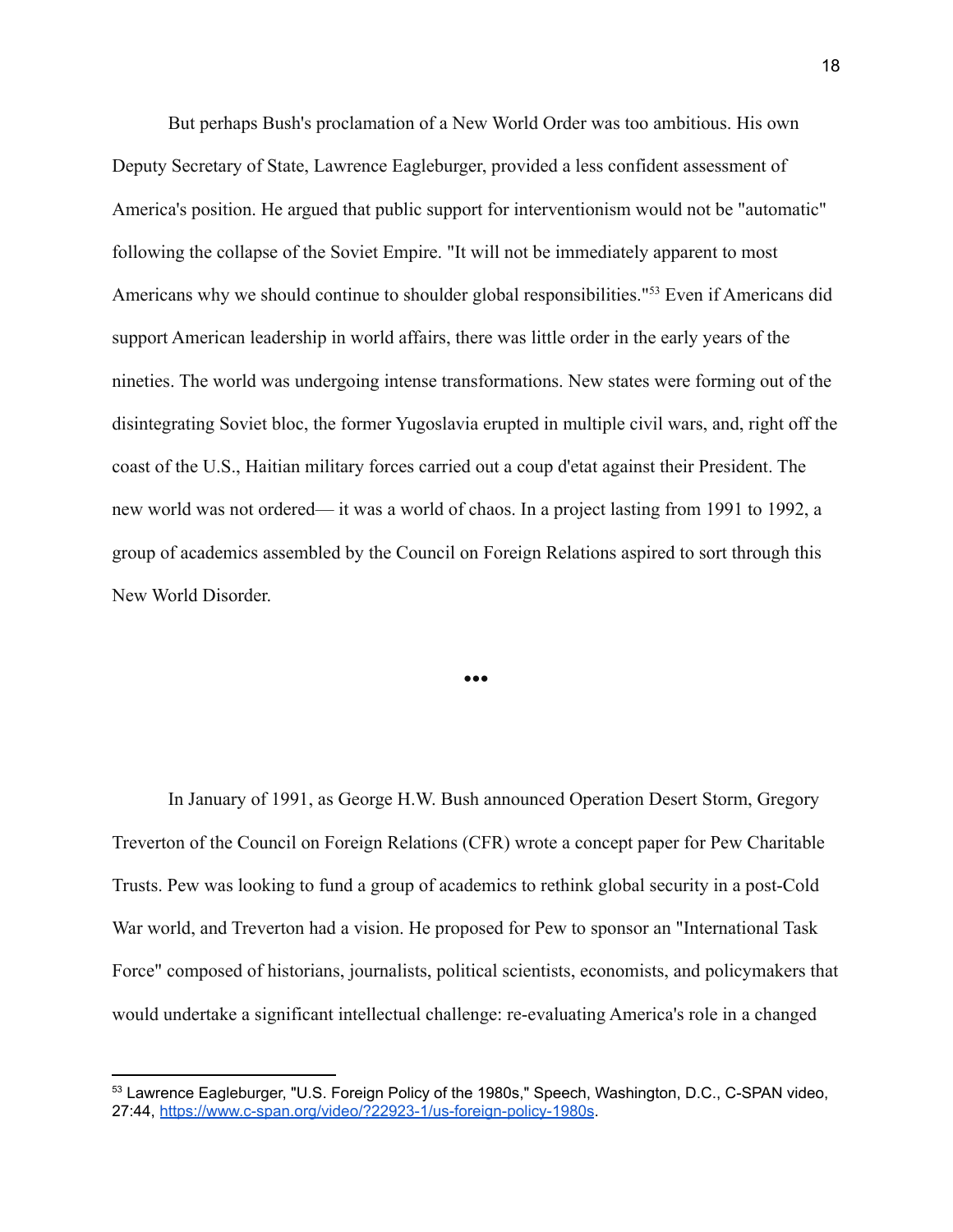But perhaps Bush's proclamation of a New World Order was too ambitious. His own Deputy Secretary of State, Lawrence Eagleburger, provided a less confident assessment of America's position. He argued that public support for interventionism would not be "automatic" following the collapse of the Soviet Empire. "It will not be immediately apparent to most Americans why we should continue to shoulder global responsibilities."[53] Even if Americans did support American leadership in world affairs, there was little order in the early years of the nineties. The world was undergoing intense transformations. New states were forming out of the disintegrating Soviet bloc, the former Yugoslavia erupted in multiple civil wars, and, right off the coast of the U.S., Haitian military forces carried out a coup d'etat against their President. The new world was not ordered— it was a world of chaos. In a project lasting from 1991 to 1992, a group of academics assembled by the Council on Foreign Relations aspired to sort through this New World Disorder.

•••

In January of 1991, as George H.W. Bush announced Operation Desert Storm, Gregory Treverton of the Council on Foreign Relations (CFR) wrote a concept paper for Pew Charitable Trusts. Pew was looking to fund a group of academics to rethink global security in a post-Cold War world, and Treverton had a vision. He proposed for Pew to sponsor an "International Task Force" composed of historians, journalists, political scientists, economists, and policymakers that would undertake a significant intellectual challenge: re-evaluating America's role in a changed

---

[53] Lawrence Eagleburger, "U.S. Foreign Policy of the 1980s," Speech, Washington, D.C., C-SPAN video, 27:44, https://www.c-span.org/video/?22923-1/us-foreign-policy-1980s.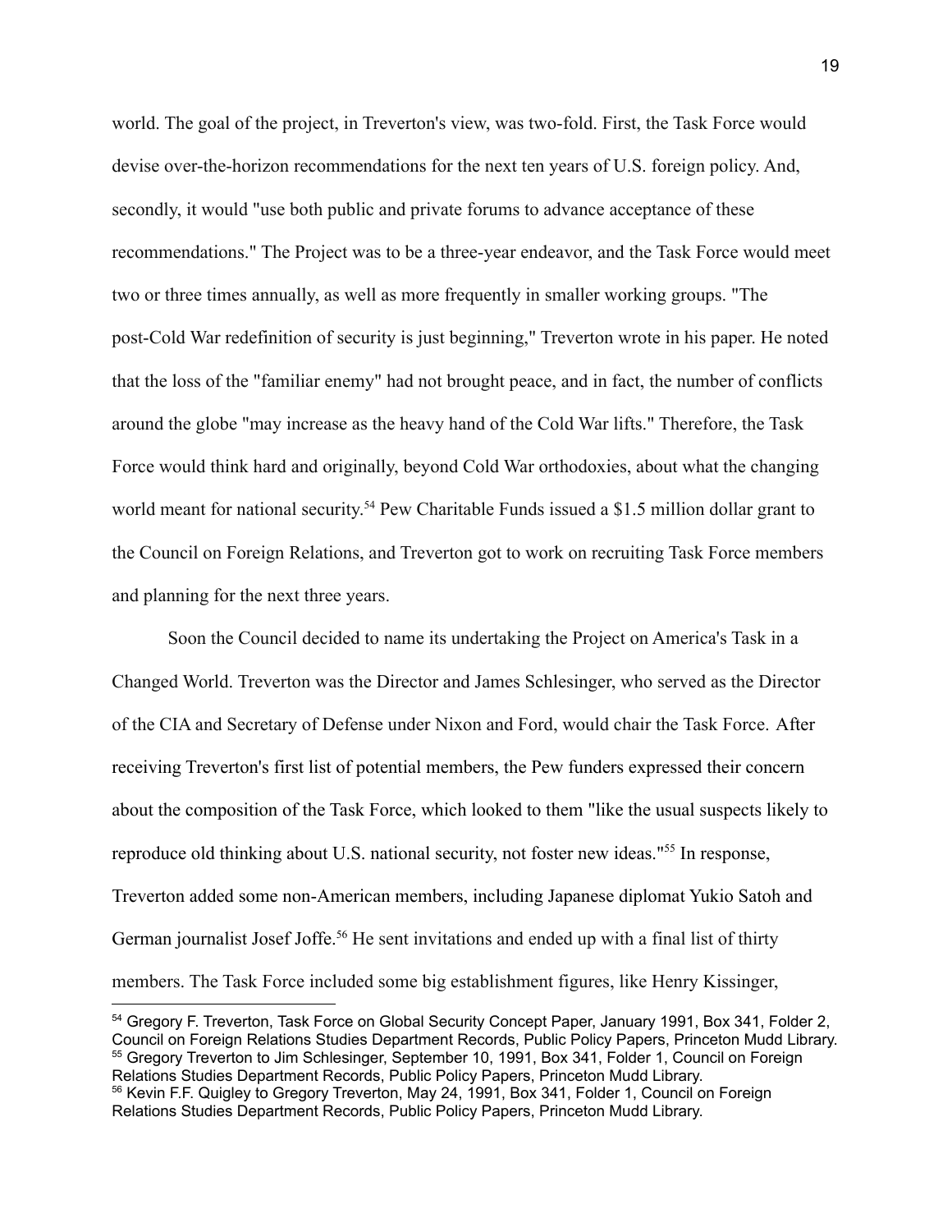world. The goal of the project, in Treverton's view, was two-fold. First, the Task Force would devise over-the-horizon recommendations for the next ten years of U.S. foreign policy. And, secondly, it would "use both public and private forums to advance acceptance of these recommendations." The Project was to be a three-year endeavor, and the Task Force would meet two or three times annually, as well as more frequently in smaller working groups. "The post-Cold War redefinition of security is just beginning," Treverton wrote in his paper. He noted that the loss of the "familiar enemy" had not brought peace, and in fact, the number of conflicts around the globe "may increase as the heavy hand of the Cold War lifts." Therefore, the Task Force would think hard and originally, beyond Cold War orthodoxies, about what the changing world meant for national security.[54] Pew Charitable Funds issued a $1.5 million dollar grant to the Council on Foreign Relations, and Treverton got to work on recruiting Task Force members and planning for the next three years.

Soon the Council decided to name its undertaking the Project on America's Task in a Changed World. Treverton was the Director and James Schlesinger, who served as the Director of the CIA and Secretary of Defense under Nixon and Ford, would chair the Task Force. After receiving Treverton's first list of potential members, the Pew funders expressed their concern about the composition of the Task Force, which looked to them "like the usual suspects likely to reproduce old thinking about U.S. national security, not foster new ideas."[55] In response, Treverton added some non-American members, including Japanese diplomat Yukio Satoh and German journalist Josef Joffe.[56] He sent invitations and ended up with a final list of thirty members. The Task Force included some big establishment figures, like Henry Kissinger,

---

[54] Gregory F. Treverton, Task Force on Global Security Concept Paper, January 1991, Box 341, Folder 2, Council on Foreign Relations Studies Department Records, Public Policy Papers, Princeton Mudd Library.

[55] Gregory Treverton to Jim Schlesinger, September 10, 1991, Box 341, Folder 1, Council on Foreign Relations Studies Department Records, Public Policy Papers, Princeton Mudd Library.

[56] Kevin F.F. Quigley to Gregory Treverton, May 24, 1991, Box 341, Folder 1, Council on Foreign Relations Studies Department Records, Public Policy Papers, Princeton Mudd Library.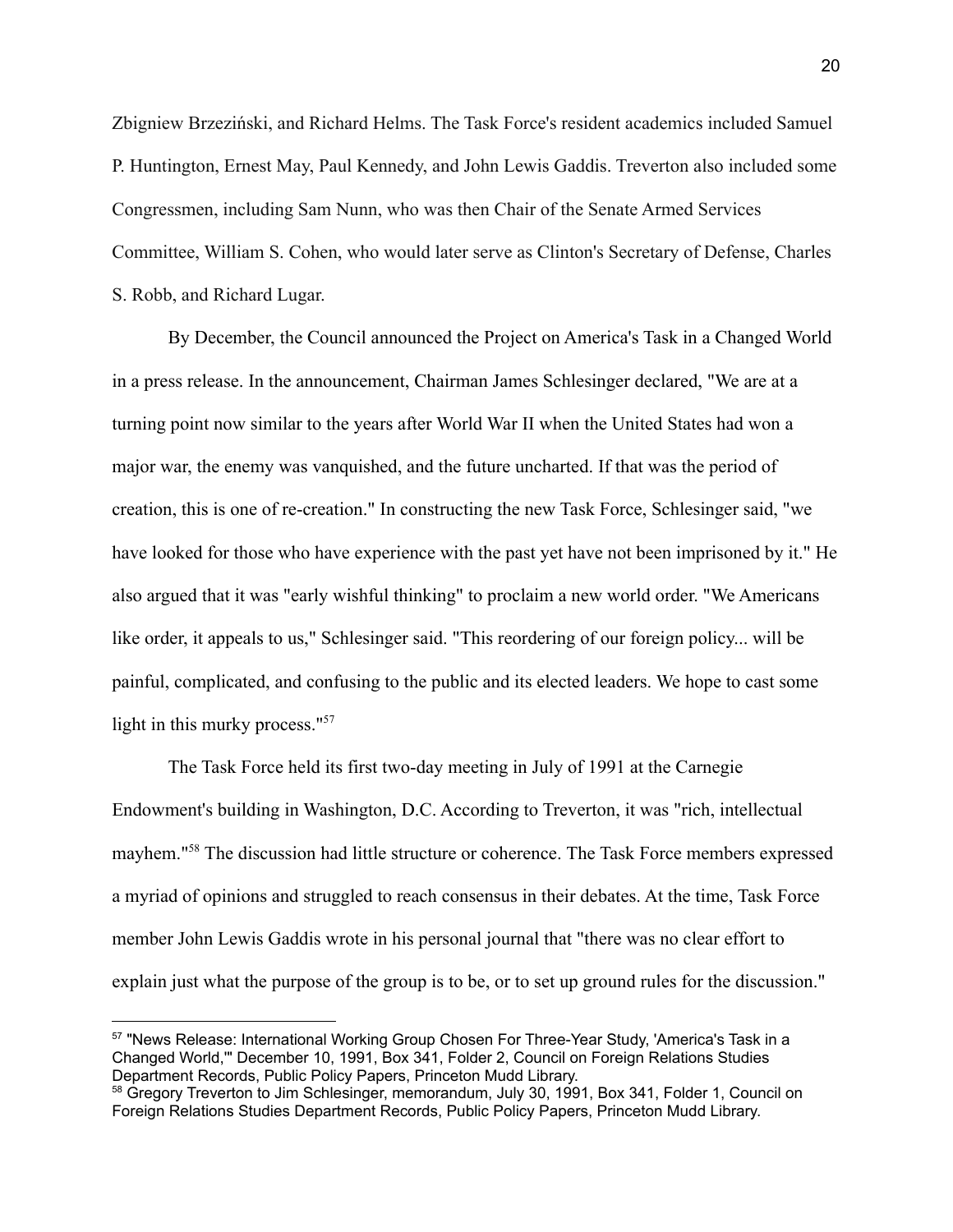Zbigniew Brzeziński, and Richard Helms. The Task Force's resident academics included Samuel P. Huntington, Ernest May, Paul Kennedy, and John Lewis Gaddis. Treverton also included some Congressmen, including Sam Nunn, who was then Chair of the Senate Armed Services Committee, William S. Cohen, who would later serve as Clinton's Secretary of Defense, Charles S. Robb, and Richard Lugar.

By December, the Council announced the Project on America's Task in a Changed World in a press release. In the announcement, Chairman James Schlesinger declared, "We are at a turning point now similar to the years after World War II when the United States had won a major war, the enemy was vanquished, and the future uncharted. If that was the period of creation, this is one of re-creation." In constructing the new Task Force, Schlesinger said, "we have looked for those who have experience with the past yet have not been imprisoned by it." He also argued that it was "early wishful thinking" to proclaim a new world order. "We Americans like order, it appeals to us," Schlesinger said. "This reordering of our foreign policy... will be painful, complicated, and confusing to the public and its elected leaders. We hope to cast some light in this murky process."[57]

The Task Force held its first two-day meeting in July of 1991 at the Carnegie Endowment's building in Washington, D.C. According to Treverton, it was "rich, intellectual mayhem."[58] The discussion had little structure or coherence. The Task Force members expressed a myriad of opinions and struggled to reach consensus in their debates. At the time, Task Force member John Lewis Gaddis wrote in his personal journal that "there was no clear effort to explain just what the purpose of the group is to be, or to set up ground rules for the discussion."

---

[57] "News Release: International Working Group Chosen For Three-Year Study, 'America's Task in a Changed World,'" December 10, 1991, Box 341, Folder 2, Council on Foreign Relations Studies Department Records, Public Policy Papers, Princeton Mudd Library.

[58] Gregory Treverton to Jim Schlesinger, memorandum, July 30, 1991, Box 341, Folder 1, Council on Foreign Relations Studies Department Records, Public Policy Papers, Princeton Mudd Library.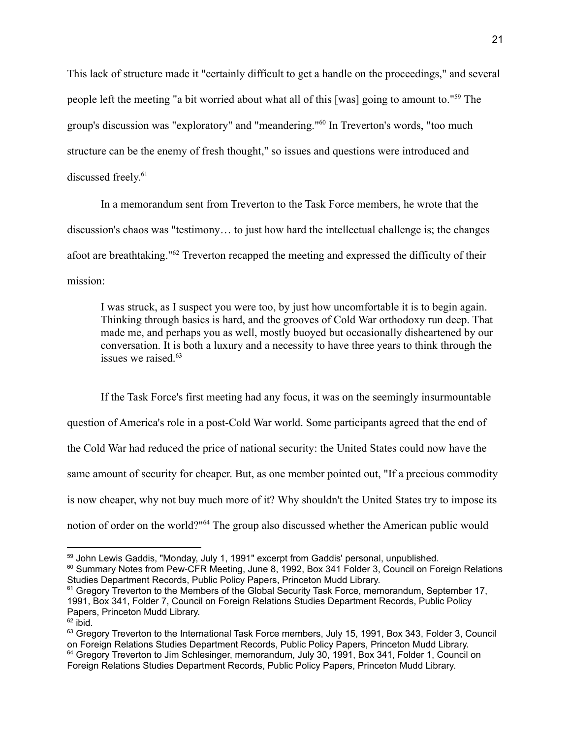This lack of structure made it "certainly difficult to get a handle on the proceedings," and several people left the meeting "a bit worried about what all of this [was] going to amount to."[59] The group's discussion was "exploratory" and "meandering."[60] In Treverton's words, "too much structure can be the enemy of fresh thought," so issues and questions were introduced and discussed freely.[61]

In a memorandum sent from Treverton to the Task Force members, he wrote that the discussion's chaos was "testimony… to just how hard the intellectual challenge is; the changes afoot are breathtaking."[62] Treverton recapped the meeting and expressed the difficulty of their mission:

> I was struck, as I suspect you were too, by just how uncomfortable it is to begin again. Thinking through basics is hard, and the grooves of Cold War orthodoxy run deep. That made me, and perhaps you as well, mostly buoyed but occasionally disheartened by our conversation. It is both a luxury and a necessity to have three years to think through the issues we raised.[63]

If the Task Force's first meeting had any focus, it was on the seemingly insurmountable question of America's role in a post-Cold War world. Some participants agreed that the end of the Cold War had reduced the price of national security: the United States could now have the same amount of security for cheaper. But, as one member pointed out, "If a precious commodity is now cheaper, why not buy much more of it? Why shouldn't the United States try to impose its notion of order on the world?"[64] The group also discussed whether the American public would

---

[59] John Lewis Gaddis, "Monday, July 1, 1991" excerpt from Gaddis' personal, unpublished.

[60] Summary Notes from Pew-CFR Meeting, June 8, 1992, Box 341 Folder 3, Council on Foreign Relations Studies Department Records, Public Policy Papers, Princeton Mudd Library.

[61] Gregory Treverton to the Members of the Global Security Task Force, memorandum, September 17, 1991, Box 341, Folder 7, Council on Foreign Relations Studies Department Records, Public Policy Papers, Princeton Mudd Library.

[62] ibid.

[63] Gregory Treverton to the International Task Force members, July 15, 1991, Box 343, Folder 3, Council on Foreign Relations Studies Department Records, Public Policy Papers, Princeton Mudd Library.

[64] Gregory Treverton to Jim Schlesinger, memorandum, July 30, 1991, Box 341, Folder 1, Council on Foreign Relations Studies Department Records, Public Policy Papers, Princeton Mudd Library.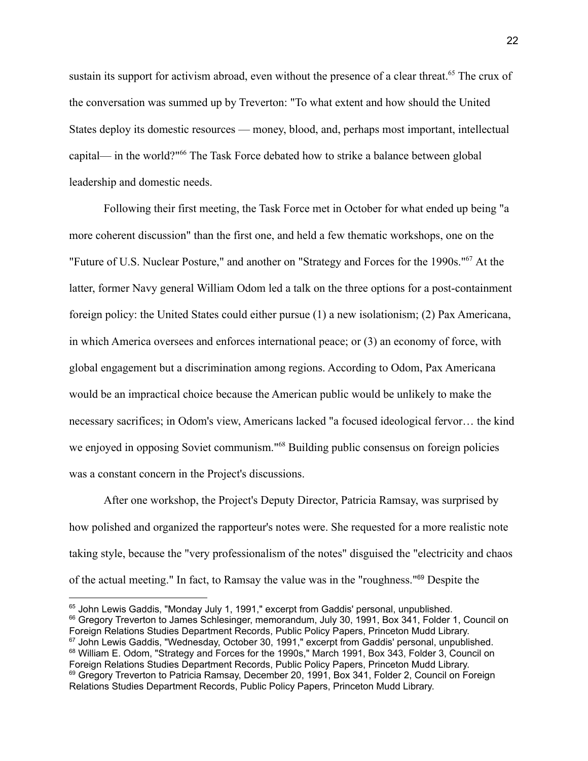sustain its support for activism abroad, even without the presence of a clear threat.[65] The crux of the conversation was summed up by Treverton: "To what extent and how should the United States deploy its domestic resources — money, blood, and, perhaps most important, intellectual capital— in the world?"[66] The Task Force debated how to strike a balance between global leadership and domestic needs.

Following their first meeting, the Task Force met in October for what ended up being "a more coherent discussion" than the first one, and held a few thematic workshops, one on the "Future of U.S. Nuclear Posture," and another on "Strategy and Forces for the 1990s."[67] At the latter, former Navy general William Odom led a talk on the three options for a post-containment foreign policy: the United States could either pursue (1) a new isolationism; (2) Pax Americana, in which America oversees and enforces international peace; or (3) an economy of force, with global engagement but a discrimination among regions. According to Odom, Pax Americana would be an impractical choice because the American public would be unlikely to make the necessary sacrifices; in Odom's view, Americans lacked "a focused ideological fervor… the kind we enjoyed in opposing Soviet communism."[68] Building public consensus on foreign policies was a constant concern in the Project's discussions.

After one workshop, the Project's Deputy Director, Patricia Ramsay, was surprised by how polished and organized the rapporteur's notes were. She requested for a more realistic note taking style, because the "very professionalism of the notes" disguised the "electricity and chaos of the actual meeting." In fact, to Ramsay the value was in the "roughness."[69] Despite the

---

[65] John Lewis Gaddis, "Monday July 1, 1991," excerpt from Gaddis' personal, unpublished.

[66] Gregory Treverton to James Schlesinger, memorandum, July 30, 1991, Box 341, Folder 1, Council on Foreign Relations Studies Department Records, Public Policy Papers, Princeton Mudd Library.

[67] John Lewis Gaddis, "Wednesday, October 30, 1991," excerpt from Gaddis' personal, unpublished.

[68] William E. Odom, "Strategy and Forces for the 1990s," March 1991, Box 343, Folder 3, Council on Foreign Relations Studies Department Records, Public Policy Papers, Princeton Mudd Library.

[69] Gregory Treverton to Patricia Ramsay, December 20, 1991, Box 341, Folder 2, Council on Foreign Relations Studies Department Records, Public Policy Papers, Princeton Mudd Library.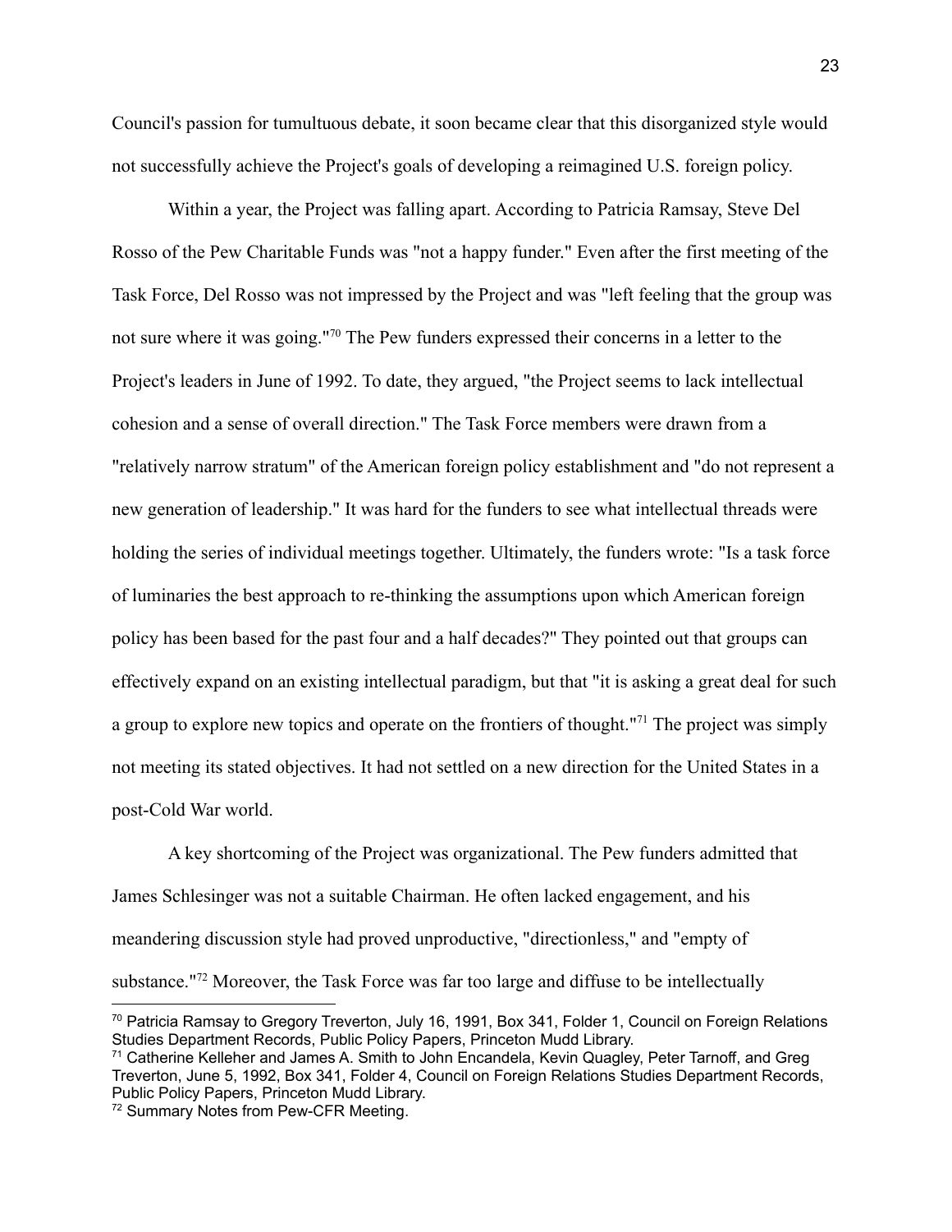Council's passion for tumultuous debate, it soon became clear that this disorganized style would not successfully achieve the Project's goals of developing a reimagined U.S. foreign policy.

Within a year, the Project was falling apart. According to Patricia Ramsay, Steve Del Rosso of the Pew Charitable Funds was "not a happy funder." Even after the first meeting of the Task Force, Del Rosso was not impressed by the Project and was "left feeling that the group was not sure where it was going."[70] The Pew funders expressed their concerns in a letter to the Project's leaders in June of 1992. To date, they argued, "the Project seems to lack intellectual cohesion and a sense of overall direction." The Task Force members were drawn from a "relatively narrow stratum" of the American foreign policy establishment and "do not represent a new generation of leadership." It was hard for the funders to see what intellectual threads were holding the series of individual meetings together. Ultimately, the funders wrote: "Is a task force of luminaries the best approach to re-thinking the assumptions upon which American foreign policy has been based for the past four and a half decades?" They pointed out that groups can effectively expand on an existing intellectual paradigm, but that "it is asking a great deal for such a group to explore new topics and operate on the frontiers of thought."[71] The project was simply not meeting its stated objectives. It had not settled on a new direction for the United States in a post-Cold War world.

A key shortcoming of the Project was organizational. The Pew funders admitted that James Schlesinger was not a suitable Chairman. He often lacked engagement, and his meandering discussion style had proved unproductive, "directionless," and "empty of substance."[72] Moreover, the Task Force was far too large and diffuse to be intellectually

---

[70] Patricia Ramsay to Gregory Treverton, July 16, 1991, Box 341, Folder 1, Council on Foreign Relations Studies Department Records, Public Policy Papers, Princeton Mudd Library.

[71] Catherine Kelleher and James A. Smith to John Encandela, Kevin Quagley, Peter Tarnoff, and Greg Treverton, June 5, 1992, Box 341, Folder 4, Council on Foreign Relations Studies Department Records, Public Policy Papers, Princeton Mudd Library.

[72] Summary Notes from Pew-CFR Meeting.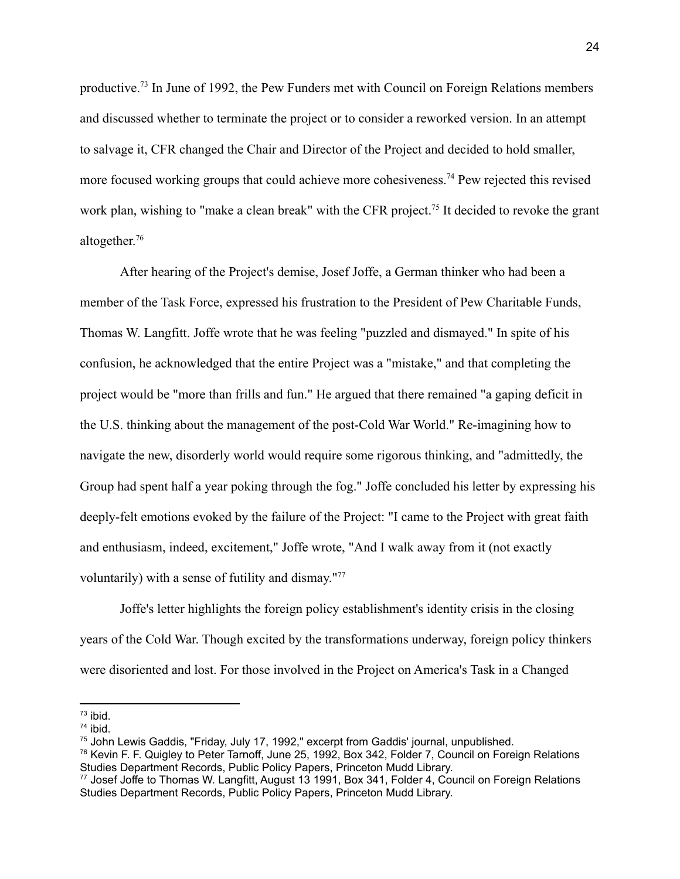productive.[73] In June of 1992, the Pew Funders met with Council on Foreign Relations members and discussed whether to terminate the project or to consider a reworked version. In an attempt to salvage it, CFR changed the Chair and Director of the Project and decided to hold smaller, more focused working groups that could achieve more cohesiveness.[74] Pew rejected this revised work plan, wishing to "make a clean break" with the CFR project.[75] It decided to revoke the grant altogether.[76]

After hearing of the Project's demise, Josef Joffe, a German thinker who had been a member of the Task Force, expressed his frustration to the President of Pew Charitable Funds, Thomas W. Langfitt. Joffe wrote that he was feeling "puzzled and dismayed." In spite of his confusion, he acknowledged that the entire Project was a "mistake," and that completing the project would be "more than frills and fun." He argued that there remained "a gaping deficit in the U.S. thinking about the management of the post-Cold War World." Re-imagining how to navigate the new, disorderly world would require some rigorous thinking, and "admittedly, the Group had spent half a year poking through the fog." Joffe concluded his letter by expressing his deeply-felt emotions evoked by the failure of the Project: "I came to the Project with great faith and enthusiasm, indeed, excitement," Joffe wrote, "And I walk away from it (not exactly voluntarily) with a sense of futility and dismay."[77]

Joffe's letter highlights the foreign policy establishment's identity crisis in the closing years of the Cold War. Though excited by the transformations underway, foreign policy thinkers were disoriented and lost. For those involved in the Project on America's Task in a Changed

---

[73] ibid.

[74] ibid.

[75] John Lewis Gaddis, "Friday, July 17, 1992," excerpt from Gaddis' journal, unpublished.

[76] Kevin F. F. Quigley to Peter Tarnoff, June 25, 1992, Box 342, Folder 7, Council on Foreign Relations Studies Department Records, Public Policy Papers, Princeton Mudd Library.

[77] Josef Joffe to Thomas W. Langfitt, August 13 1991, Box 341, Folder 4, Council on Foreign Relations Studies Department Records, Public Policy Papers, Princeton Mudd Library.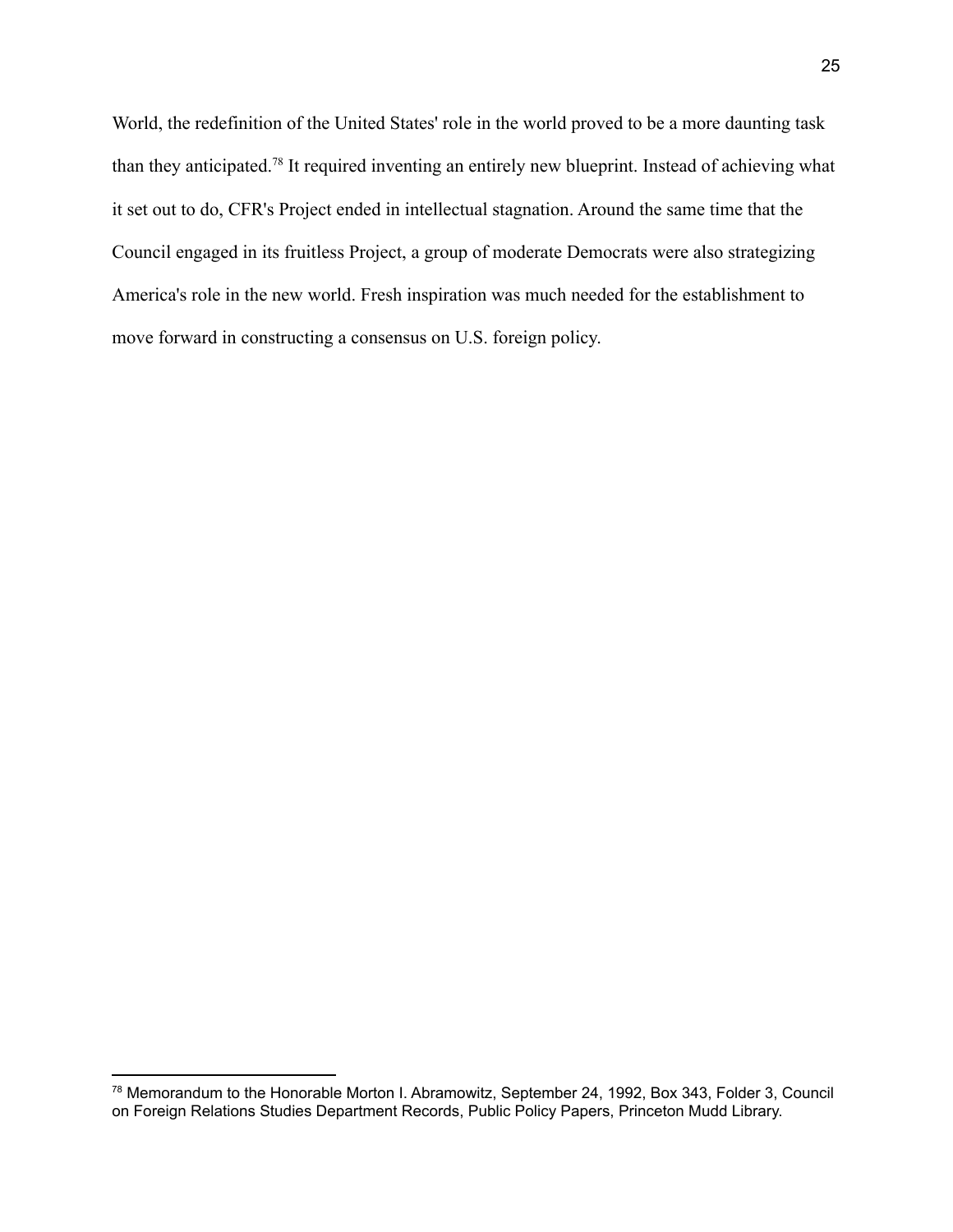World, the redefinition of the United States' role in the world proved to be a more daunting task than they anticipated.[78] It required inventing an entirely new blueprint. Instead of achieving what it set out to do, CFR's Project ended in intellectual stagnation. Around the same time that the Council engaged in its fruitless Project, a group of moderate Democrats were also strategizing America's role in the new world. Fresh inspiration was much needed for the establishment to move forward in constructing a consensus on U.S. foreign policy.

---

[78] Memorandum to the Honorable Morton I. Abramowitz, September 24, 1992, Box 343, Folder 3, Council on Foreign Relations Studies Department Records, Public Policy Papers, Princeton Mudd Library.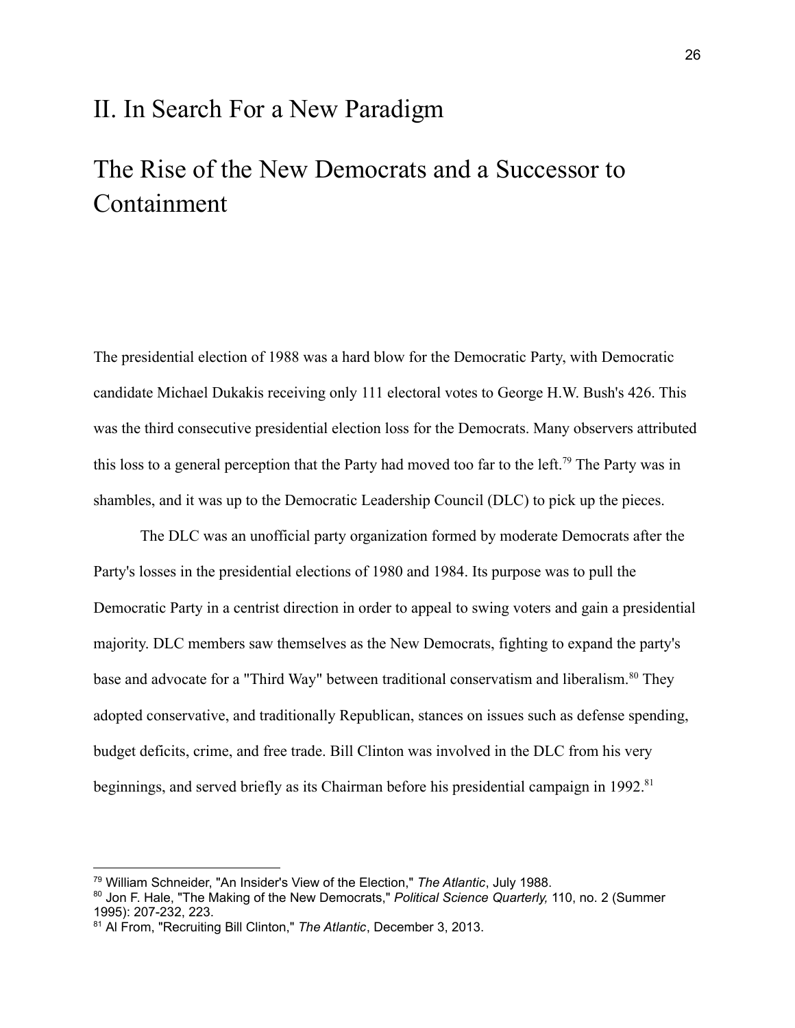# II. In Search For a New Paradigm

## The Rise of the New Democrats and a Successor to Containment

The presidential election of 1988 was a hard blow for the Democratic Party, with Democratic candidate Michael Dukakis receiving only 111 electoral votes to George H.W. Bush's 426. This was the third consecutive presidential election loss for the Democrats. Many observers attributed this loss to a general perception that the Party had moved too far to the left.[79] The Party was in shambles, and it was up to the Democratic Leadership Council (DLC) to pick up the pieces.

The DLC was an unofficial party organization formed by moderate Democrats after the Party's losses in the presidential elections of 1980 and 1984. Its purpose was to pull the Democratic Party in a centrist direction in order to appeal to swing voters and gain a presidential majority. DLC members saw themselves as the New Democrats, fighting to expand the party's base and advocate for a "Third Way" between traditional conservatism and liberalism.[80] They adopted conservative, and traditionally Republican, stances on issues such as defense spending, budget deficits, crime, and free trade. Bill Clinton was involved in the DLC from his very beginnings, and served briefly as its Chairman before his presidential campaign in 1992.[81]

---

[79] William Schneider, "An Insider's View of the Election," *The Atlantic*, July 1988.

[80] Jon F. Hale, "The Making of the New Democrats," *Political Science Quarterly,* 110, no. 2 (Summer 1995): 207-232, 223.

[81] Al From, "Recruiting Bill Clinton," *The Atlantic*, December 3, 2013.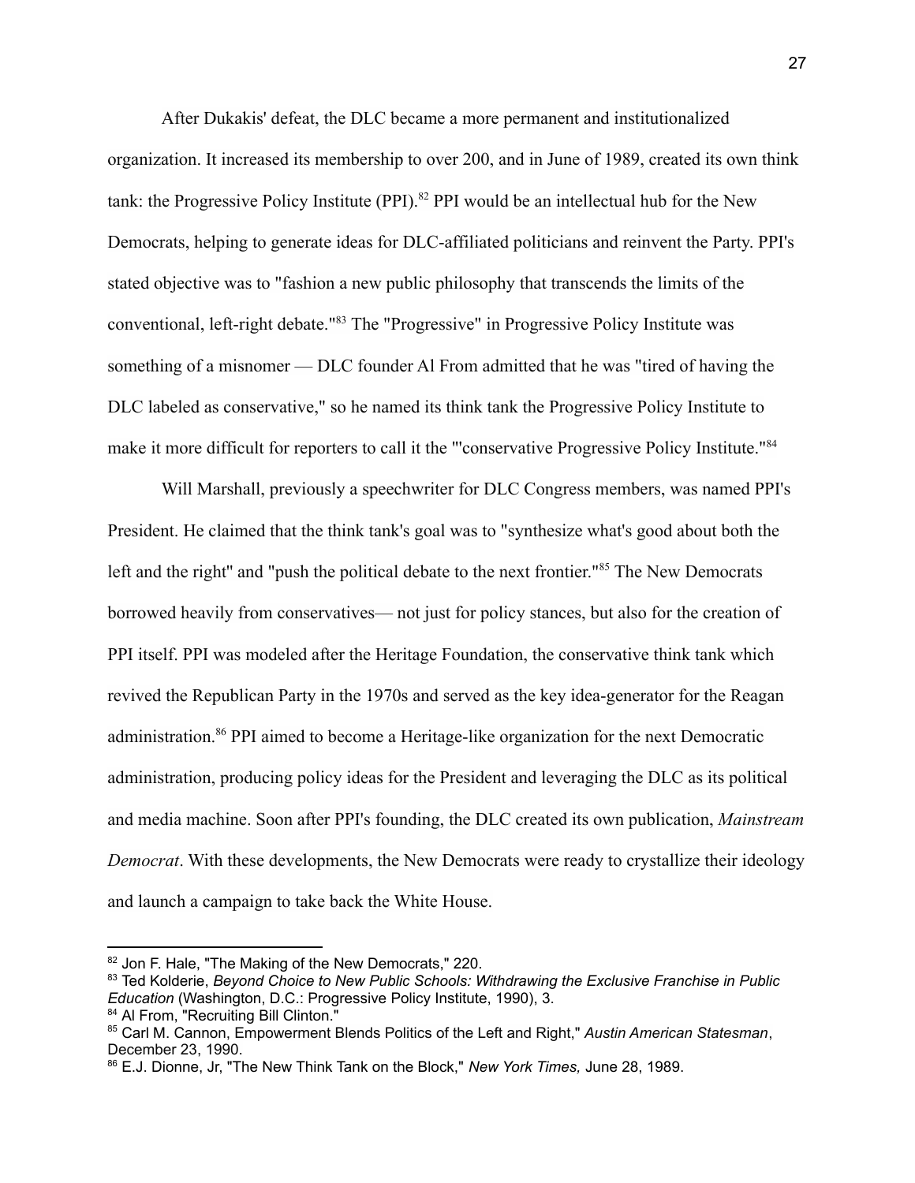After Dukakis' defeat, the DLC became a more permanent and institutionalized organization. It increased its membership to over 200, and in June of 1989, created its own think tank: the Progressive Policy Institute (PPI).[82] PPI would be an intellectual hub for the New Democrats, helping to generate ideas for DLC-affiliated politicians and reinvent the Party. PPI's stated objective was to "fashion a new public philosophy that transcends the limits of the conventional, left-right debate."[83] The "Progressive" in Progressive Policy Institute was something of a misnomer — DLC founder Al From admitted that he was "tired of having the DLC labeled as conservative," so he named its think tank the Progressive Policy Institute to make it more difficult for reporters to call it the "'conservative Progressive Policy Institute."[84]

Will Marshall, previously a speechwriter for DLC Congress members, was named PPI's President. He claimed that the think tank's goal was to "synthesize what's good about both the left and the right" and "push the political debate to the next frontier."[85] The New Democrats borrowed heavily from conservatives— not just for policy stances, but also for the creation of PPI itself. PPI was modeled after the Heritage Foundation, the conservative think tank which revived the Republican Party in the 1970s and served as the key idea-generator for the Reagan administration.[86] PPI aimed to become a Heritage-like organization for the next Democratic administration, producing policy ideas for the President and leveraging the DLC as its political and media machine. Soon after PPI's founding, the DLC created its own publication, *Mainstream Democrat*. With these developments, the New Democrats were ready to crystallize their ideology and launch a campaign to take back the White House.

---

[82] Jon F. Hale, "The Making of the New Democrats," 220.

[83] Ted Kolderie, *Beyond Choice to New Public Schools: Withdrawing the Exclusive Franchise in Public Education* (Washington, D.C.: Progressive Policy Institute, 1990), 3.

[84] Al From, "Recruiting Bill Clinton."

[85] Carl M. Cannon, Empowerment Blends Politics of the Left and Right," *Austin American Statesman*, December 23, 1990.

[86] E.J. Dionne, Jr, "The New Think Tank on the Block," *New York Times,* June 28, 1989.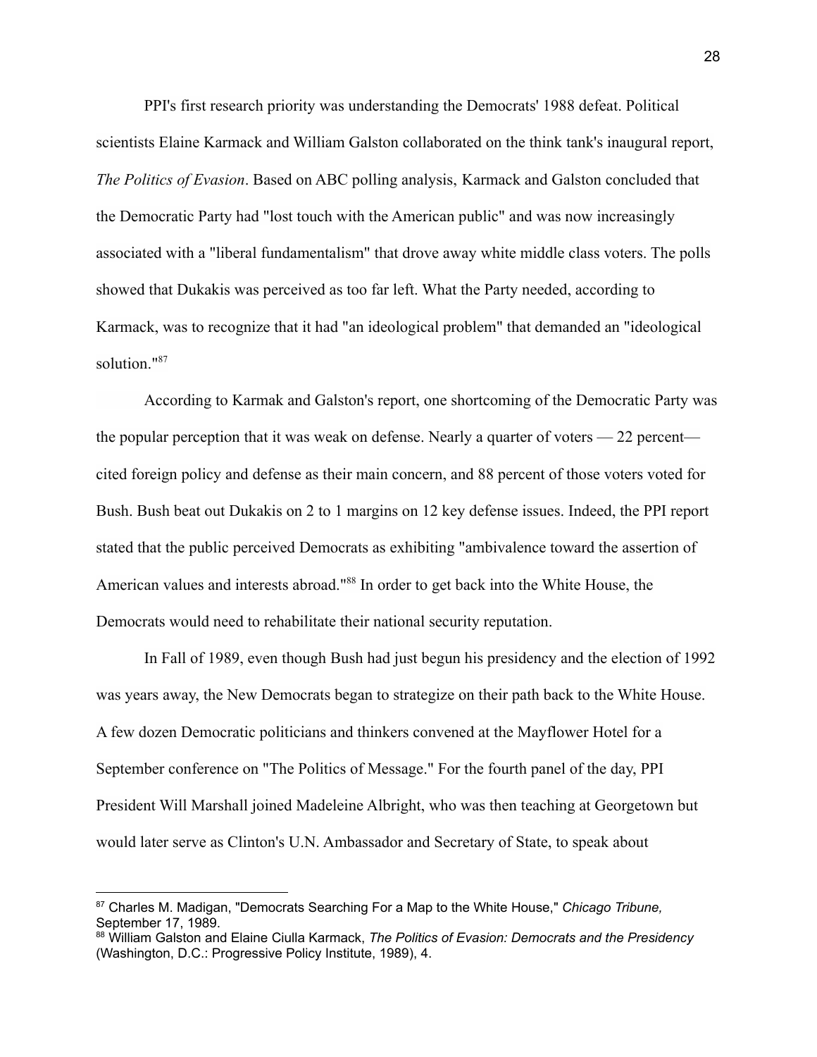PPI's first research priority was understanding the Democrats' 1988 defeat. Political scientists Elaine Karmack and William Galston collaborated on the think tank's inaugural report, *The Politics of Evasion*. Based on ABC polling analysis, Karmack and Galston concluded that the Democratic Party had "lost touch with the American public" and was now increasingly associated with a "liberal fundamentalism" that drove away white middle class voters. The polls showed that Dukakis was perceived as too far left. What the Party needed, according to Karmack, was to recognize that it had "an ideological problem" that demanded an "ideological solution."[87]

According to Karmak and Galston's report, one shortcoming of the Democratic Party was the popular perception that it was weak on defense. Nearly a quarter of voters — 22 percent— cited foreign policy and defense as their main concern, and 88 percent of those voters voted for Bush. Bush beat out Dukakis on 2 to 1 margins on 12 key defense issues. Indeed, the PPI report stated that the public perceived Democrats as exhibiting "ambivalence toward the assertion of American values and interests abroad."[88] In order to get back into the White House, the Democrats would need to rehabilitate their national security reputation.

In Fall of 1989, even though Bush had just begun his presidency and the election of 1992 was years away, the New Democrats began to strategize on their path back to the White House. A few dozen Democratic politicians and thinkers convened at the Mayflower Hotel for a September conference on "The Politics of Message." For the fourth panel of the day, PPI President Will Marshall joined Madeleine Albright, who was then teaching at Georgetown but would later serve as Clinton's U.N. Ambassador and Secretary of State, to speak about

---

[87] Charles M. Madigan, "Democrats Searching For a Map to the White House," *Chicago Tribune,* September 17, 1989.

[88] William Galston and Elaine Ciulla Karmack, *The Politics of Evasion: Democrats and the Presidency* (Washington, D.C.: Progressive Policy Institute, 1989), 4.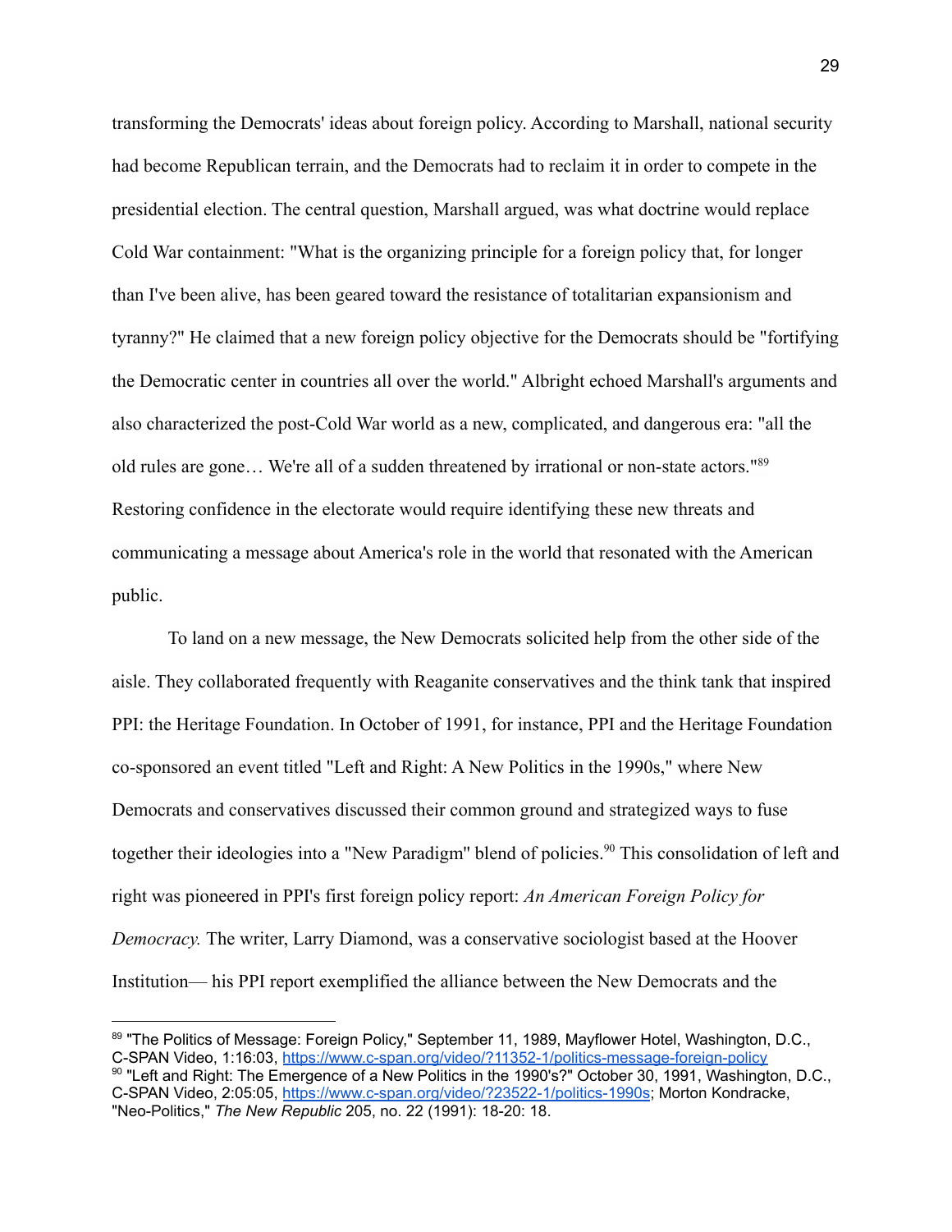transforming the Democrats' ideas about foreign policy. According to Marshall, national security had become Republican terrain, and the Democrats had to reclaim it in order to compete in the presidential election. The central question, Marshall argued, was what doctrine would replace Cold War containment: "What is the organizing principle for a foreign policy that, for longer than I've been alive, has been geared toward the resistance of totalitarian expansionism and tyranny?" He claimed that a new foreign policy objective for the Democrats should be "fortifying the Democratic center in countries all over the world." Albright echoed Marshall's arguments and also characterized the post-Cold War world as a new, complicated, and dangerous era: "all the old rules are gone… We're all of a sudden threatened by irrational or non-state actors."[89] Restoring confidence in the electorate would require identifying these new threats and communicating a message about America's role in the world that resonated with the American public.

To land on a new message, the New Democrats solicited help from the other side of the aisle. They collaborated frequently with Reaganite conservatives and the think tank that inspired PPI: the Heritage Foundation. In October of 1991, for instance, PPI and the Heritage Foundation co-sponsored an event titled "Left and Right: A New Politics in the 1990s," where New Democrats and conservatives discussed their common ground and strategized ways to fuse together their ideologies into a "New Paradigm" blend of policies.[90] This consolidation of left and right was pioneered in PPI's first foreign policy report: *An American Foreign Policy for Democracy.* The writer, Larry Diamond, was a conservative sociologist based at the Hoover Institution— his PPI report exemplified the alliance between the New Democrats and the

---

[89] "The Politics of Message: Foreign Policy," September 11, 1989, Mayflower Hotel, Washington, D.C., C-SPAN Video, 1:16:03, https://www.c-span.org/video/?11352-1/politics-message-foreign-policy

[90] "Left and Right: The Emergence of a New Politics in the 1990's?" October 30, 1991, Washington, D.C., C-SPAN Video, 2:05:05, https://www.c-span.org/video/?23522-1/politics-1990s; Morton Kondracke, "Neo-Politics," *The New Republic* 205, no. 22 (1991): 18-20: 18.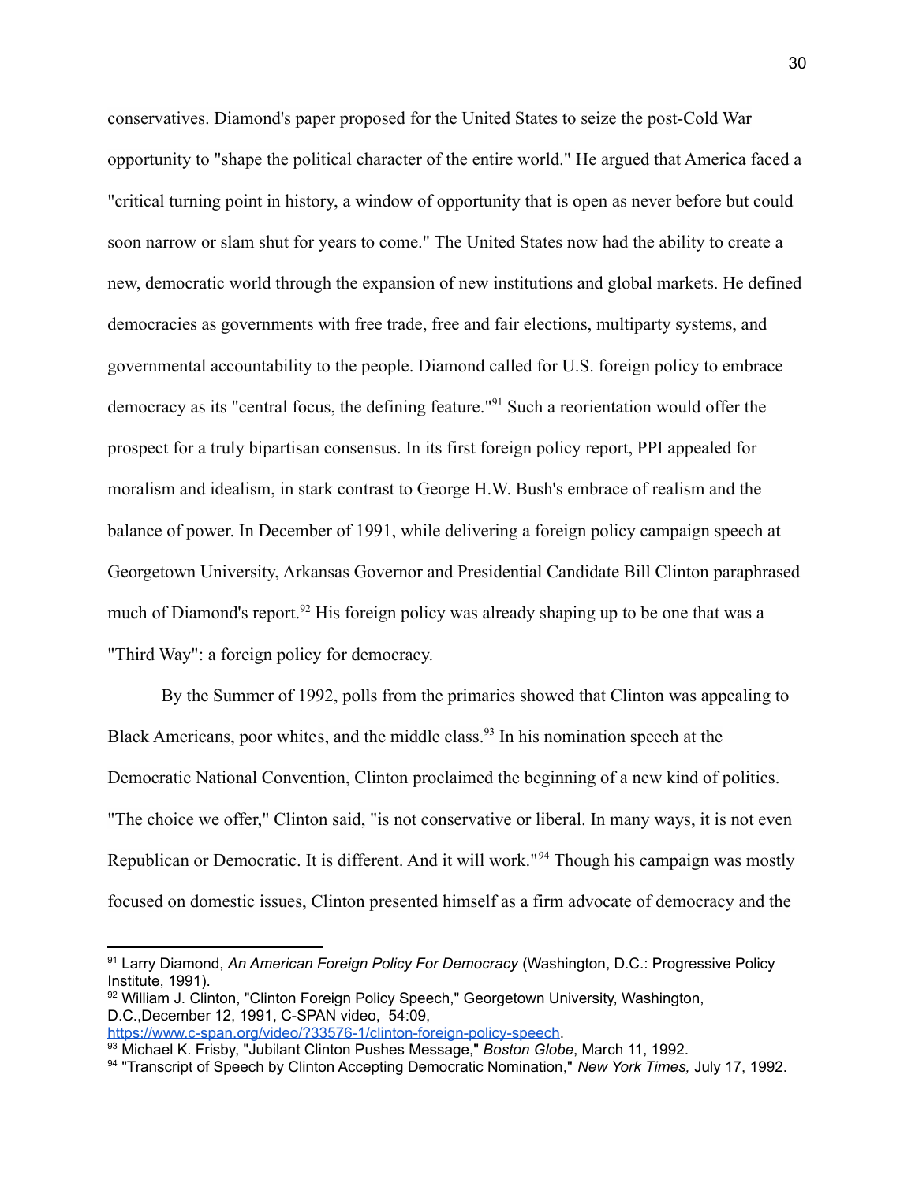conservatives. Diamond's paper proposed for the United States to seize the post-Cold War opportunity to "shape the political character of the entire world." He argued that America faced a "critical turning point in history, a window of opportunity that is open as never before but could soon narrow or slam shut for years to come." The United States now had the ability to create a new, democratic world through the expansion of new institutions and global markets. He defined democracies as governments with free trade, free and fair elections, multiparty systems, and governmental accountability to the people. Diamond called for U.S. foreign policy to embrace democracy as its "central focus, the defining feature."[91] Such a reorientation would offer the prospect for a truly bipartisan consensus. In its first foreign policy report, PPI appealed for moralism and idealism, in stark contrast to George H.W. Bush's embrace of realism and the balance of power. In December of 1991, while delivering a foreign policy campaign speech at Georgetown University, Arkansas Governor and Presidential Candidate Bill Clinton paraphrased much of Diamond's report.[92] His foreign policy was already shaping up to be one that was a "Third Way": a foreign policy for democracy.

By the Summer of 1992, polls from the primaries showed that Clinton was appealing to Black Americans, poor whites, and the middle class.[93] In his nomination speech at the Democratic National Convention, Clinton proclaimed the beginning of a new kind of politics. "The choice we offer," Clinton said, "is not conservative or liberal. In many ways, it is not even Republican or Democratic. It is different. And it will work."[94] Though his campaign was mostly focused on domestic issues, Clinton presented himself as a firm advocate of democracy and the

---

[91] Larry Diamond, *An American Foreign Policy For Democracy* (Washington, D.C.: Progressive Policy Institute, 1991).

[92] William J. Clinton, "Clinton Foreign Policy Speech," Georgetown University, Washington, D.C.,December 12, 1991, C-SPAN video, 54:09, https://www.c-span.org/video/?33576-1/clinton-foreign-policy-speech.

[93] Michael K. Frisby, "Jubilant Clinton Pushes Message," *Boston Globe*, March 11, 1992.

[94] "Transcript of Speech by Clinton Accepting Democratic Nomination," *New York Times,* July 17, 1992.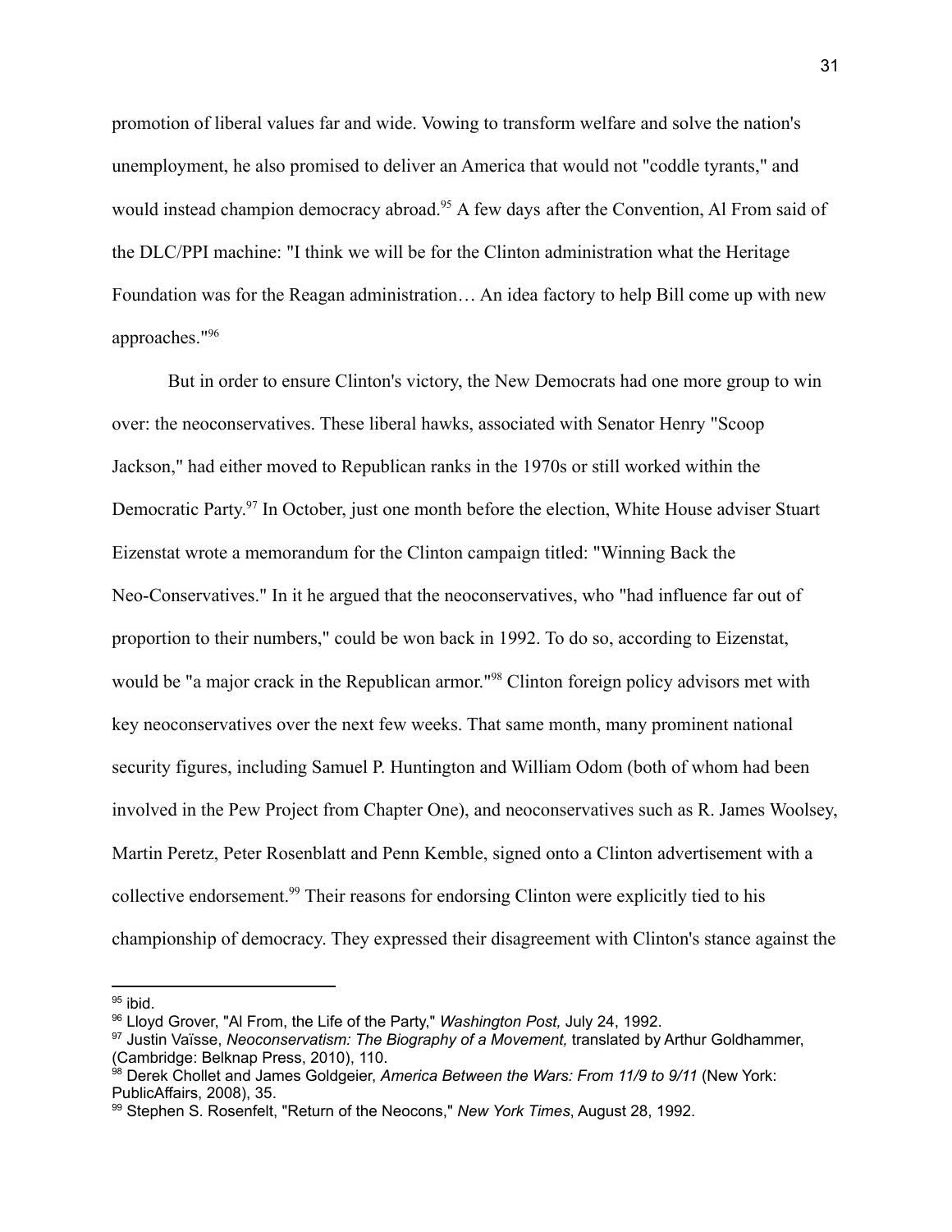promotion of liberal values far and wide. Vowing to transform welfare and solve the nation's unemployment, he also promised to deliver an America that would not "coddle tyrants," and would instead champion democracy abroad.[95] A few days after the Convention, Al From said of the DLC/PPI machine: "I think we will be for the Clinton administration what the Heritage Foundation was for the Reagan administration… An idea factory to help Bill come up with new approaches."[96]

But in order to ensure Clinton's victory, the New Democrats had one more group to win over: the neoconservatives. These liberal hawks, associated with Senator Henry "Scoop Jackson," had either moved to Republican ranks in the 1970s or still worked within the Democratic Party.[97] In October, just one month before the election, White House adviser Stuart Eizenstat wrote a memorandum for the Clinton campaign titled: "Winning Back the Neo-Conservatives." In it he argued that the neoconservatives, who "had influence far out of proportion to their numbers," could be won back in 1992. To do so, according to Eizenstat, would be "a major crack in the Republican armor."[98] Clinton foreign policy advisors met with key neoconservatives over the next few weeks. That same month, many prominent national security figures, including Samuel P. Huntington and William Odom (both of whom had been involved in the Pew Project from Chapter One), and neoconservatives such as R. James Woolsey, Martin Peretz, Peter Rosenblatt and Penn Kemble, signed onto a Clinton advertisement with a collective endorsement.[99] Their reasons for endorsing Clinton were explicitly tied to his championship of democracy. They expressed their disagreement with Clinton's stance against the

---

[95] ibid.

[96] Lloyd Grover, "Al From, the Life of the Party," *Washington Post,* July 24, 1992.

[97] Justin Vaïsse, *Neoconservatism: The Biography of a Movement,* translated by Arthur Goldhammer, (Cambridge: Belknap Press, 2010), 110.

[98] Derek Chollet and James Goldgeier, *America Between the Wars: From 11/9 to 9/11* (New York: PublicAffairs, 2008), 35.

[99] Stephen S. Rosenfelt, "Return of the Neocons," *New York Times*, August 28, 1992.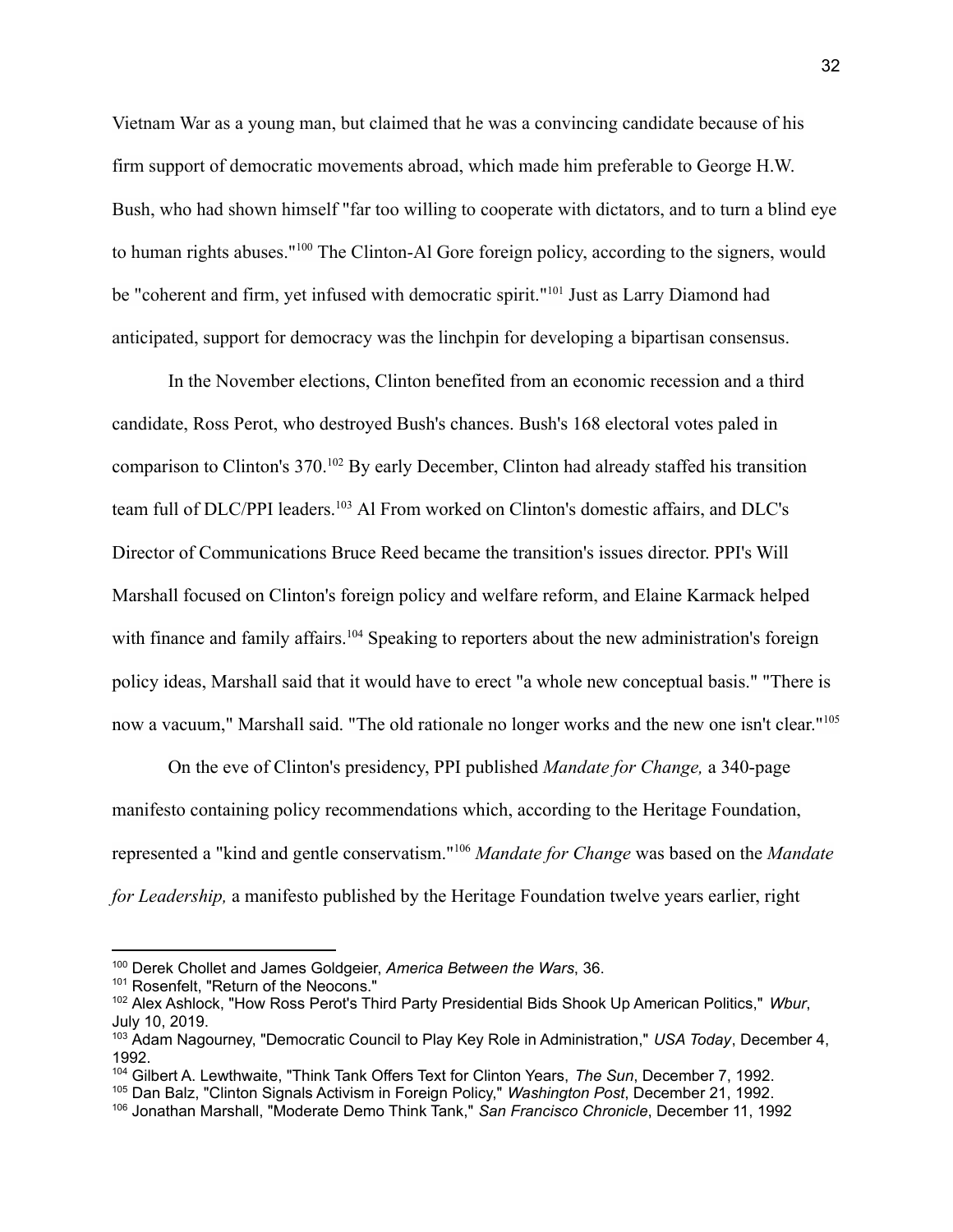Vietnam War as a young man, but claimed that he was a convincing candidate because of his firm support of democratic movements abroad, which made him preferable to George H.W. Bush, who had shown himself "far too willing to cooperate with dictators, and to turn a blind eye to human rights abuses."[100] The Clinton-Al Gore foreign policy, according to the signers, would be "coherent and firm, yet infused with democratic spirit."[101] Just as Larry Diamond had anticipated, support for democracy was the linchpin for developing a bipartisan consensus.

In the November elections, Clinton benefited from an economic recession and a third candidate, Ross Perot, who destroyed Bush's chances. Bush's 168 electoral votes paled in comparison to Clinton's 370.[102] By early December, Clinton had already staffed his transition team full of DLC/PPI leaders.[103] Al From worked on Clinton's domestic affairs, and DLC's Director of Communications Bruce Reed became the transition's issues director. PPI's Will Marshall focused on Clinton's foreign policy and welfare reform, and Elaine Karmack helped with finance and family affairs.[104] Speaking to reporters about the new administration's foreign policy ideas, Marshall said that it would have to erect "a whole new conceptual basis." "There is now a vacuum," Marshall said. "The old rationale no longer works and the new one isn't clear."[105]

On the eve of Clinton's presidency, PPI published *Mandate for Change,* a 340-page manifesto containing policy recommendations which, according to the Heritage Foundation, represented a "kind and gentle conservatism."[106] *Mandate for Change* was based on the *Mandate for Leadership,* a manifesto published by the Heritage Foundation twelve years earlier, right

---

[100] Derek Chollet and James Goldgeier, *America Between the Wars*, 36.

[101] Rosenfelt, "Return of the Neocons."

[102] Alex Ashlock, "How Ross Perot's Third Party Presidential Bids Shook Up American Politics," *Wbur*, July 10, 2019.

[103] Adam Nagourney, "Democratic Council to Play Key Role in Administration," *USA Today*, December 4, 1992.

[104] Gilbert A. Lewthwaite, "Think Tank Offers Text for Clinton Years, *The Sun*, December 7, 1992.

[105] Dan Balz, "Clinton Signals Activism in Foreign Policy," *Washington Post*, December 21, 1992.

[106] Jonathan Marshall, "Moderate Demo Think Tank," *San Francisco Chronicle*, December 11, 1992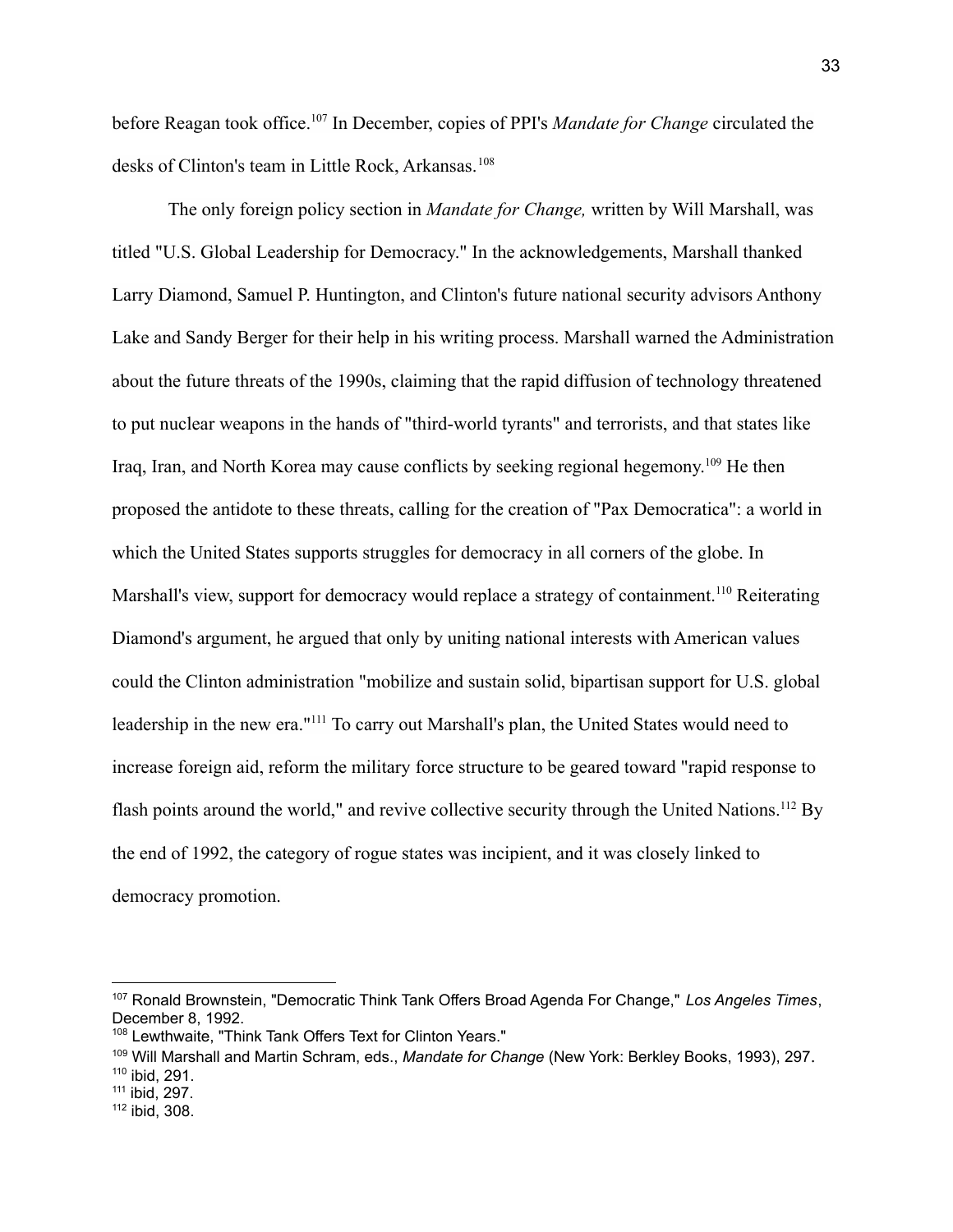before Reagan took office.[107] In December, copies of PPI's *Mandate for Change* circulated the desks of Clinton's team in Little Rock, Arkansas.[108]

The only foreign policy section in *Mandate for Change,* written by Will Marshall, was titled "U.S. Global Leadership for Democracy." In the acknowledgements, Marshall thanked Larry Diamond, Samuel P. Huntington, and Clinton's future national security advisors Anthony Lake and Sandy Berger for their help in his writing process. Marshall warned the Administration about the future threats of the 1990s, claiming that the rapid diffusion of technology threatened to put nuclear weapons in the hands of "third-world tyrants" and terrorists, and that states like Iraq, Iran, and North Korea may cause conflicts by seeking regional hegemony.[109] He then proposed the antidote to these threats, calling for the creation of "Pax Democratica": a world in which the United States supports struggles for democracy in all corners of the globe. In Marshall's view, support for democracy would replace a strategy of containment.[110] Reiterating Diamond's argument, he argued that only by uniting national interests with American values could the Clinton administration "mobilize and sustain solid, bipartisan support for U.S. global leadership in the new era."[111] To carry out Marshall's plan, the United States would need to increase foreign aid, reform the military force structure to be geared toward "rapid response to flash points around the world," and revive collective security through the United Nations.[112] By the end of 1992, the category of rogue states was incipient, and it was closely linked to democracy promotion.

---

[107] Ronald Brownstein, "Democratic Think Tank Offers Broad Agenda For Change," *Los Angeles Times*, December 8, 1992.

[108] Lewthwaite, "Think Tank Offers Text for Clinton Years."

[109] Will Marshall and Martin Schram, eds., *Mandate for Change* (New York: Berkley Books, 1993), 297.

[110] ibid, 291.

[111] ibid, 297.

[112] ibid, 308.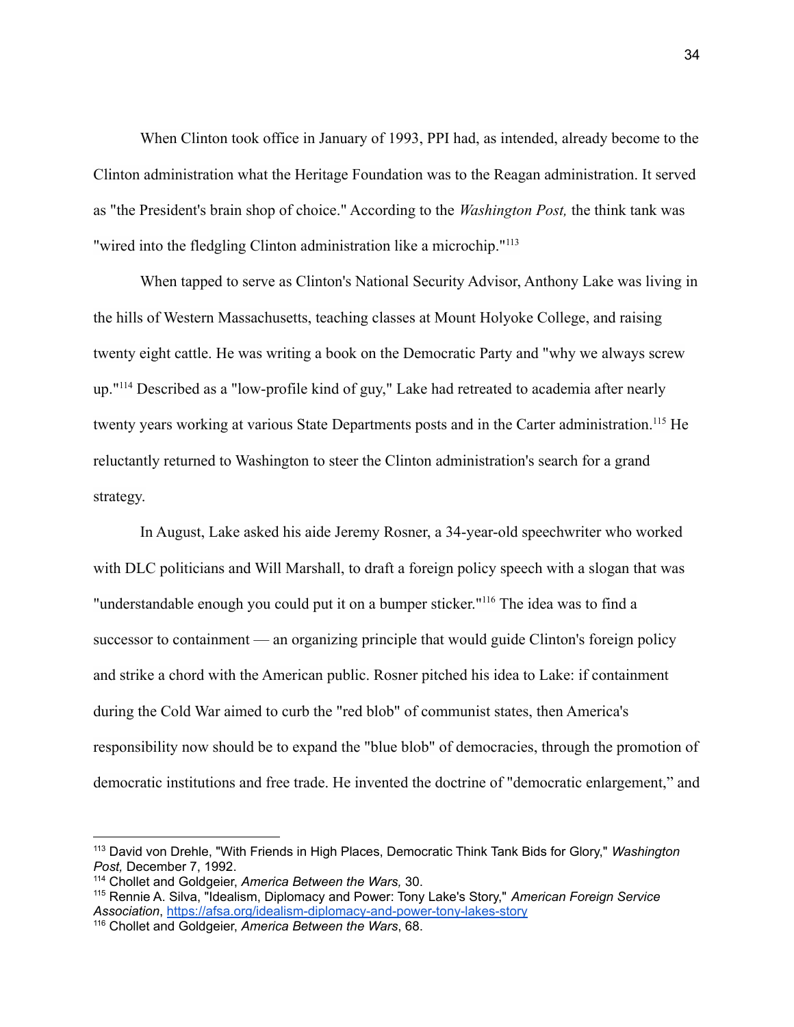When Clinton took office in January of 1993, PPI had, as intended, already become to the Clinton administration what the Heritage Foundation was to the Reagan administration. It served as "the President's brain shop of choice." According to the *Washington Post,* the think tank was "wired into the fledgling Clinton administration like a microchip."[113]

When tapped to serve as Clinton's National Security Advisor, Anthony Lake was living in the hills of Western Massachusetts, teaching classes at Mount Holyoke College, and raising twenty eight cattle. He was writing a book on the Democratic Party and "why we always screw up."[114] Described as a "low-profile kind of guy," Lake had retreated to academia after nearly twenty years working at various State Departments posts and in the Carter administration.[115] He reluctantly returned to Washington to steer the Clinton administration's search for a grand strategy.

In August, Lake asked his aide Jeremy Rosner, a 34-year-old speechwriter who worked with DLC politicians and Will Marshall, to draft a foreign policy speech with a slogan that was "understandable enough you could put it on a bumper sticker."[116] The idea was to find a successor to containment — an organizing principle that would guide Clinton's foreign policy and strike a chord with the American public. Rosner pitched his idea to Lake: if containment during the Cold War aimed to curb the "red blob" of communist states, then America's responsibility now should be to expand the "blue blob" of democracies, through the promotion of democratic institutions and free trade. He invented the doctrine of "democratic enlargement," and

---

[113] David von Drehle, "With Friends in High Places, Democratic Think Tank Bids for Glory," *Washington Post,* December 7, 1992.

[114] Chollet and Goldgeier, *America Between the Wars,* 30.

[115] Rennie A. Silva, "Idealism, Diplomacy and Power: Tony Lake's Story," *American Foreign Service Association*, https://afsa.org/idealism-diplomacy-and-power-tony-lakes-story

[116] Chollet and Goldgeier, *America Between the Wars*, 68.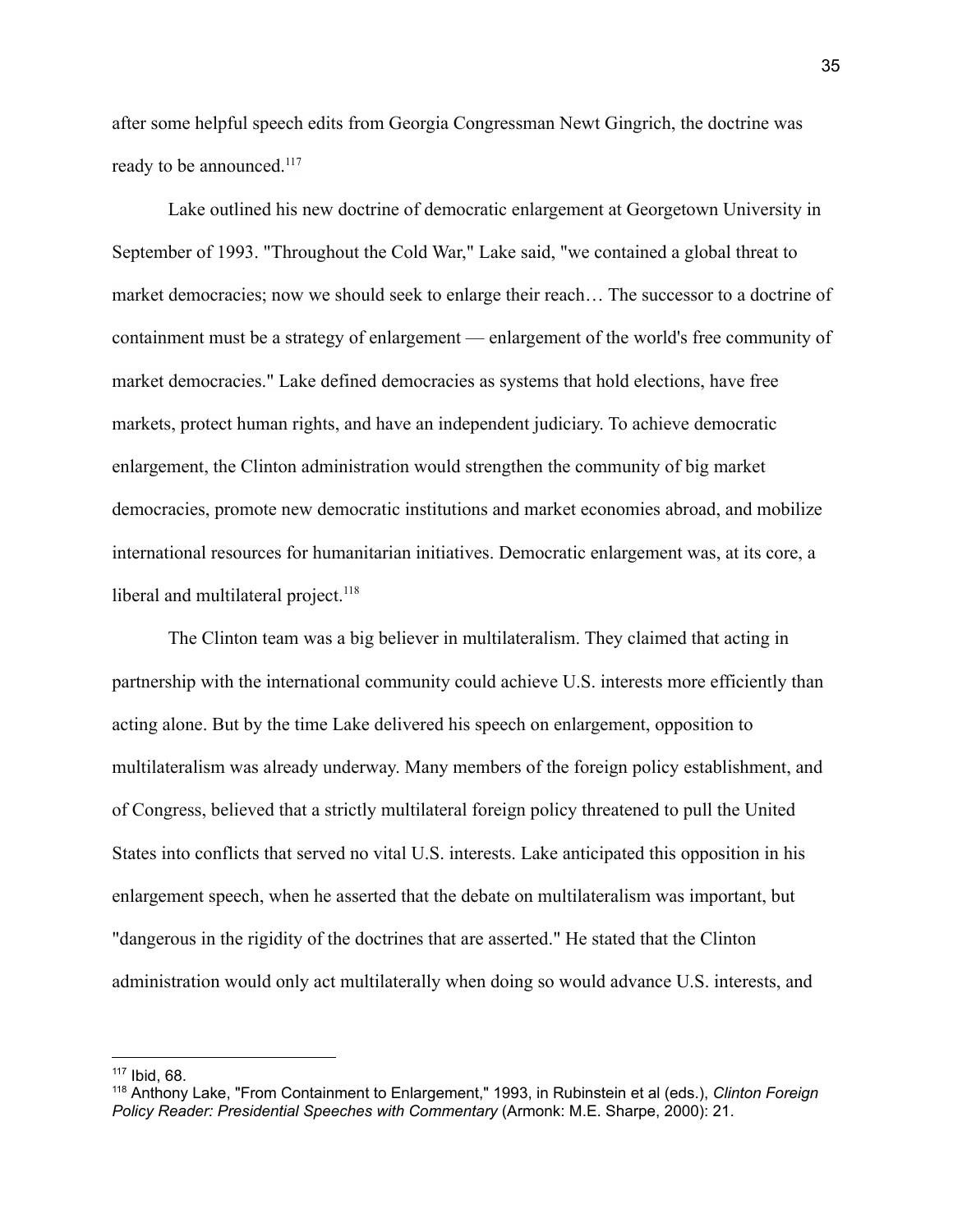after some helpful speech edits from Georgia Congressman Newt Gingrich, the doctrine was ready to be announced.[117]

Lake outlined his new doctrine of democratic enlargement at Georgetown University in September of 1993. "Throughout the Cold War," Lake said, "we contained a global threat to market democracies; now we should seek to enlarge their reach… The successor to a doctrine of containment must be a strategy of enlargement — enlargement of the world's free community of market democracies." Lake defined democracies as systems that hold elections, have free markets, protect human rights, and have an independent judiciary. To achieve democratic enlargement, the Clinton administration would strengthen the community of big market democracies, promote new democratic institutions and market economies abroad, and mobilize international resources for humanitarian initiatives. Democratic enlargement was, at its core, a liberal and multilateral project.[118]

The Clinton team was a big believer in multilateralism. They claimed that acting in partnership with the international community could achieve U.S. interests more efficiently than acting alone. But by the time Lake delivered his speech on enlargement, opposition to multilateralism was already underway. Many members of the foreign policy establishment, and of Congress, believed that a strictly multilateral foreign policy threatened to pull the United States into conflicts that served no vital U.S. interests. Lake anticipated this opposition in his enlargement speech, when he asserted that the debate on multilateralism was important, but "dangerous in the rigidity of the doctrines that are asserted." He stated that the Clinton administration would only act multilaterally when doing so would advance U.S. interests, and

---

[117] Ibid, 68.

[118] Anthony Lake, "From Containment to Enlargement," 1993, in Rubinstein et al (eds.), *Clinton Foreign Policy Reader: Presidential Speeches with Commentary* (Armonk: M.E. Sharpe, 2000): 21.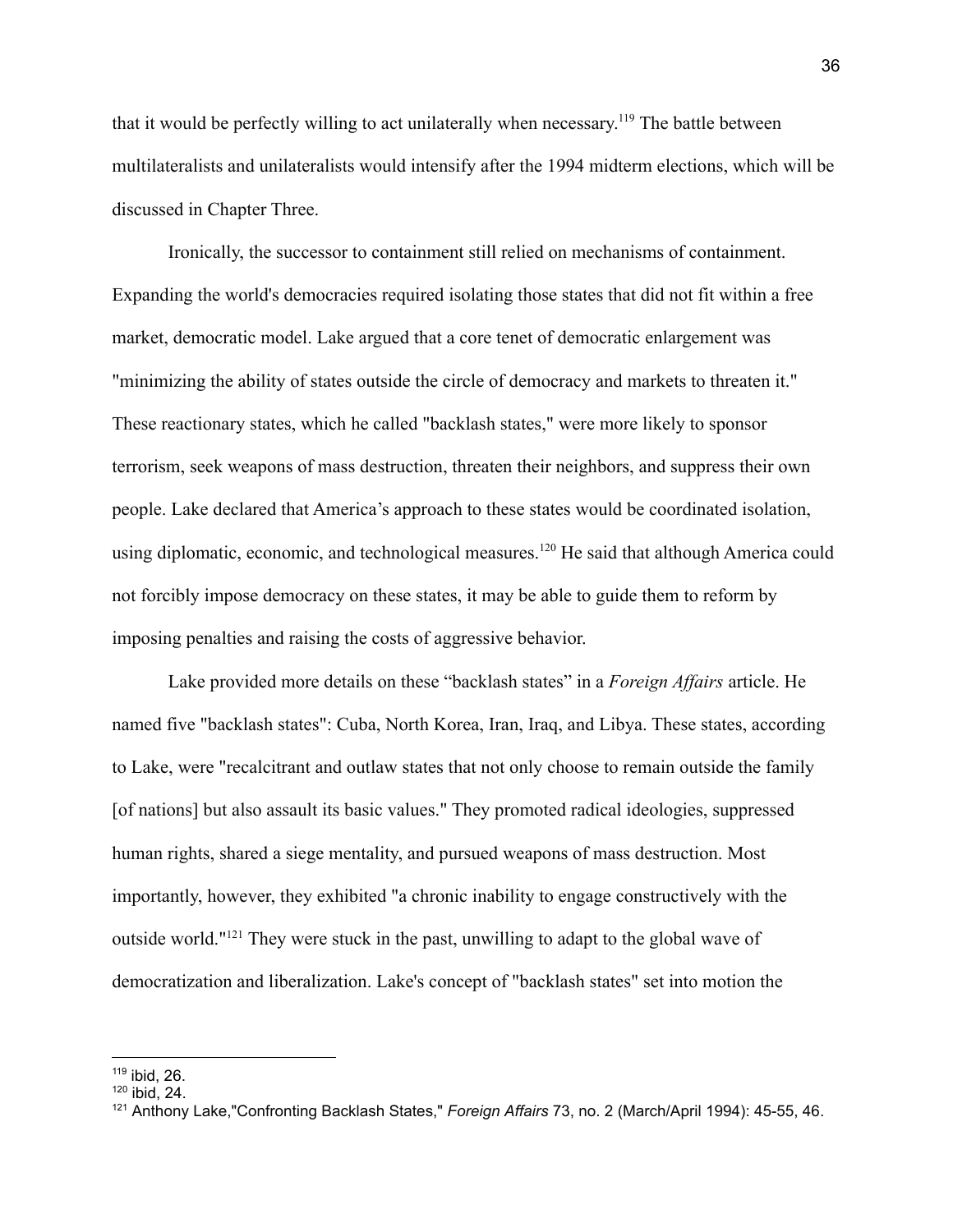that it would be perfectly willing to act unilaterally when necessary.[119] The battle between multilateralists and unilateralists would intensify after the 1994 midterm elections, which will be discussed in Chapter Three.

Ironically, the successor to containment still relied on mechanisms of containment. Expanding the world's democracies required isolating those states that did not fit within a free market, democratic model. Lake argued that a core tenet of democratic enlargement was "minimizing the ability of states outside the circle of democracy and markets to threaten it." These reactionary states, which he called "backlash states," were more likely to sponsor terrorism, seek weapons of mass destruction, threaten their neighbors, and suppress their own people. Lake declared that America's approach to these states would be coordinated isolation, using diplomatic, economic, and technological measures.[120] He said that although America could not forcibly impose democracy on these states, it may be able to guide them to reform by imposing penalties and raising the costs of aggressive behavior.

Lake provided more details on these "backlash states" in a *Foreign Affairs* article. He named five "backlash states": Cuba, North Korea, Iran, Iraq, and Libya. These states, according to Lake, were "recalcitrant and outlaw states that not only choose to remain outside the family [of nations] but also assault its basic values." They promoted radical ideologies, suppressed human rights, shared a siege mentality, and pursued weapons of mass destruction. Most importantly, however, they exhibited "a chronic inability to engage constructively with the outside world."[121] They were stuck in the past, unwilling to adapt to the global wave of democratization and liberalization. Lake's concept of "backlash states" set into motion the

[119] ibid, 26.
[120] ibid, 24.
[121] Anthony Lake,"Confronting Backlash States," *Foreign Affairs* 73, no. 2 (March/April 1994): 45-55, 46.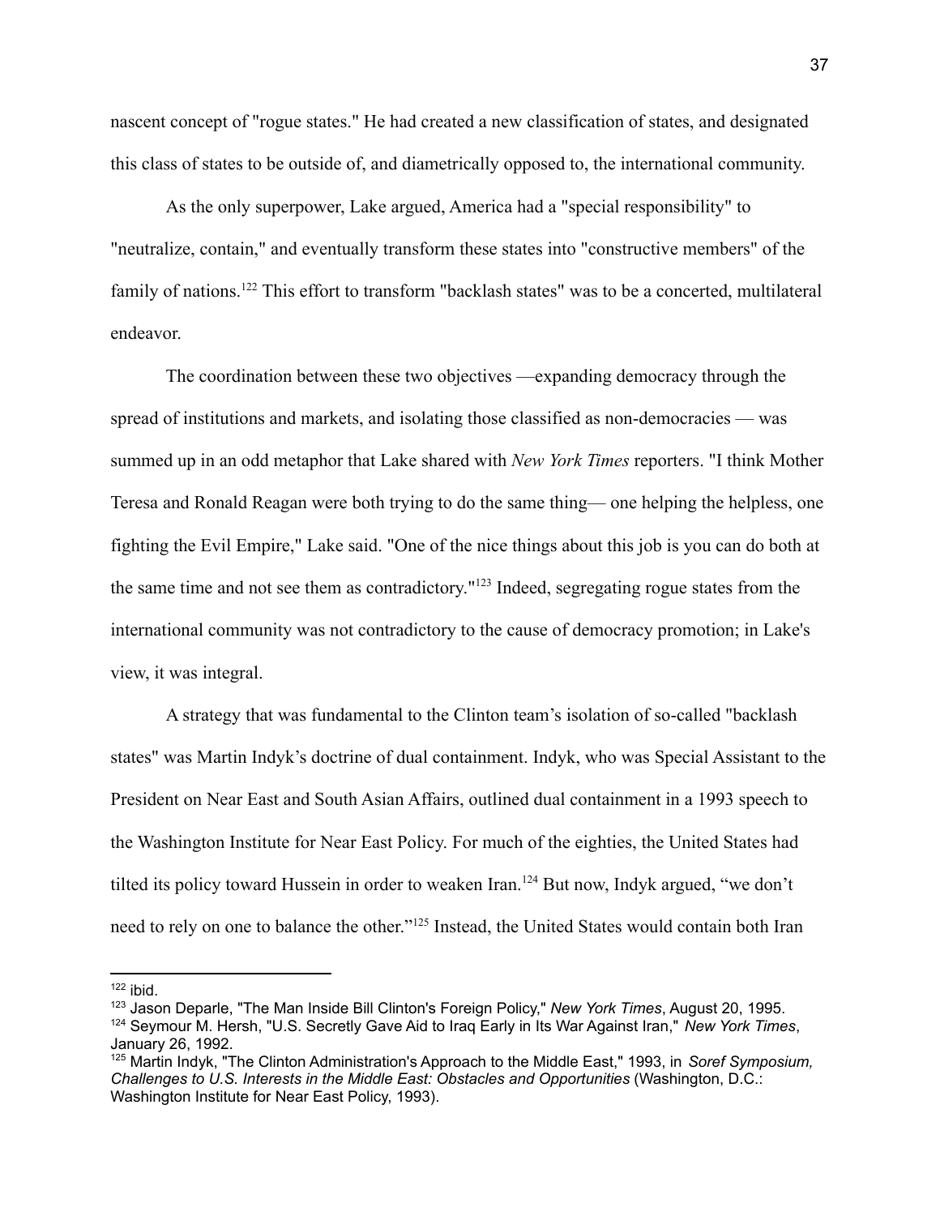nascent concept of "rogue states." He had created a new classification of states, and designated this class of states to be outside of, and diametrically opposed to, the international community.

As the only superpower, Lake argued, America had a "special responsibility" to "neutralize, contain," and eventually transform these states into "constructive members" of the family of nations.[122] This effort to transform "backlash states" was to be a concerted, multilateral endeavor.

The coordination between these two objectives —expanding democracy through the spread of institutions and markets, and isolating those classified as non-democracies — was summed up in an odd metaphor that Lake shared with *New York Times* reporters. "I think Mother Teresa and Ronald Reagan were both trying to do the same thing— one helping the helpless, one fighting the Evil Empire," Lake said. "One of the nice things about this job is you can do both at the same time and not see them as contradictory."[123] Indeed, segregating rogue states from the international community was not contradictory to the cause of democracy promotion; in Lake's view, it was integral.

A strategy that was fundamental to the Clinton team's isolation of so-called "backlash states" was Martin Indyk's doctrine of dual containment. Indyk, who was Special Assistant to the President on Near East and South Asian Affairs, outlined dual containment in a 1993 speech to the Washington Institute for Near East Policy. For much of the eighties, the United States had tilted its policy toward Hussein in order to weaken Iran.[124] But now, Indyk argued, "we don't need to rely on one to balance the other."[125] Instead, the United States would contain both Iran

---

[122] ibid.

[123] Jason Deparle, "The Man Inside Bill Clinton's Foreign Policy," *New York Times*, August 20, 1995.

[124] Seymour M. Hersh, "U.S. Secretly Gave Aid to Iraq Early in Its War Against Iran," *New York Times*, January 26, 1992.

[125] Martin Indyk, "The Clinton Administration's Approach to the Middle East," 1993, in *Soref Symposium, Challenges to U.S. Interests in the Middle East: Obstacles and Opportunities* (Washington, D.C.: Washington Institute for Near East Policy, 1993).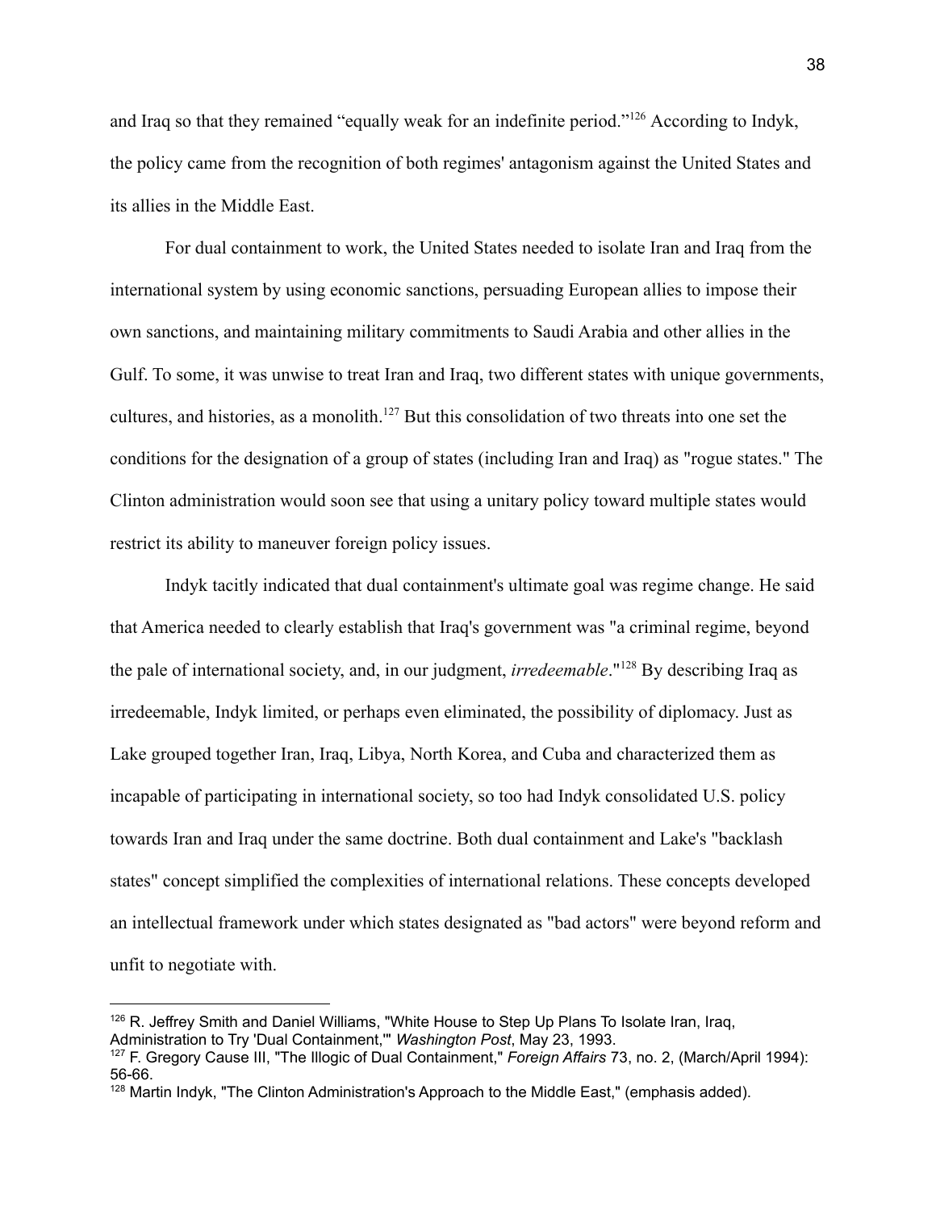and Iraq so that they remained "equally weak for an indefinite period."[126] According to Indyk, the policy came from the recognition of both regimes' antagonism against the United States and its allies in the Middle East.

For dual containment to work, the United States needed to isolate Iran and Iraq from the international system by using economic sanctions, persuading European allies to impose their own sanctions, and maintaining military commitments to Saudi Arabia and other allies in the Gulf. To some, it was unwise to treat Iran and Iraq, two different states with unique governments, cultures, and histories, as a monolith.[127] But this consolidation of two threats into one set the conditions for the designation of a group of states (including Iran and Iraq) as "rogue states." The Clinton administration would soon see that using a unitary policy toward multiple states would restrict its ability to maneuver foreign policy issues.

Indyk tacitly indicated that dual containment's ultimate goal was regime change. He said that America needed to clearly establish that Iraq's government was "a criminal regime, beyond the pale of international society, and, in our judgment, *irredeemable*."[128] By describing Iraq as irredeemable, Indyk limited, or perhaps even eliminated, the possibility of diplomacy. Just as Lake grouped together Iran, Iraq, Libya, North Korea, and Cuba and characterized them as incapable of participating in international society, so too had Indyk consolidated U.S. policy towards Iran and Iraq under the same doctrine. Both dual containment and Lake's "backlash states" concept simplified the complexities of international relations. These concepts developed an intellectual framework under which states designated as "bad actors" were beyond reform and unfit to negotiate with.

---

[126] R. Jeffrey Smith and Daniel Williams, "White House to Step Up Plans To Isolate Iran, Iraq, Administration to Try 'Dual Containment,'" *Washington Post*, May 23, 1993.

[127] F. Gregory Cause III, "The Illogic of Dual Containment," *Foreign Affairs* 73, no. 2, (March/April 1994): 56-66.

[128] Martin Indyk, "The Clinton Administration's Approach to the Middle East," (emphasis added).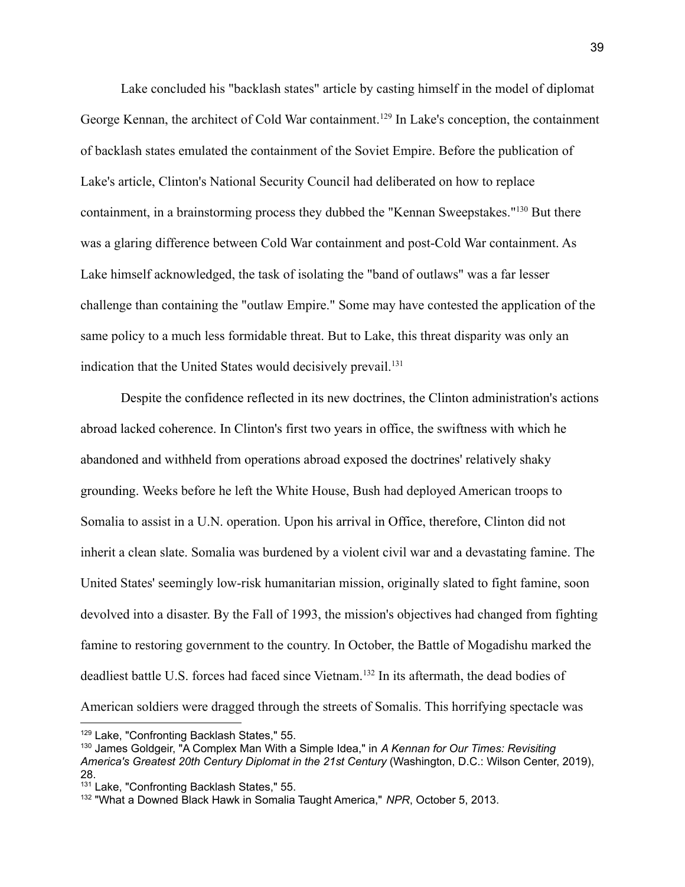Lake concluded his "backlash states" article by casting himself in the model of diplomat George Kennan, the architect of Cold War containment.[129] In Lake's conception, the containment of backlash states emulated the containment of the Soviet Empire. Before the publication of Lake's article, Clinton's National Security Council had deliberated on how to replace containment, in a brainstorming process they dubbed the "Kennan Sweepstakes."[130] But there was a glaring difference between Cold War containment and post-Cold War containment. As Lake himself acknowledged, the task of isolating the "band of outlaws" was a far lesser challenge than containing the "outlaw Empire." Some may have contested the application of the same policy to a much less formidable threat. But to Lake, this threat disparity was only an indication that the United States would decisively prevail.[131]

Despite the confidence reflected in its new doctrines, the Clinton administration's actions abroad lacked coherence. In Clinton's first two years in office, the swiftness with which he abandoned and withheld from operations abroad exposed the doctrines' relatively shaky grounding. Weeks before he left the White House, Bush had deployed American troops to Somalia to assist in a U.N. operation. Upon his arrival in Office, therefore, Clinton did not inherit a clean slate. Somalia was burdened by a violent civil war and a devastating famine. The United States' seemingly low-risk humanitarian mission, originally slated to fight famine, soon devolved into a disaster. By the Fall of 1993, the mission's objectives had changed from fighting famine to restoring government to the country. In October, the Battle of Mogadishu marked the deadliest battle U.S. forces had faced since Vietnam.[132] In its aftermath, the dead bodies of American soldiers were dragged through the streets of Somalis. This horrifying spectacle was

---

[129] Lake, "Confronting Backlash States," 55.

[130] James Goldgeir, "A Complex Man With a Simple Idea," in *A Kennan for Our Times: Revisiting America's Greatest 20th Century Diplomat in the 21st Century* (Washington, D.C.: Wilson Center, 2019), 28.

[131] Lake, "Confronting Backlash States," 55.

[132] "What a Downed Black Hawk in Somalia Taught America," *NPR*, October 5, 2013.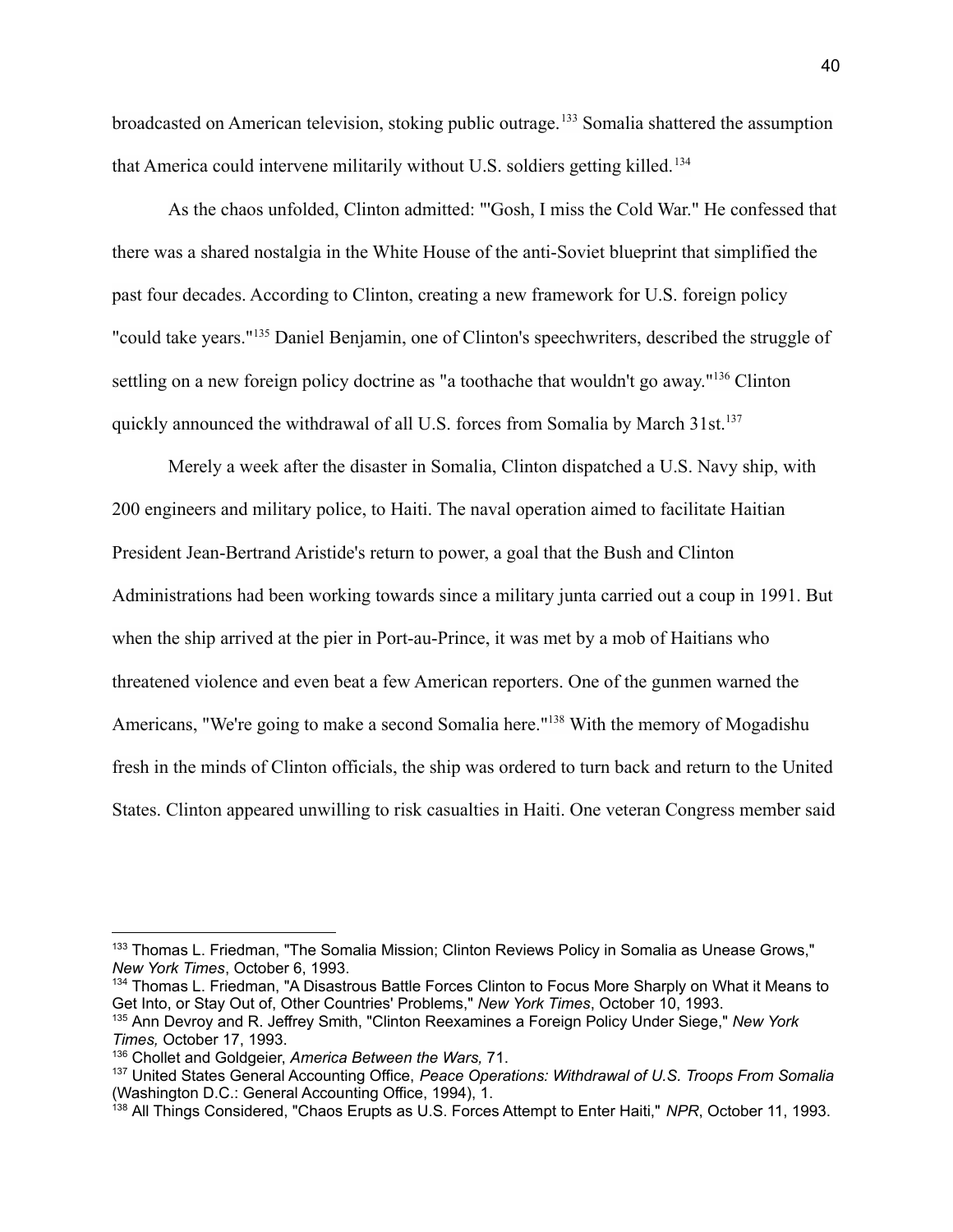broadcasted on American television, stoking public outrage.[133] Somalia shattered the assumption that America could intervene militarily without U.S. soldiers getting killed.[134]

As the chaos unfolded, Clinton admitted: "'Gosh, I miss the Cold War." He confessed that there was a shared nostalgia in the White House of the anti-Soviet blueprint that simplified the past four decades. According to Clinton, creating a new framework for U.S. foreign policy "could take years."[135] Daniel Benjamin, one of Clinton's speechwriters, described the struggle of settling on a new foreign policy doctrine as "a toothache that wouldn't go away."[136] Clinton quickly announced the withdrawal of all U.S. forces from Somalia by March 31st.[137]

Merely a week after the disaster in Somalia, Clinton dispatched a U.S. Navy ship, with 200 engineers and military police, to Haiti. The naval operation aimed to facilitate Haitian President Jean-Bertrand Aristide's return to power, a goal that the Bush and Clinton Administrations had been working towards since a military junta carried out a coup in 1991. But when the ship arrived at the pier in Port-au-Prince, it was met by a mob of Haitians who threatened violence and even beat a few American reporters. One of the gunmen warned the Americans, "We're going to make a second Somalia here."[138] With the memory of Mogadishu fresh in the minds of Clinton officials, the ship was ordered to turn back and return to the United States. Clinton appeared unwilling to risk casualties in Haiti. One veteran Congress member said

---

[133] Thomas L. Friedman, "The Somalia Mission; Clinton Reviews Policy in Somalia as Unease Grows," *New York Times*, October 6, 1993.

[134] Thomas L. Friedman, "A Disastrous Battle Forces Clinton to Focus More Sharply on What it Means to Get Into, or Stay Out of, Other Countries' Problems," *New York Times*, October 10, 1993.

[135] Ann Devroy and R. Jeffrey Smith, "Clinton Reexamines a Foreign Policy Under Siege," *New York Times,* October 17, 1993.

[136] Chollet and Goldgeier, *America Between the Wars,* 71.

[137] United States General Accounting Office, *Peace Operations: Withdrawal of U.S. Troops From Somalia* (Washington D.C.: General Accounting Office, 1994), 1.

[138] All Things Considered, "Chaos Erupts as U.S. Forces Attempt to Enter Haiti," *NPR*, October 11, 1993.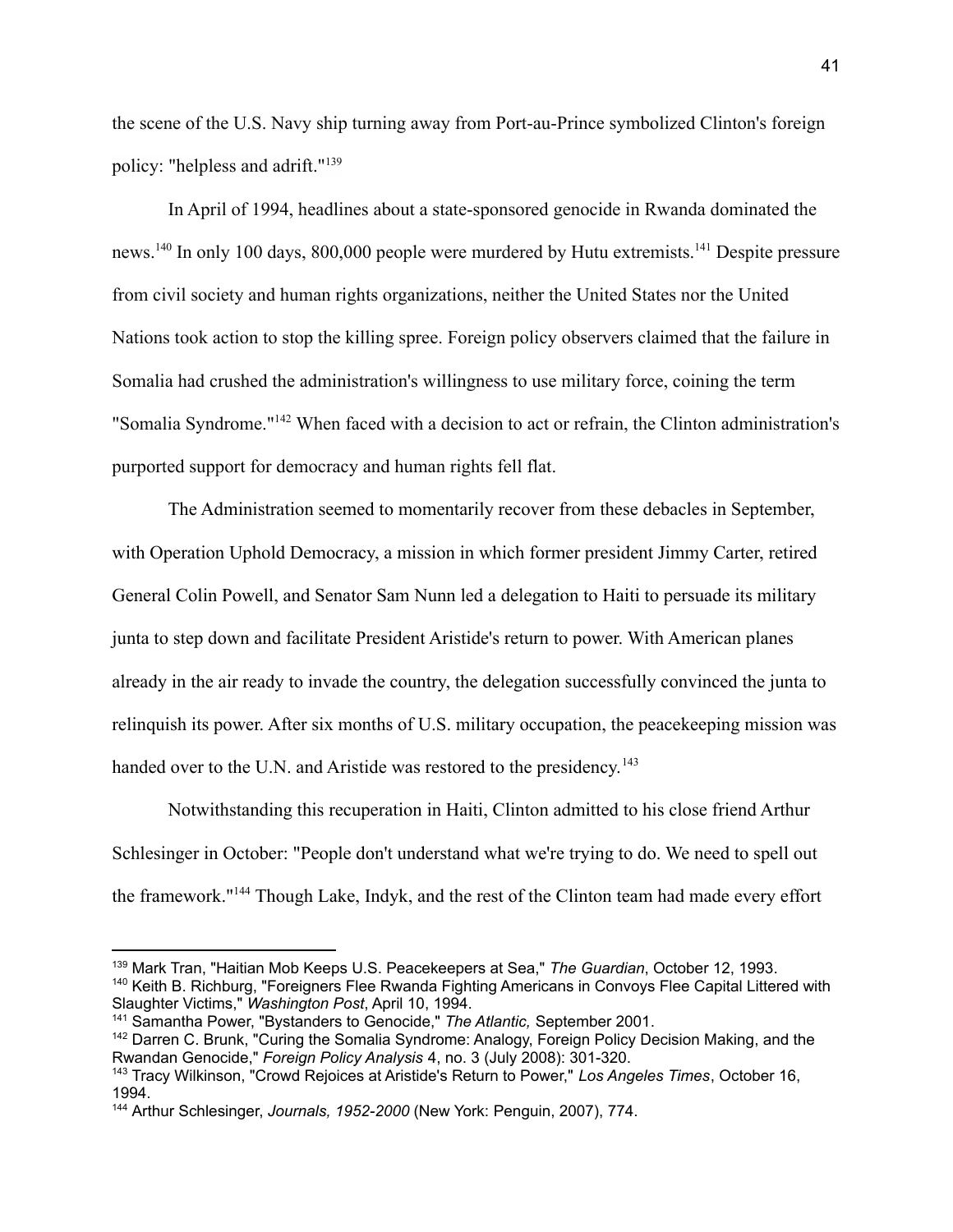the scene of the U.S. Navy ship turning away from Port-au-Prince symbolized Clinton's foreign policy: "helpless and adrift."[139]

In April of 1994, headlines about a state-sponsored genocide in Rwanda dominated the news.[140] In only 100 days, 800,000 people were murdered by Hutu extremists.[141] Despite pressure from civil society and human rights organizations, neither the United States nor the United Nations took action to stop the killing spree. Foreign policy observers claimed that the failure in Somalia had crushed the administration's willingness to use military force, coining the term "Somalia Syndrome."[142] When faced with a decision to act or refrain, the Clinton administration's purported support for democracy and human rights fell flat.

The Administration seemed to momentarily recover from these debacles in September, with Operation Uphold Democracy, a mission in which former president Jimmy Carter, retired General Colin Powell, and Senator Sam Nunn led a delegation to Haiti to persuade its military junta to step down and facilitate President Aristide's return to power. With American planes already in the air ready to invade the country, the delegation successfully convinced the junta to relinquish its power. After six months of U.S. military occupation, the peacekeeping mission was handed over to the U.N. and Aristide was restored to the presidency.[143]

Notwithstanding this recuperation in Haiti, Clinton admitted to his close friend Arthur Schlesinger in October: "People don't understand what we're trying to do. We need to spell out the framework."[144] Though Lake, Indyk, and the rest of the Clinton team had made every effort

---

[139] Mark Tran, "Haitian Mob Keeps U.S. Peacekeepers at Sea," *The Guardian*, October 12, 1993.

[140] Keith B. Richburg, "Foreigners Flee Rwanda Fighting Americans in Convoys Flee Capital Littered with Slaughter Victims," *Washington Post*, April 10, 1994.

[141] Samantha Power, "Bystanders to Genocide," *The Atlantic,* September 2001.

[142] Darren C. Brunk, "Curing the Somalia Syndrome: Analogy, Foreign Policy Decision Making, and the Rwandan Genocide," *Foreign Policy Analysis* 4, no. 3 (July 2008): 301-320.

[143] Tracy Wilkinson, "Crowd Rejoices at Aristide's Return to Power," *Los Angeles Times*, October 16, 1994.

[144] Arthur Schlesinger, *Journals, 1952-2000* (New York: Penguin, 2007), 774.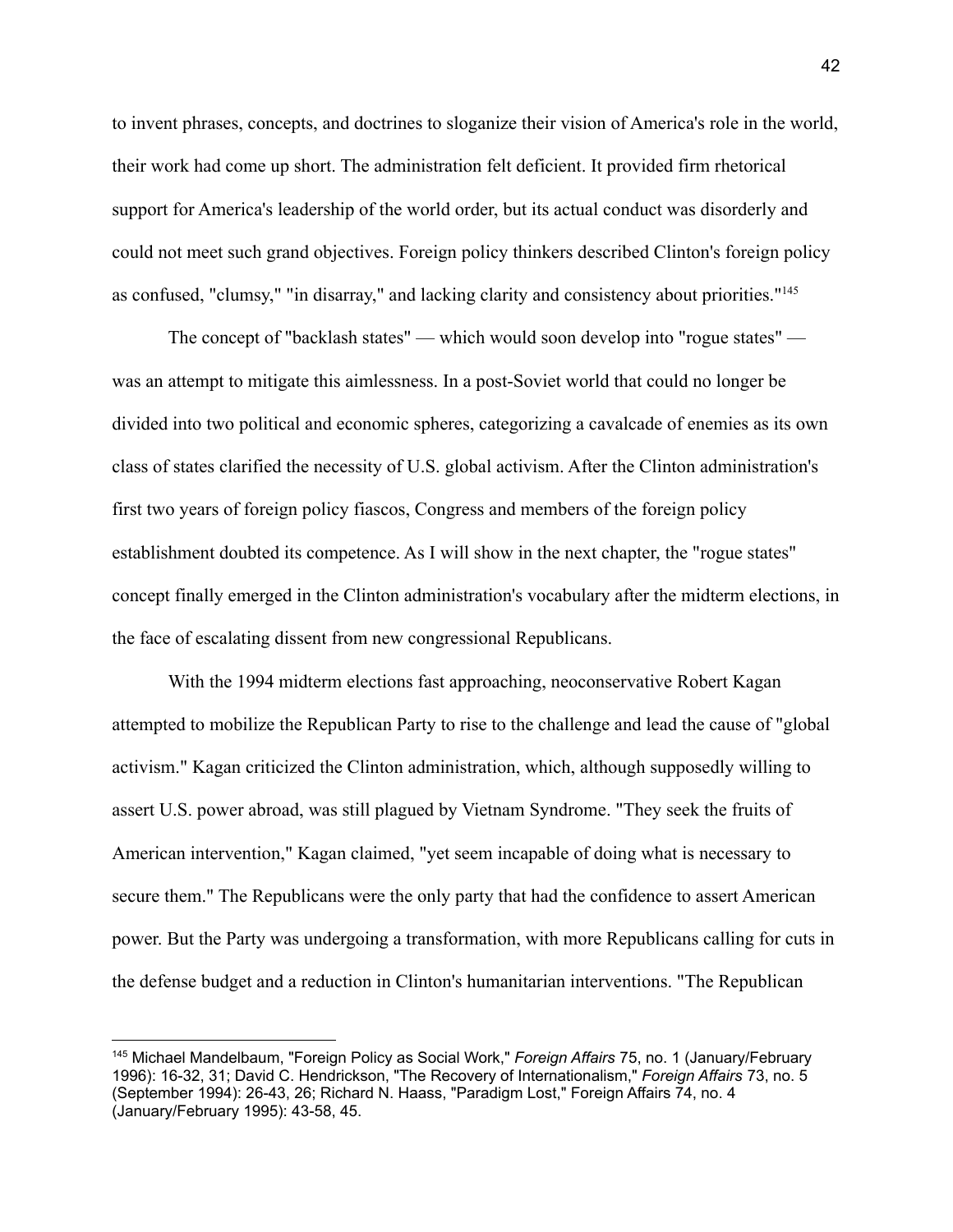to invent phrases, concepts, and doctrines to sloganize their vision of America's role in the world, their work had come up short. The administration felt deficient. It provided firm rhetorical support for America's leadership of the world order, but its actual conduct was disorderly and could not meet such grand objectives. Foreign policy thinkers described Clinton's foreign policy as confused, "clumsy," "in disarray," and lacking clarity and consistency about priorities."[145]

The concept of "backlash states" — which would soon develop into "rogue states" — was an attempt to mitigate this aimlessness. In a post-Soviet world that could no longer be divided into two political and economic spheres, categorizing a cavalcade of enemies as its own class of states clarified the necessity of U.S. global activism. After the Clinton administration's first two years of foreign policy fiascos, Congress and members of the foreign policy establishment doubted its competence. As I will show in the next chapter, the "rogue states" concept finally emerged in the Clinton administration's vocabulary after the midterm elections, in the face of escalating dissent from new congressional Republicans.

With the 1994 midterm elections fast approaching, neoconservative Robert Kagan attempted to mobilize the Republican Party to rise to the challenge and lead the cause of "global activism." Kagan criticized the Clinton administration, which, although supposedly willing to assert U.S. power abroad, was still plagued by Vietnam Syndrome. "They seek the fruits of American intervention," Kagan claimed, "yet seem incapable of doing what is necessary to secure them." The Republicans were the only party that had the confidence to assert American power. But the Party was undergoing a transformation, with more Republicans calling for cuts in the defense budget and a reduction in Clinton's humanitarian interventions. "The Republican

---

[145] Michael Mandelbaum, "Foreign Policy as Social Work," *Foreign Affairs* 75, no. 1 (January/February 1996): 16-32, 31; David C. Hendrickson, "The Recovery of Internationalism," *Foreign Affairs* 73, no. 5 (September 1994): 26-43, 26; Richard N. Haass, "Paradigm Lost," Foreign Affairs 74, no. 4 (January/February 1995): 43-58, 45.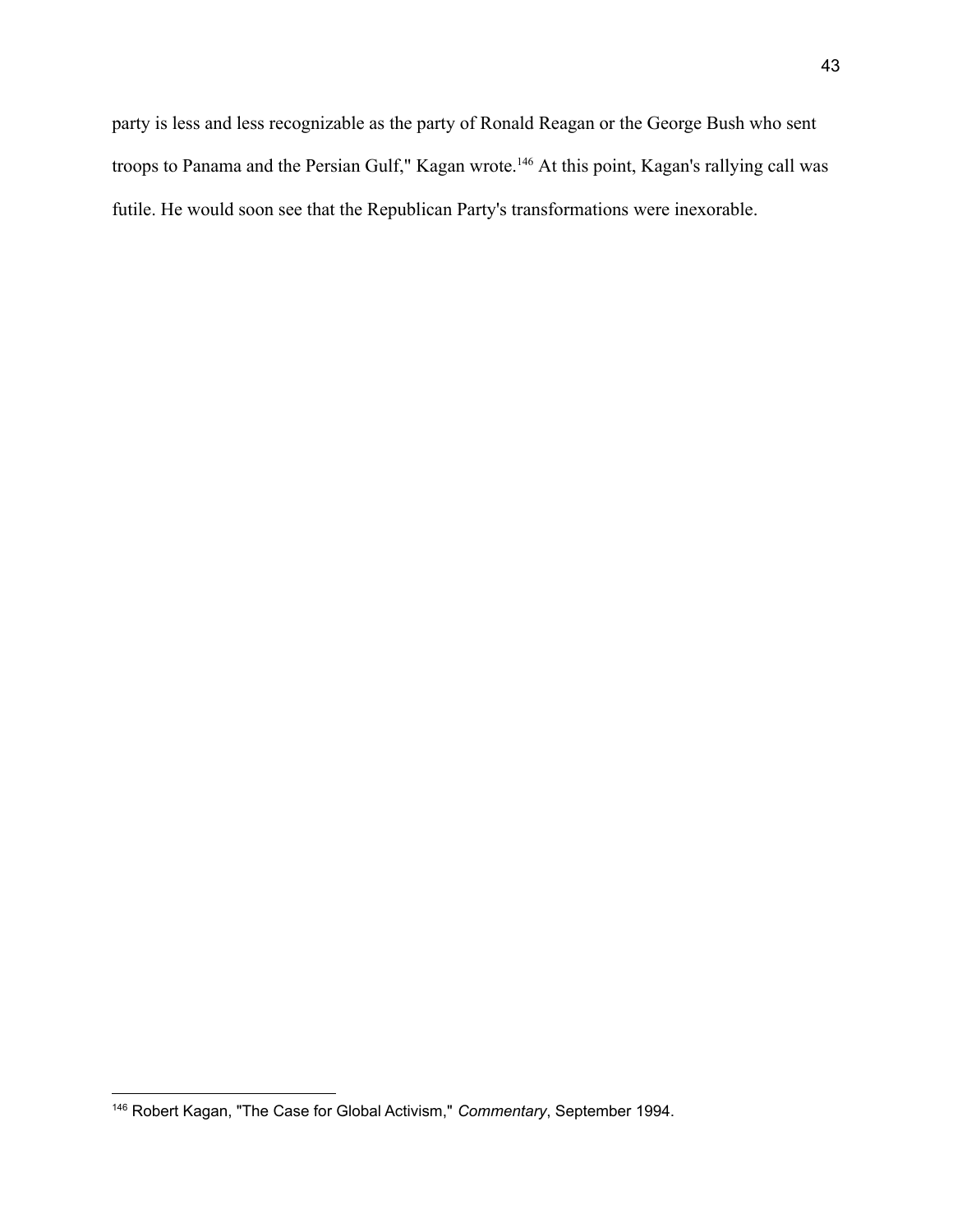party is less and less recognizable as the party of Ronald Reagan or the George Bush who sent troops to Panama and the Persian Gulf," Kagan wrote.[146] At this point, Kagan's rallying call was futile. He would soon see that the Republican Party's transformations were inexorable.

---

[146] Robert Kagan, "The Case for Global Activism," *Commentary*, September 1994.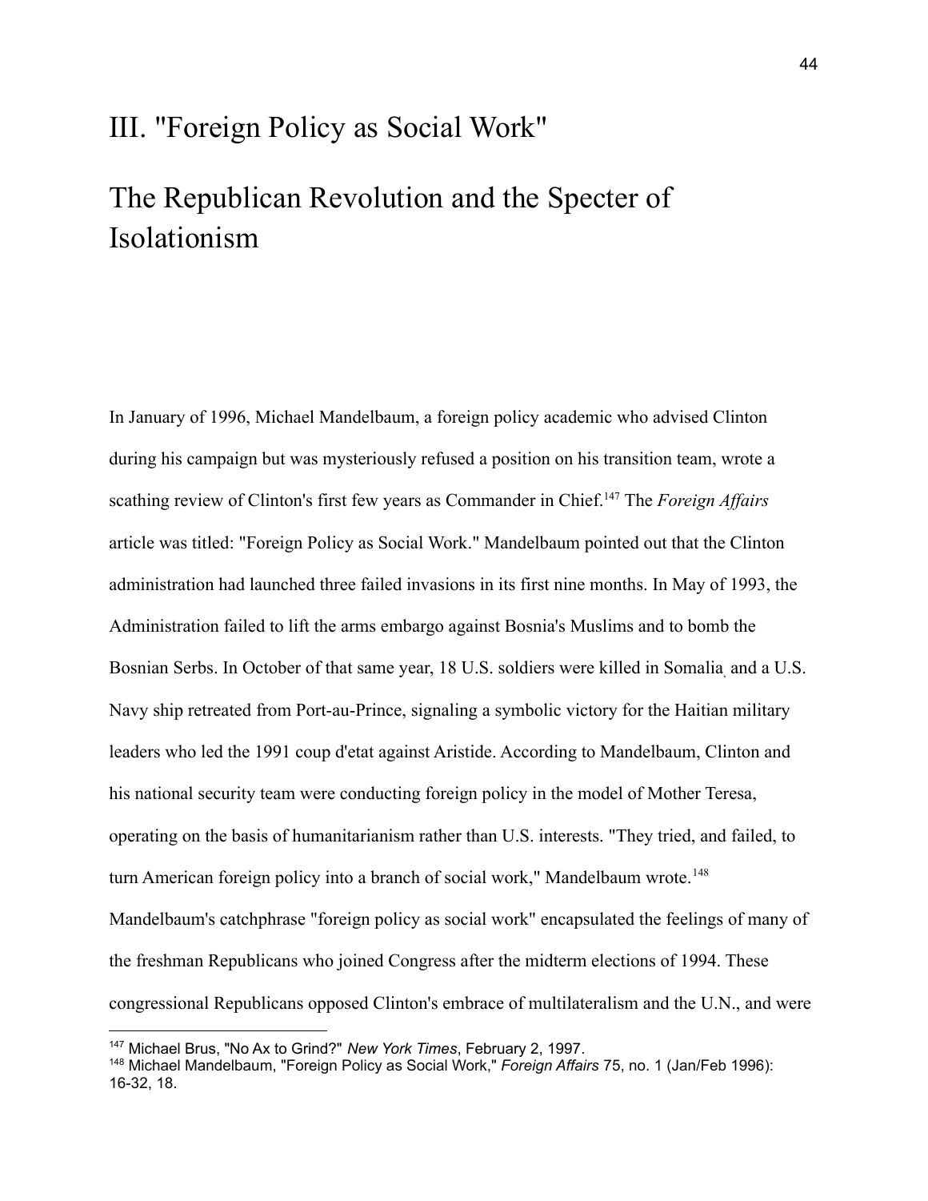# III. "Foreign Policy as Social Work"

# The Republican Revolution and the Specter of Isolationism

In January of 1996, Michael Mandelbaum, a foreign policy academic who advised Clinton during his campaign but was mysteriously refused a position on his transition team, wrote a scathing review of Clinton's first few years as Commander in Chief.[147] The *Foreign Affairs* article was titled: "Foreign Policy as Social Work." Mandelbaum pointed out that the Clinton administration had launched three failed invasions in its first nine months. In May of 1993, the Administration failed to lift the arms embargo against Bosnia's Muslims and to bomb the Bosnian Serbs. In October of that same year, 18 U.S. soldiers were killed in Somalia, and a U.S. Navy ship retreated from Port-au-Prince, signaling a symbolic victory for the Haitian military leaders who led the 1991 coup d'etat against Aristide. According to Mandelbaum, Clinton and his national security team were conducting foreign policy in the model of Mother Teresa, operating on the basis of humanitarianism rather than U.S. interests. "They tried, and failed, to turn American foreign policy into a branch of social work," Mandelbaum wrote.[148] Mandelbaum's catchphrase "foreign policy as social work" encapsulated the feelings of many of the freshman Republicans who joined Congress after the midterm elections of 1994. These congressional Republicans opposed Clinton's embrace of multilateralism and the U.N., and were

---

[147] Michael Brus, "No Ax to Grind?" *New York Times*, February 2, 1997.

[148] Michael Mandelbaum, "Foreign Policy as Social Work," *Foreign Affairs* 75, no. 1 (Jan/Feb 1996): 16-32, 18.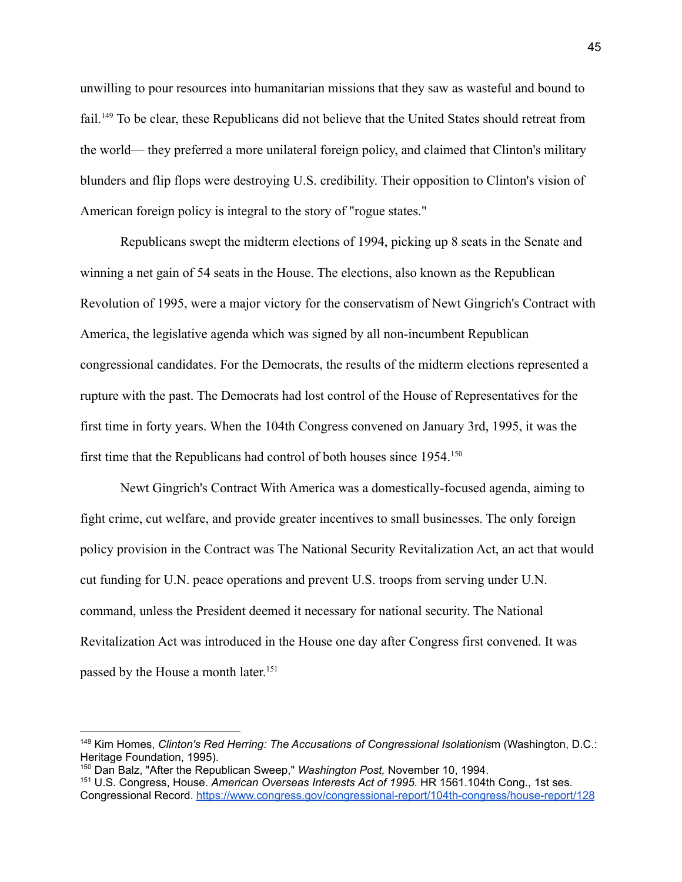unwilling to pour resources into humanitarian missions that they saw as wasteful and bound to fail.[149] To be clear, these Republicans did not believe that the United States should retreat from the world— they preferred a more unilateral foreign policy, and claimed that Clinton's military blunders and flip flops were destroying U.S. credibility. Their opposition to Clinton's vision of American foreign policy is integral to the story of "rogue states."

Republicans swept the midterm elections of 1994, picking up 8 seats in the Senate and winning a net gain of 54 seats in the House. The elections, also known as the Republican Revolution of 1995, were a major victory for the conservatism of Newt Gingrich's Contract with America, the legislative agenda which was signed by all non-incumbent Republican congressional candidates. For the Democrats, the results of the midterm elections represented a rupture with the past. The Democrats had lost control of the House of Representatives for the first time in forty years. When the 104th Congress convened on January 3rd, 1995, it was the first time that the Republicans had control of both houses since 1954.[150]

Newt Gingrich's Contract With America was a domestically-focused agenda, aiming to fight crime, cut welfare, and provide greater incentives to small businesses. The only foreign policy provision in the Contract was The National Security Revitalization Act, an act that would cut funding for U.N. peace operations and prevent U.S. troops from serving under U.N. command, unless the President deemed it necessary for national security. The National Revitalization Act was introduced in the House one day after Congress first convened. It was passed by the House a month later.[151]

---

[149] Kim Homes, *Clinton's Red Herring: The Accusations of Congressional Isolationism* (Washington, D.C.: Heritage Foundation, 1995).

[150] Dan Balz, "After the Republican Sweep," *Washington Post,* November 10, 1994.

[151] U.S. Congress, House. *American Overseas Interests Act of 1995.* HR 1561.104th Cong., 1st ses. Congressional Record. https://www.congress.gov/congressional-report/104th-congress/house-report/128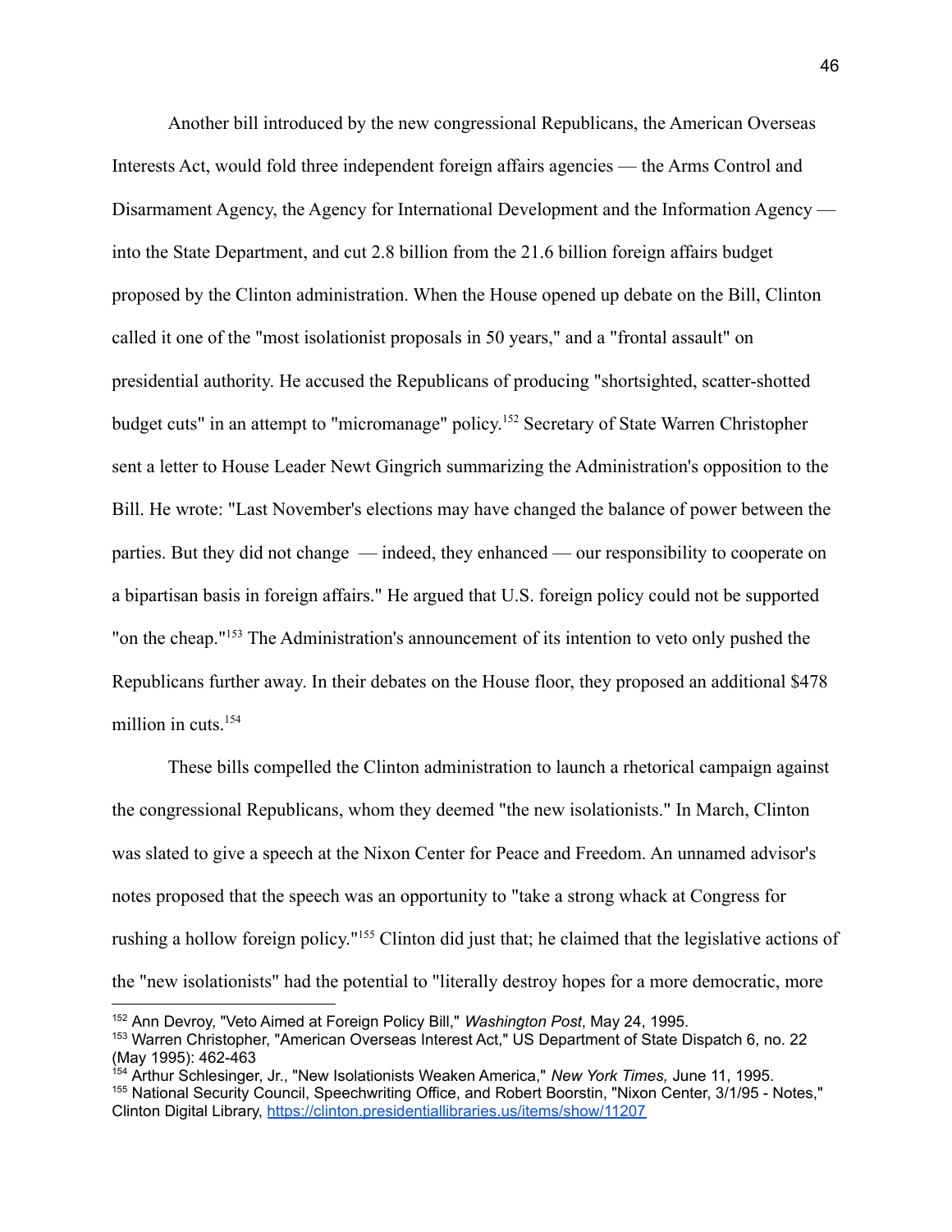Another bill introduced by the new congressional Republicans, the American Overseas Interests Act, would fold three independent foreign affairs agencies — the Arms Control and Disarmament Agency, the Agency for International Development and the Information Agency — into the State Department, and cut 2.8 billion from the 21.6 billion foreign affairs budget proposed by the Clinton administration. When the House opened up debate on the Bill, Clinton called it one of the "most isolationist proposals in 50 years," and a "frontal assault" on presidential authority. He accused the Republicans of producing "shortsighted, scatter-shotted budget cuts" in an attempt to "micromanage" policy.[152] Secretary of State Warren Christopher sent a letter to House Leader Newt Gingrich summarizing the Administration's opposition to the Bill. He wrote: "Last November's elections may have changed the balance of power between the parties. But they did not change — indeed, they enhanced — our responsibility to cooperate on a bipartisan basis in foreign affairs." He argued that U.S. foreign policy could not be supported "on the cheap."[153] The Administration's announcement of its intention to veto only pushed the Republicans further away. In their debates on the House floor, they proposed an additional $478 million in cuts.[154]

These bills compelled the Clinton administration to launch a rhetorical campaign against the congressional Republicans, whom they deemed "the new isolationists." In March, Clinton was slated to give a speech at the Nixon Center for Peace and Freedom. An unnamed advisor's notes proposed that the speech was an opportunity to "take a strong whack at Congress for rushing a hollow foreign policy."[155] Clinton did just that; he claimed that the legislative actions of the "new isolationists" had the potential to "literally destroy hopes for a more democratic, more

---

[152] Ann Devroy, "Veto Aimed at Foreign Policy Bill," *Washington Post*, May 24, 1995.

[153] Warren Christopher, "American Overseas Interest Act," US Department of State Dispatch 6, no. 22 (May 1995): 462-463

[154] Arthur Schlesinger, Jr., "New Isolationists Weaken America," *New York Times,* June 11, 1995.

[155] National Security Council, Speechwriting Office, and Robert Boorstin, "Nixon Center, 3/1/95 - Notes," Clinton Digital Library, https://clinton.presidentiallibraries.us/items/show/11207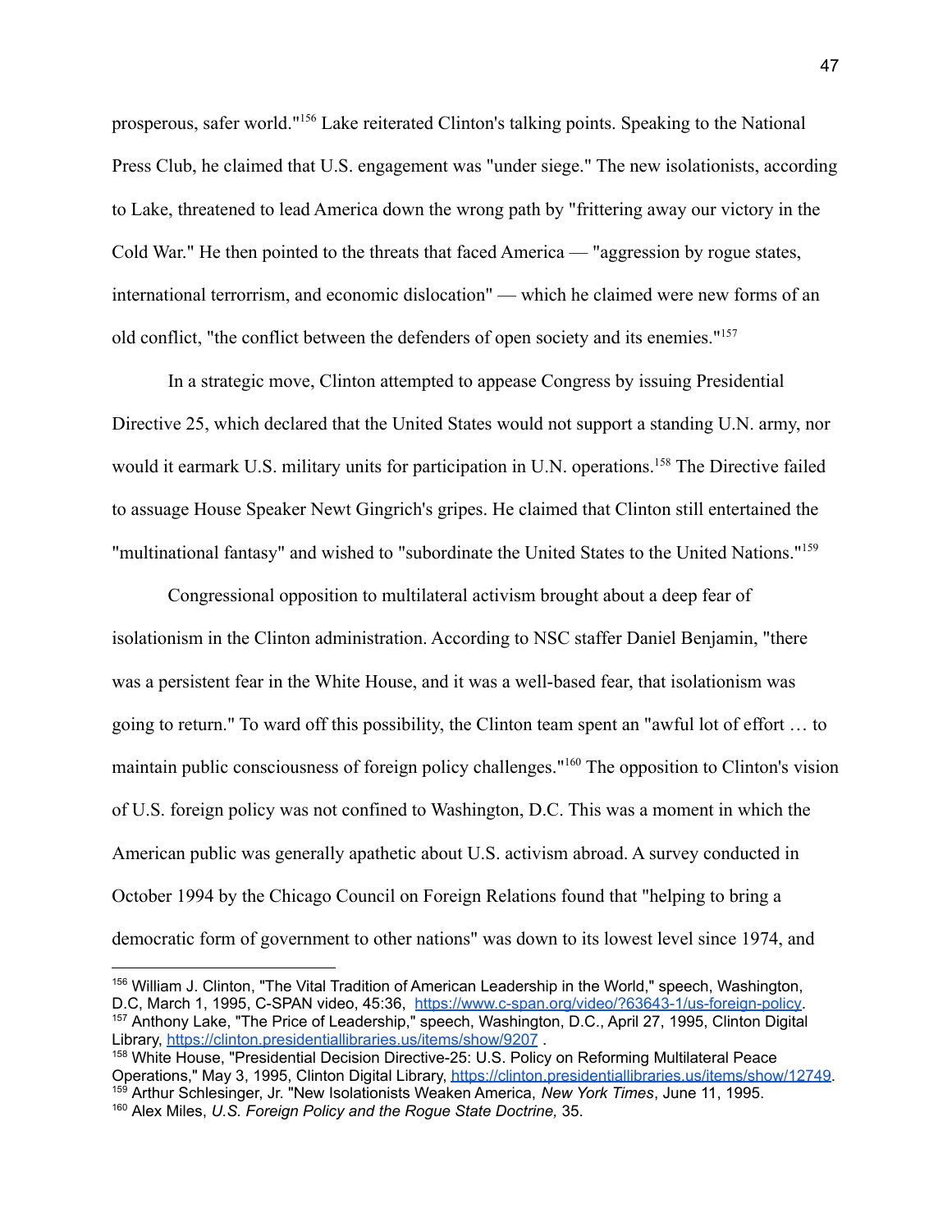prosperous, safer world."[156] Lake reiterated Clinton's talking points. Speaking to the National Press Club, he claimed that U.S. engagement was "under siege." The new isolationists, according to Lake, threatened to lead America down the wrong path by "frittering away our victory in the Cold War." He then pointed to the threats that faced America — "aggression by rogue states, international terrorrism, and economic dislocation" — which he claimed were new forms of an old conflict, "the conflict between the defenders of open society and its enemies."[157]

In a strategic move, Clinton attempted to appease Congress by issuing Presidential Directive 25, which declared that the United States would not support a standing U.N. army, nor would it earmark U.S. military units for participation in U.N. operations.[158] The Directive failed to assuage House Speaker Newt Gingrich's gripes. He claimed that Clinton still entertained the "multinational fantasy" and wished to "subordinate the United States to the United Nations."[159]

Congressional opposition to multilateral activism brought about a deep fear of isolationism in the Clinton administration. According to NSC staffer Daniel Benjamin, "there was a persistent fear in the White House, and it was a well-based fear, that isolationism was going to return." To ward off this possibility, the Clinton team spent an "awful lot of effort … to maintain public consciousness of foreign policy challenges."[160] The opposition to Clinton's vision of U.S. foreign policy was not confined to Washington, D.C. This was a moment in which the American public was generally apathetic about U.S. activism abroad. A survey conducted in October 1994 by the Chicago Council on Foreign Relations found that "helping to bring a democratic form of government to other nations" was down to its lowest level since 1974, and

---

[156] William J. Clinton, "The Vital Tradition of American Leadership in the World," speech, Washington, D.C, March 1, 1995, C-SPAN video, 45:36, https://www.c-span.org/video/?63643-1/us-foreign-policy.
[157] Anthony Lake, "The Price of Leadership," speech, Washington, D.C., April 27, 1995, Clinton Digital Library, https://clinton.presidentiallibraries.us/items/show/9207 .
[158] White House, "Presidential Decision Directive-25: U.S. Policy on Reforming Multilateral Peace Operations," May 3, 1995, Clinton Digital Library, https://clinton.presidentiallibraries.us/items/show/12749.
[159] Arthur Schlesinger, Jr. "New Isolationists Weaken America, *New York Times*, June 11, 1995.
[160] Alex Miles, *U.S. Foreign Policy and the Rogue State Doctrine,* 35.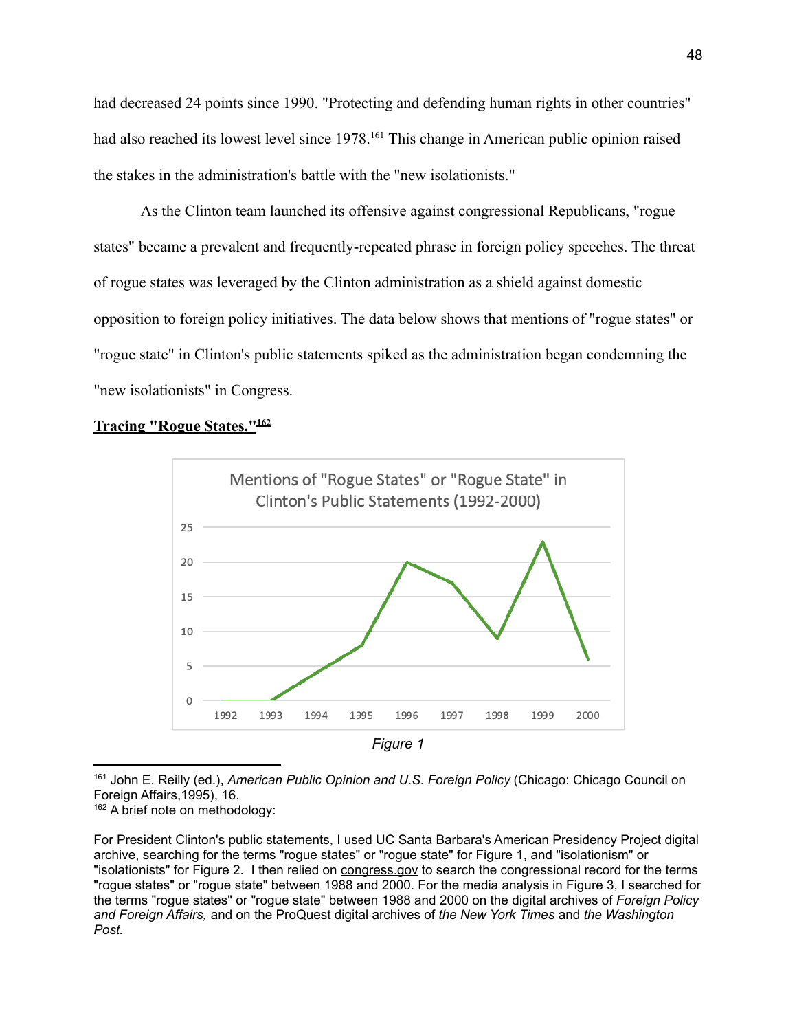had decreased 24 points since 1990. "Protecting and defending human rights in other countries" had also reached its lowest level since 1978.[161] This change in American public opinion raised the stakes in the administration's battle with the "new isolationists."

As the Clinton team launched its offensive against congressional Republicans, "rogue states" became a prevalent and frequently-repeated phrase in foreign policy speeches. The threat of rogue states was leveraged by the Clinton administration as a shield against domestic opposition to foreign policy initiatives. The data below shows that mentions of "rogue states" or "rogue state" in Clinton's public statements spiked as the administration began condemning the "new isolationists" in Congress.

**Tracing "Rogue States."[162]**

Mentions of "Rogue States" or "Rogue State" in Clinton's Public Statements (1992-2000)

*Figure 1*

[161] John E. Reilly (ed.), *American Public Opinion and U.S. Foreign Policy* (Chicago: Chicago Council on Foreign Affairs,1995), 16.

[162] A brief note on methodology:

For President Clinton's public statements, I used UC Santa Barbara's American Presidency Project digital archive, searching for the terms "rogue states" or "rogue state" for Figure 1, and "isolationism" or "isolationists" for Figure 2. I then relied on congress.gov to search the congressional record for the terms "rogue states" or "rogue state" between 1988 and 2000. For the media analysis in Figure 3, I searched for the terms "rogue states" or "rogue state" between 1988 and 2000 on the digital archives of *Foreign Policy and Foreign Affairs,* and on the ProQuest digital archives of *the New York Times* and *the Washington Post.*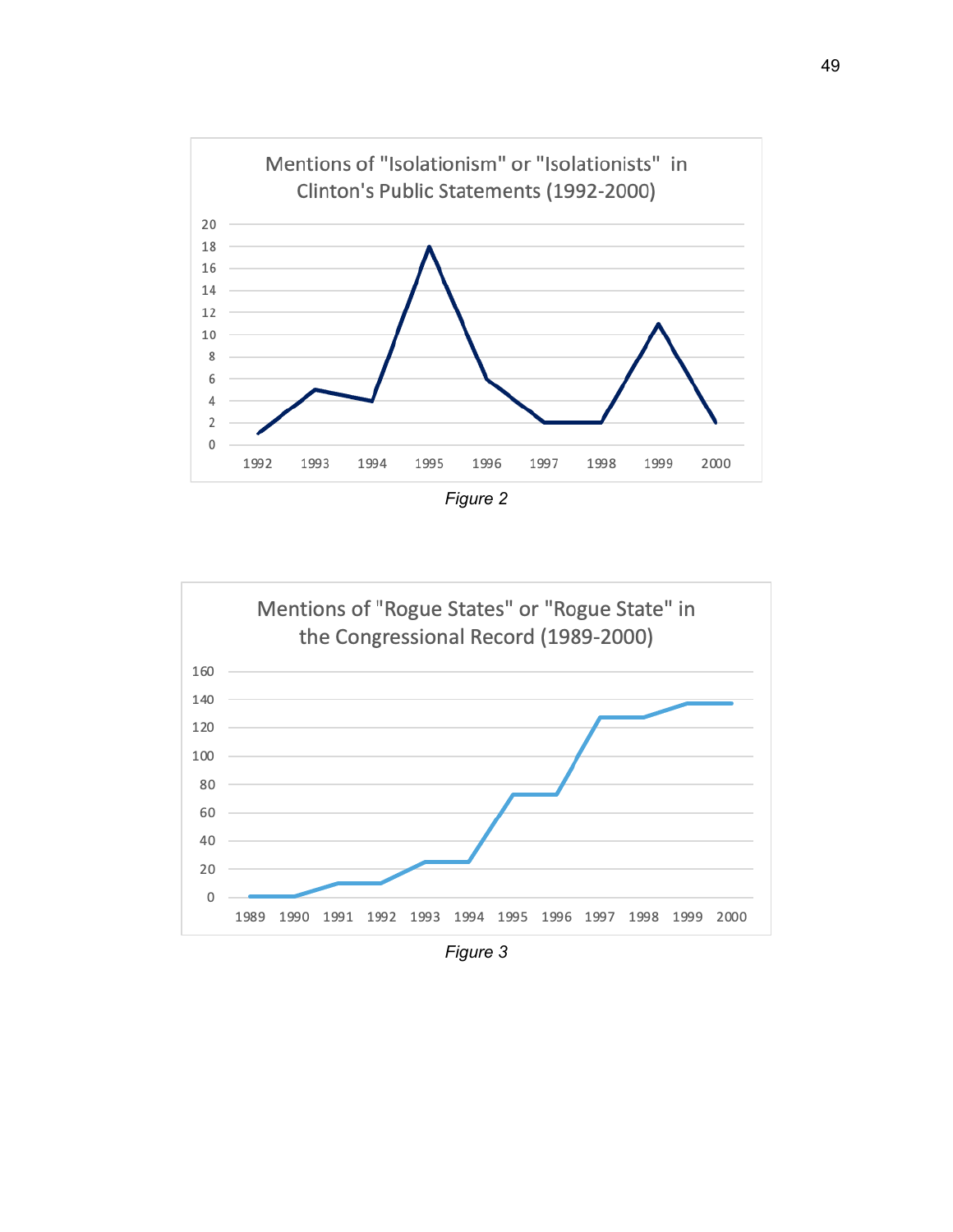Mentions of "Isolationism" or "Isolationists" in Clinton's Public Statements (1992-2000)

*Figure 2*

Mentions of "Rogue States" or "Rogue State" in the Congressional Record (1989-2000)

*Figure 3*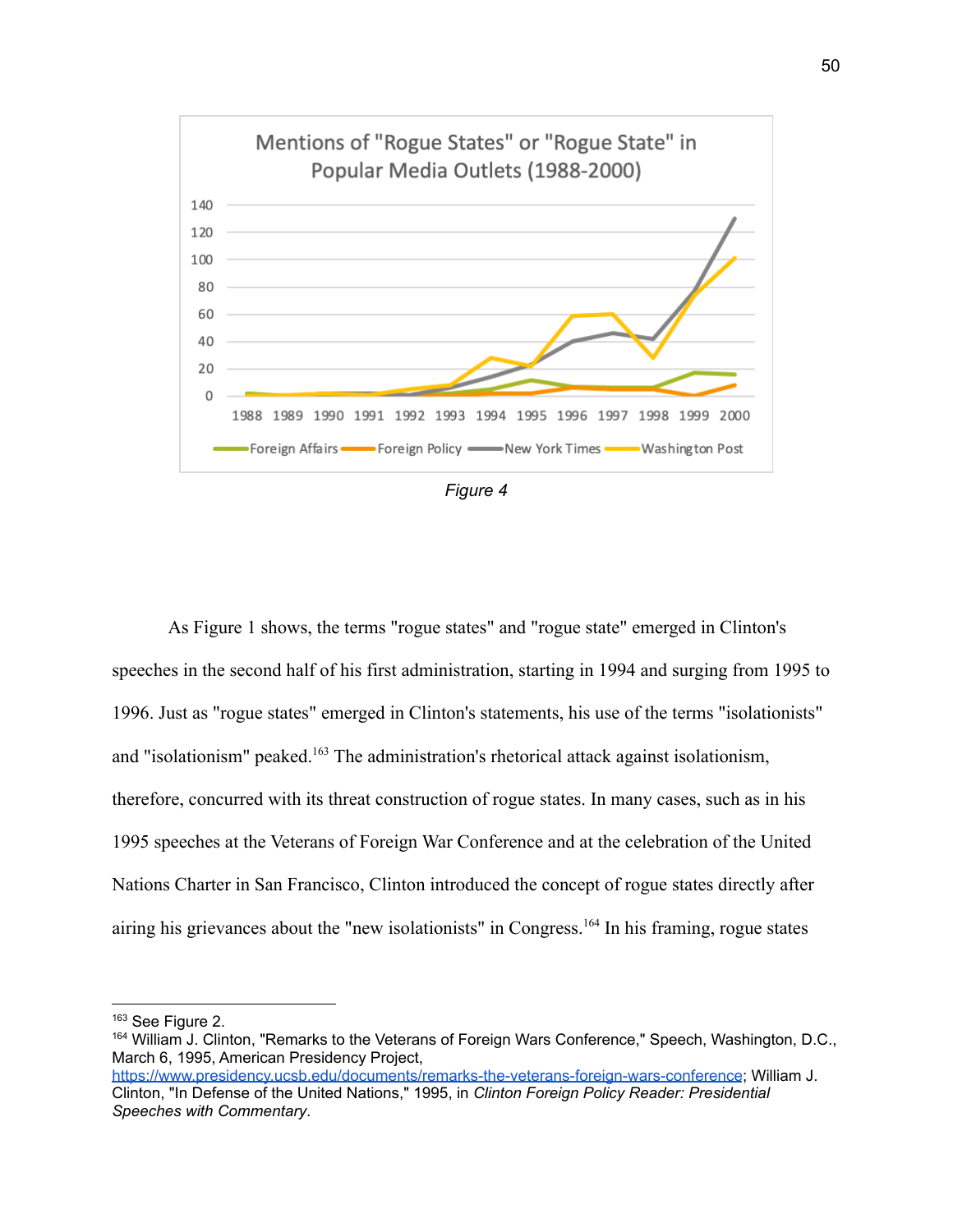Mentions of "Rogue States" or "Rogue State" in Popular Media Outlets (1988-2000)

*Figure 4*

As Figure 1 shows, the terms "rogue states" and "rogue state" emerged in Clinton's speeches in the second half of his first administration, starting in 1994 and surging from 1995 to 1996. Just as "rogue states" emerged in Clinton's statements, his use of the terms "isolationists" and "isolationism" peaked.[163] The administration's rhetorical attack against isolationism, therefore, concurred with its threat construction of rogue states. In many cases, such as in his 1995 speeches at the Veterans of Foreign War Conference and at the celebration of the United Nations Charter in San Francisco, Clinton introduced the concept of rogue states directly after airing his grievances about the "new isolationists" in Congress.[164] In his framing, rogue states

---

[163] See Figure 2.

[164] William J. Clinton, "Remarks to the Veterans of Foreign Wars Conference," Speech, Washington, D.C., March 6, 1995, American Presidency Project, https://www.presidency.ucsb.edu/documents/remarks-the-veterans-foreign-wars-conference; William J. Clinton, "In Defense of the United Nations," 1995, in *Clinton Foreign Policy Reader: Presidential Speeches with Commentary*.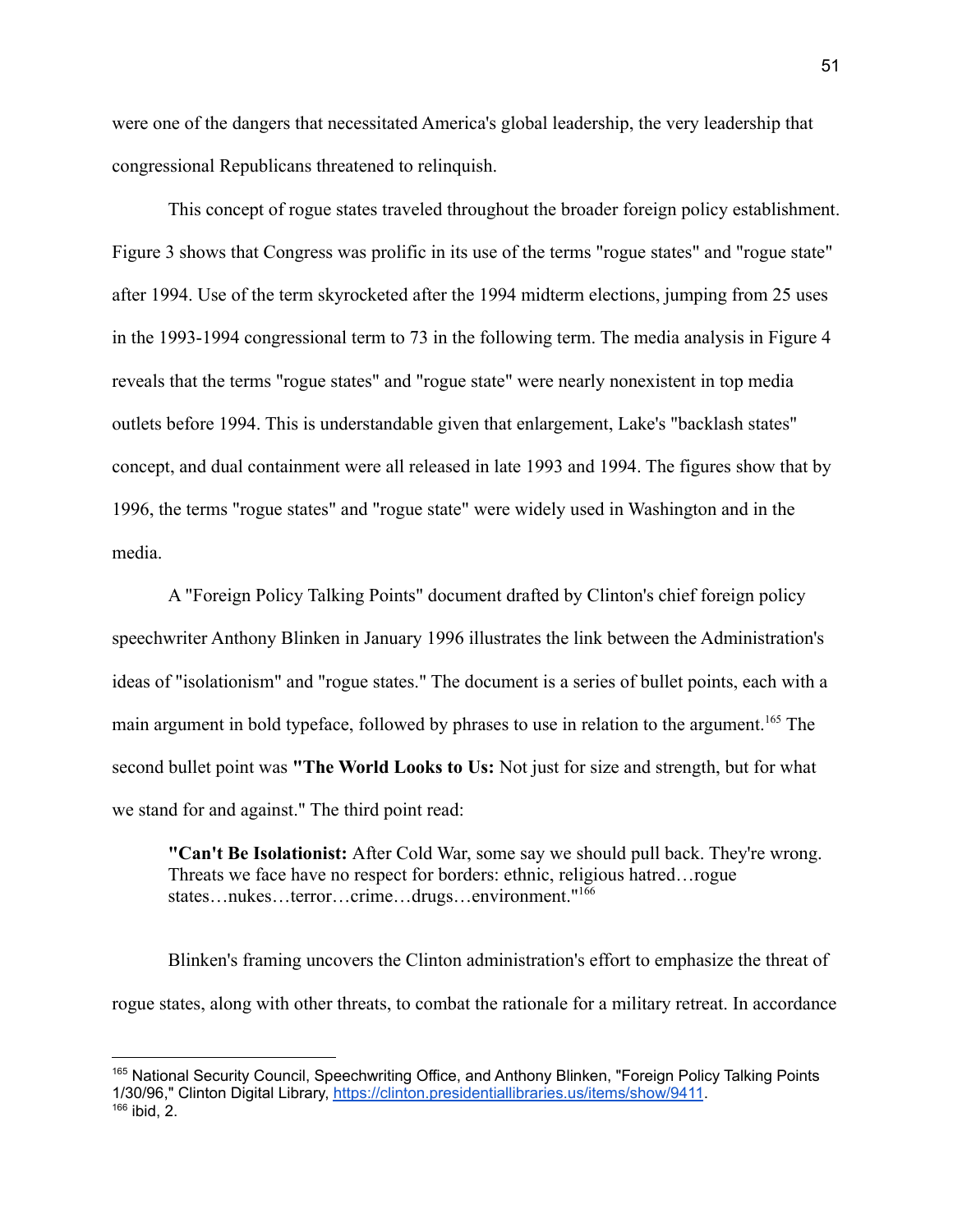were one of the dangers that necessitated America's global leadership, the very leadership that congressional Republicans threatened to relinquish.

This concept of rogue states traveled throughout the broader foreign policy establishment. Figure 3 shows that Congress was prolific in its use of the terms "rogue states" and "rogue state" after 1994. Use of the term skyrocketed after the 1994 midterm elections, jumping from 25 uses in the 1993-1994 congressional term to 73 in the following term. The media analysis in Figure 4 reveals that the terms "rogue states" and "rogue state" were nearly nonexistent in top media outlets before 1994. This is understandable given that enlargement, Lake's "backlash states" concept, and dual containment were all released in late 1993 and 1994. The figures show that by 1996, the terms "rogue states" and "rogue state" were widely used in Washington and in the media.

A "Foreign Policy Talking Points" document drafted by Clinton's chief foreign policy speechwriter Anthony Blinken in January 1996 illustrates the link between the Administration's ideas of "isolationism" and "rogue states." The document is a series of bullet points, each with a main argument in bold typeface, followed by phrases to use in relation to the argument.[165] The second bullet point was **"The World Looks to Us:** Not just for size and strength, but for what we stand for and against." The third point read:

> **"Can't Be Isolationist:** After Cold War, some say we should pull back. They're wrong. Threats we face have no respect for borders: ethnic, religious hatred…rogue states…nukes…terror…crime…drugs…environment."[166]

Blinken's framing uncovers the Clinton administration's effort to emphasize the threat of rogue states, along with other threats, to combat the rationale for a military retreat. In accordance

---

[165] National Security Council, Speechwriting Office, and Anthony Blinken, "Foreign Policy Talking Points 1/30/96," Clinton Digital Library, https://clinton.presidentiallibraries.us/items/show/9411.

[166] ibid, 2.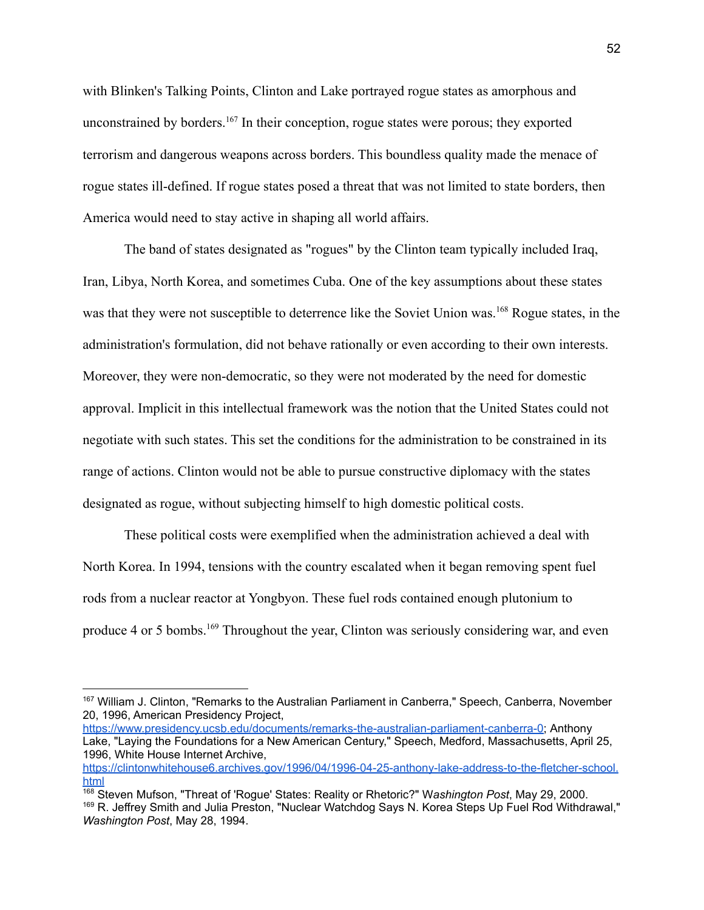with Blinken's Talking Points, Clinton and Lake portrayed rogue states as amorphous and unconstrained by borders.[167] In their conception, rogue states were porous; they exported terrorism and dangerous weapons across borders. This boundless quality made the menace of rogue states ill-defined. If rogue states posed a threat that was not limited to state borders, then America would need to stay active in shaping all world affairs.

The band of states designated as "rogues" by the Clinton team typically included Iraq, Iran, Libya, North Korea, and sometimes Cuba. One of the key assumptions about these states was that they were not susceptible to deterrence like the Soviet Union was.[168] Rogue states, in the administration's formulation, did not behave rationally or even according to their own interests. Moreover, they were non-democratic, so they were not moderated by the need for domestic approval. Implicit in this intellectual framework was the notion that the United States could not negotiate with such states. This set the conditions for the administration to be constrained in its range of actions. Clinton would not be able to pursue constructive diplomacy with the states designated as rogue, without subjecting himself to high domestic political costs.

These political costs were exemplified when the administration achieved a deal with North Korea. In 1994, tensions with the country escalated when it began removing spent fuel rods from a nuclear reactor at Yongbyon. These fuel rods contained enough plutonium to produce 4 or 5 bombs.[169] Throughout the year, Clinton was seriously considering war, and even

---

[167] William J. Clinton, "Remarks to the Australian Parliament in Canberra," Speech, Canberra, November 20, 1996, American Presidency Project, https://www.presidency.ucsb.edu/documents/remarks-the-australian-parliament-canberra-0; Anthony Lake, "Laying the Foundations for a New American Century," Speech, Medford, Massachusetts, April 25, 1996, White House Internet Archive, https://clintonwhitehouse6.archives.gov/1996/04/1996-04-25-anthony-lake-address-to-the-fletcher-school.html

[168] Steven Mufson, "Threat of 'Rogue' States: Reality or Rhetoric?" W*ashington Post*, May 29, 2000.

[169] R. Jeffrey Smith and Julia Preston, "Nuclear Watchdog Says N. Korea Steps Up Fuel Rod Withdrawal," *Washington Post*, May 28, 1994.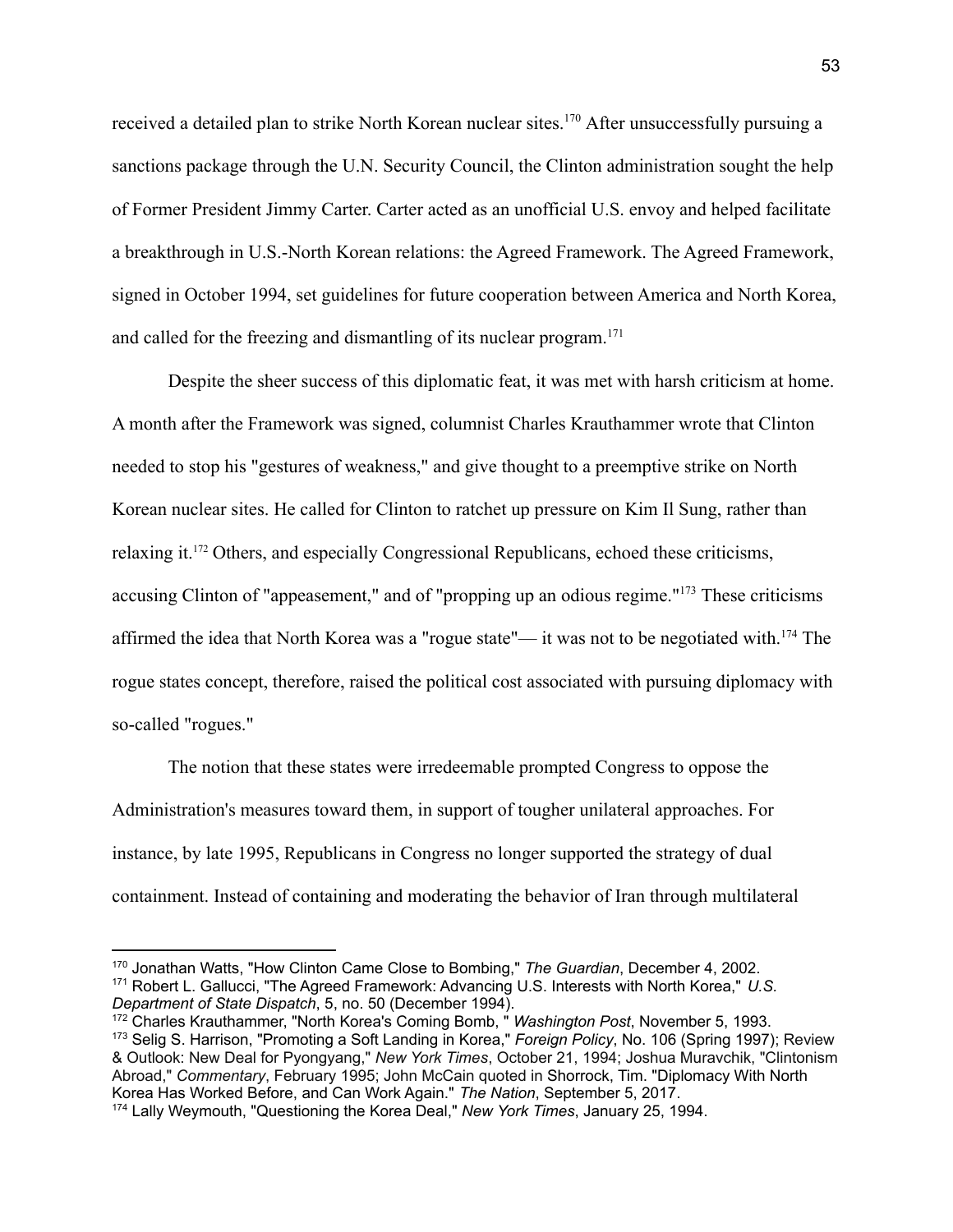received a detailed plan to strike North Korean nuclear sites.[170] After unsuccessfully pursuing a sanctions package through the U.N. Security Council, the Clinton administration sought the help of Former President Jimmy Carter. Carter acted as an unofficial U.S. envoy and helped facilitate a breakthrough in U.S.-North Korean relations: the Agreed Framework. The Agreed Framework, signed in October 1994, set guidelines for future cooperation between America and North Korea, and called for the freezing and dismantling of its nuclear program.[171]

Despite the sheer success of this diplomatic feat, it was met with harsh criticism at home. A month after the Framework was signed, columnist Charles Krauthammer wrote that Clinton needed to stop his "gestures of weakness," and give thought to a preemptive strike on North Korean nuclear sites. He called for Clinton to ratchet up pressure on Kim Il Sung, rather than relaxing it.[172] Others, and especially Congressional Republicans, echoed these criticisms, accusing Clinton of "appeasement," and of "propping up an odious regime."[173] These criticisms affirmed the idea that North Korea was a "rogue state"— it was not to be negotiated with.[174] The rogue states concept, therefore, raised the political cost associated with pursuing diplomacy with so-called "rogues."

The notion that these states were irredeemable prompted Congress to oppose the Administration's measures toward them, in support of tougher unilateral approaches. For instance, by late 1995, Republicans in Congress no longer supported the strategy of dual containment. Instead of containing and moderating the behavior of Iran through multilateral

---

[170] Jonathan Watts, "How Clinton Came Close to Bombing," *The Guardian*, December 4, 2002.

[171] Robert L. Gallucci, "The Agreed Framework: Advancing U.S. Interests with North Korea," *U.S. Department of State Dispatch*, 5, no. 50 (December 1994).

[172] Charles Krauthammer, "North Korea's Coming Bomb, " *Washington Post*, November 5, 1993.

[173] Selig S. Harrison, "Promoting a Soft Landing in Korea," *Foreign Policy*, No. 106 (Spring 1997); Review & Outlook: New Deal for Pyongyang," *New York Times*, October 21, 1994; Joshua Muravchik, "Clintonism Abroad," *Commentary*, February 1995; John McCain quoted in Shorrock, Tim. "Diplomacy With North Korea Has Worked Before, and Can Work Again." *The Nation*, September 5, 2017.

[174] Lally Weymouth, "Questioning the Korea Deal," *New York Times*, January 25, 1994.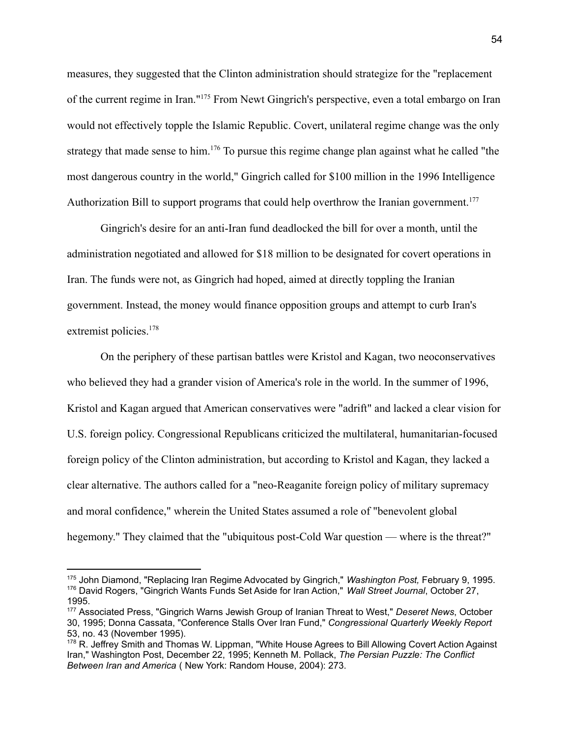measures, they suggested that the Clinton administration should strategize for the "replacement of the current regime in Iran."[175] From Newt Gingrich's perspective, even a total embargo on Iran would not effectively topple the Islamic Republic. Covert, unilateral regime change was the only strategy that made sense to him.[176] To pursue this regime change plan against what he called "the most dangerous country in the world," Gingrich called for $100 million in the 1996 Intelligence Authorization Bill to support programs that could help overthrow the Iranian government.[177]

Gingrich's desire for an anti-Iran fund deadlocked the bill for over a month, until the administration negotiated and allowed for $18 million to be designated for covert operations in Iran. The funds were not, as Gingrich had hoped, aimed at directly toppling the Iranian government. Instead, the money would finance opposition groups and attempt to curb Iran's extremist policies.[178]

On the periphery of these partisan battles were Kristol and Kagan, two neoconservatives who believed they had a grander vision of America's role in the world. In the summer of 1996, Kristol and Kagan argued that American conservatives were "adrift" and lacked a clear vision for U.S. foreign policy. Congressional Republicans criticized the multilateral, humanitarian-focused foreign policy of the Clinton administration, but according to Kristol and Kagan, they lacked a clear alternative. The authors called for a "neo-Reaganite foreign policy of military supremacy and moral confidence," wherein the United States assumed a role of "benevolent global hegemony." They claimed that the "ubiquitous post-Cold War question — where is the threat?"

---

[175] John Diamond, "Replacing Iran Regime Advocated by Gingrich," *Washington Post,* February 9, 1995.
[176] David Rogers, "Gingrich Wants Funds Set Aside for Iran Action," *Wall Street Journal*, October 27, 1995.
[177] Associated Press, "Gingrich Warns Jewish Group of Iranian Threat to West," *Deseret News*, October 30, 1995; Donna Cassata, "Conference Stalls Over Iran Fund," *Congressional Quarterly Weekly Report* 53, no. 43 (November 1995).
[178] R. Jeffrey Smith and Thomas W. Lippman, "White House Agrees to Bill Allowing Covert Action Against Iran," Washington Post, December 22, 1995; Kenneth M. Pollack, *The Persian Puzzle: The Conflict Between Iran and America* ( New York: Random House, 2004): 273.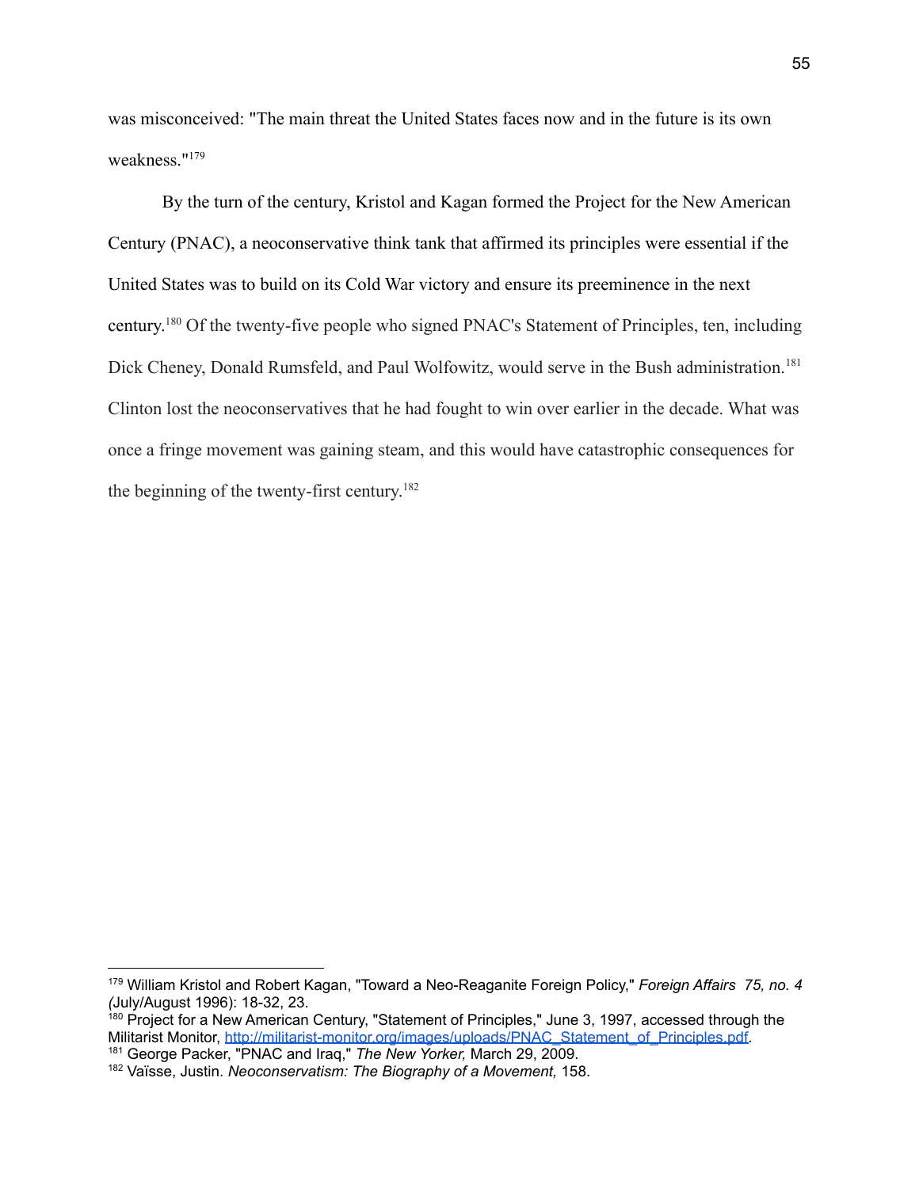was misconceived: "The main threat the United States faces now and in the future is its own weakness."[179]

By the turn of the century, Kristol and Kagan formed the Project for the New American Century (PNAC), a neoconservative think tank that affirmed its principles were essential if the United States was to build on its Cold War victory and ensure its preeminence in the next century.[180] Of the twenty-five people who signed PNAC's Statement of Principles, ten, including Dick Cheney, Donald Rumsfeld, and Paul Wolfowitz, would serve in the Bush administration.[181] Clinton lost the neoconservatives that he had fought to win over earlier in the decade. What was once a fringe movement was gaining steam, and this would have catastrophic consequences for the beginning of the twenty-first century.[182]

---

[179] William Kristol and Robert Kagan, "Toward a Neo-Reaganite Foreign Policy," *Foreign Affairs 75, no. 4 (*July/August 1996): 18-32, 23.

[180] Project for a New American Century, "Statement of Principles," June 3, 1997, accessed through the Militarist Monitor, http://militarist-monitor.org/images/uploads/PNAC_Statement_of_Principles.pdf.

[181] George Packer, "PNAC and Iraq," *The New Yorker,* March 29, 2009.

[182] Vaïsse, Justin. *Neoconservatism: The Biography of a Movement,* 158.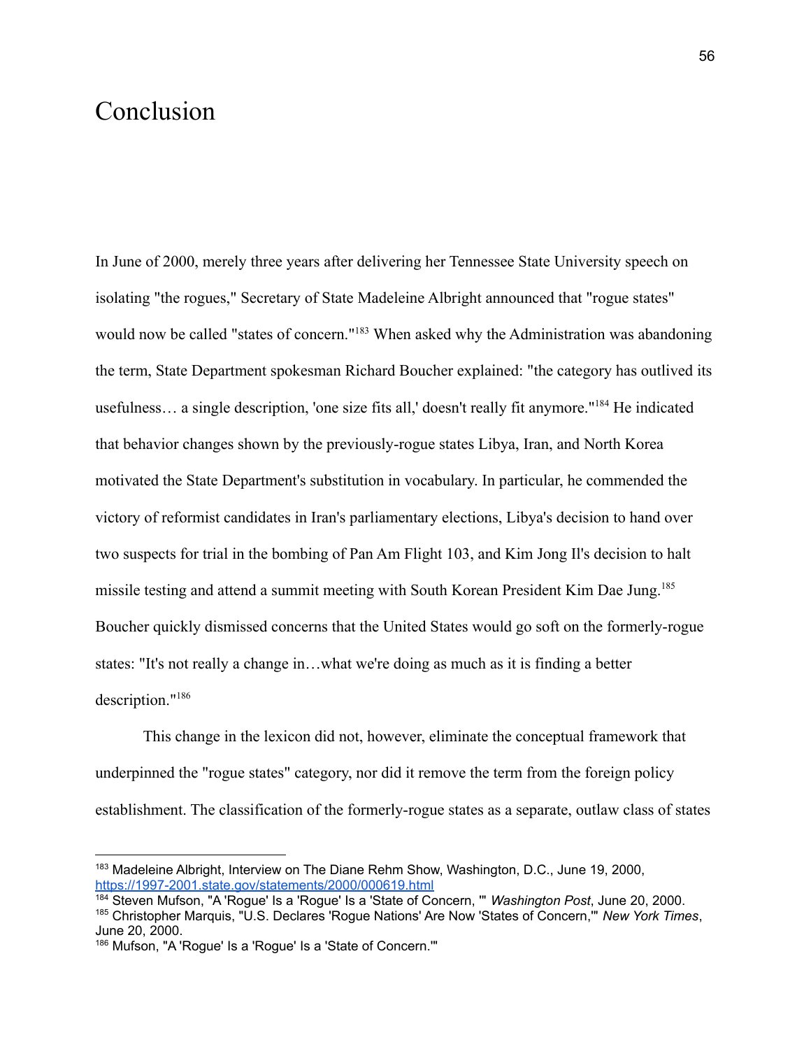# Conclusion

In June of 2000, merely three years after delivering her Tennessee State University speech on isolating "the rogues," Secretary of State Madeleine Albright announced that "rogue states" would now be called "states of concern."[183] When asked why the Administration was abandoning the term, State Department spokesman Richard Boucher explained: "the category has outlived its usefulness… a single description, 'one size fits all,' doesn't really fit anymore."[184] He indicated that behavior changes shown by the previously-rogue states Libya, Iran, and North Korea motivated the State Department's substitution in vocabulary. In particular, he commended the victory of reformist candidates in Iran's parliamentary elections, Libya's decision to hand over two suspects for trial in the bombing of Pan Am Flight 103, and Kim Jong Il's decision to halt missile testing and attend a summit meeting with South Korean President Kim Dae Jung.[185] Boucher quickly dismissed concerns that the United States would go soft on the formerly-rogue states: "It's not really a change in…what we're doing as much as it is finding a better description."[186]

This change in the lexicon did not, however, eliminate the conceptual framework that underpinned the "rogue states" category, nor did it remove the term from the foreign policy establishment. The classification of the formerly-rogue states as a separate, outlaw class of states

---

[183] Madeleine Albright, Interview on The Diane Rehm Show, Washington, D.C., June 19, 2000, https://1997-2001.state.gov/statements/2000/000619.html

[184] Steven Mufson, "A 'Rogue' Is a 'Rogue' Is a 'State of Concern,'" *Washington Post*, June 20, 2000.

[185] Christopher Marquis, "U.S. Declares 'Rogue Nations' Are Now 'States of Concern,'" *New York Times*, June 20, 2000.

[186] Mufson, "A 'Rogue' Is a 'Rogue' Is a 'State of Concern.'"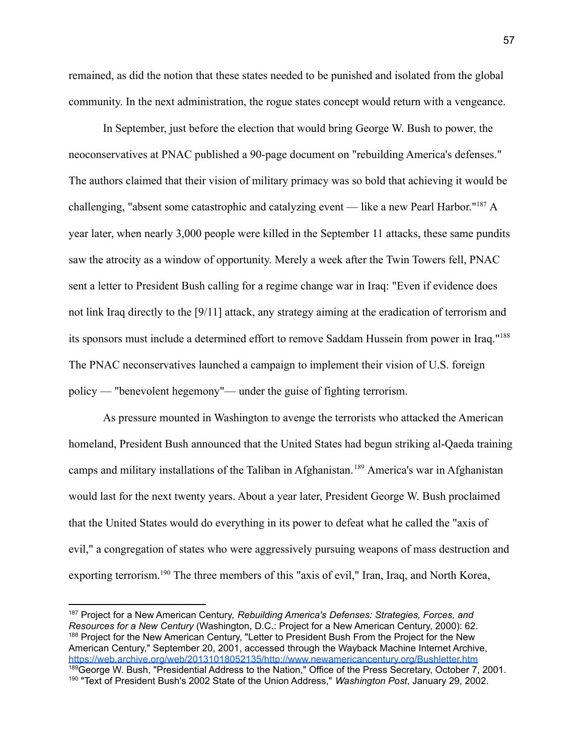remained, as did the notion that these states needed to be punished and isolated from the global community. In the next administration, the rogue states concept would return with a vengeance.

In September, just before the election that would bring George W. Bush to power, the neoconservatives at PNAC published a 90-page document on "rebuilding America's defenses." The authors claimed that their vision of military primacy was so bold that achieving it would be challenging, "absent some catastrophic and catalyzing event — like a new Pearl Harbor."[187] A year later, when nearly 3,000 people were killed in the September 11 attacks, these same pundits saw the atrocity as a window of opportunity. Merely a week after the Twin Towers fell, PNAC sent a letter to President Bush calling for a regime change war in Iraq: "Even if evidence does not link Iraq directly to the [9/11] attack, any strategy aiming at the eradication of terrorism and its sponsors must include a determined effort to remove Saddam Hussein from power in Iraq."[188] The PNAC neconservatives launched a campaign to implement their vision of U.S. foreign policy — "benevolent hegemony"— under the guise of fighting terrorism.

As pressure mounted in Washington to avenge the terrorists who attacked the American homeland, President Bush announced that the United States had begun striking al-Qaeda training camps and military installations of the Taliban in Afghanistan.[189] America's war in Afghanistan would last for the next twenty years. About a year later, President George W. Bush proclaimed that the United States would do everything in its power to defeat what he called the "axis of evil," a congregation of states who were aggressively pursuing weapons of mass destruction and exporting terrorism.[190] The three members of this "axis of evil," Iran, Iraq, and North Korea,

---

[187] Project for a New American Century, *Rebuilding America's Defenses: Strategies, Forces, and Resources for a New Century* (Washington, D.C.: Project for a New American Century, 2000): 62.
[188] Project for the New American Century, "Letter to President Bush From the Project for the New American Century," September 20, 2001, accessed through the Wayback Machine Internet Archive, https://web.archive.org/web/20131018052135/http://www.newamericancentury.org/Bushletter.htm
[189] George W. Bush, "Presidential Address to the Nation," Office of the Press Secretary, October 7, 2001.
[190] "Text of President Bush's 2002 State of the Union Address," *Washington Post*, January 29, 2002.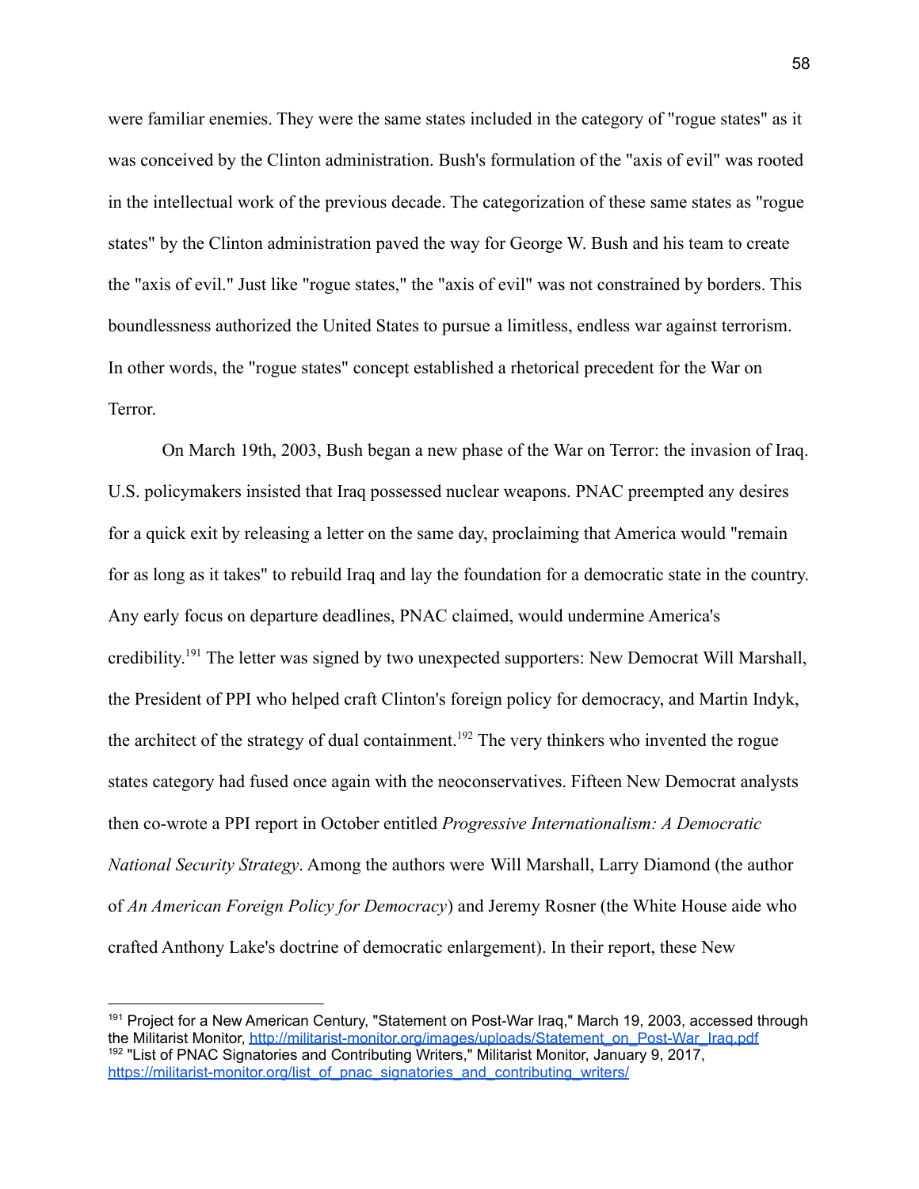were familiar enemies. They were the same states included in the category of "rogue states" as it was conceived by the Clinton administration. Bush's formulation of the "axis of evil" was rooted in the intellectual work of the previous decade. The categorization of these same states as "rogue states" by the Clinton administration paved the way for George W. Bush and his team to create the "axis of evil." Just like "rogue states," the "axis of evil" was not constrained by borders. This boundlessness authorized the United States to pursue a limitless, endless war against terrorism. In other words, the "rogue states" concept established a rhetorical precedent for the War on Terror.

On March 19th, 2003, Bush began a new phase of the War on Terror: the invasion of Iraq. U.S. policymakers insisted that Iraq possessed nuclear weapons. PNAC preempted any desires for a quick exit by releasing a letter on the same day, proclaiming that America would "remain for as long as it takes" to rebuild Iraq and lay the foundation for a democratic state in the country. Any early focus on departure deadlines, PNAC claimed, would undermine America's credibility.[191] The letter was signed by two unexpected supporters: New Democrat Will Marshall, the President of PPI who helped craft Clinton's foreign policy for democracy, and Martin Indyk, the architect of the strategy of dual containment.[192] The very thinkers who invented the rogue states category had fused once again with the neoconservatives. Fifteen New Democrat analysts then co-wrote a PPI report in October entitled *Progressive Internationalism: A Democratic National Security Strategy*. Among the authors were Will Marshall, Larry Diamond (the author of *An American Foreign Policy for Democracy*) and Jeremy Rosner (the White House aide who crafted Anthony Lake's doctrine of democratic enlargement). In their report, these New

---

[191] Project for a New American Century, "Statement on Post-War Iraq," March 19, 2003, accessed through the Militarist Monitor, http://militarist-monitor.org/images/uploads/Statement_on_Post-War_Iraq.pdf

[192] "List of PNAC Signatories and Contributing Writers," Militarist Monitor, January 9, 2017, https://militarist-monitor.org/list_of_pnac_signatories_and_contributing_writers/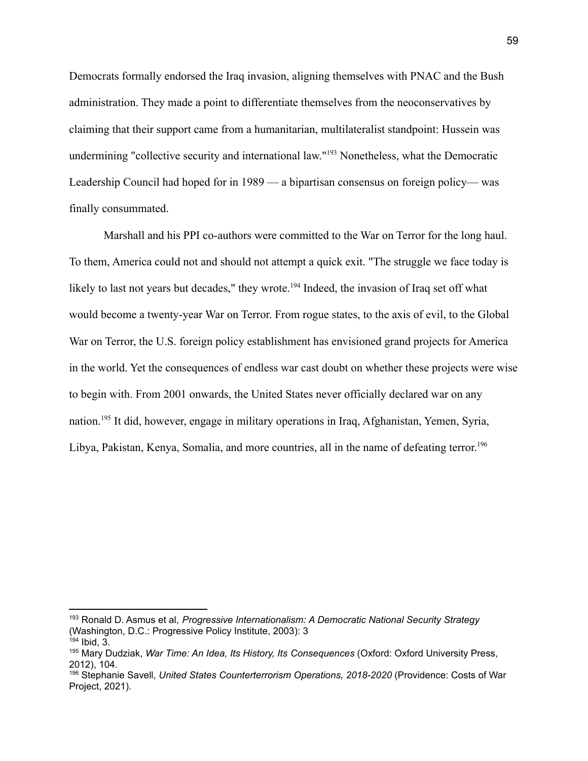Democrats formally endorsed the Iraq invasion, aligning themselves with PNAC and the Bush administration. They made a point to differentiate themselves from the neoconservatives by claiming that their support came from a humanitarian, multilateralist standpoint: Hussein was undermining "collective security and international law."[193] Nonetheless, what the Democratic Leadership Council had hoped for in 1989 — a bipartisan consensus on foreign policy— was finally consummated.

Marshall and his PPI co-authors were committed to the War on Terror for the long haul. To them, America could not and should not attempt a quick exit. "The struggle we face today is likely to last not years but decades," they wrote.[194] Indeed, the invasion of Iraq set off what would become a twenty-year War on Terror. From rogue states, to the axis of evil, to the Global War on Terror, the U.S. foreign policy establishment has envisioned grand projects for America in the world. Yet the consequences of endless war cast doubt on whether these projects were wise to begin with. From 2001 onwards, the United States never officially declared war on any nation.[195] It did, however, engage in military operations in Iraq, Afghanistan, Yemen, Syria, Libya, Pakistan, Kenya, Somalia, and more countries, all in the name of defeating terror.[196]

---

[193] Ronald D. Asmus et al, *Progressive Internationalism: A Democratic National Security Strategy* (Washington, D.C.: Progressive Policy Institute, 2003): 3

[194] Ibid, 3.

[195] Mary Dudziak, *War Time: An Idea, Its History, Its Consequences* (Oxford: Oxford University Press, 2012), 104.

[196] Stephanie Savell, *United States Counterterrorism Operations, 2018-2020* (Providence: Costs of War Project, 2021).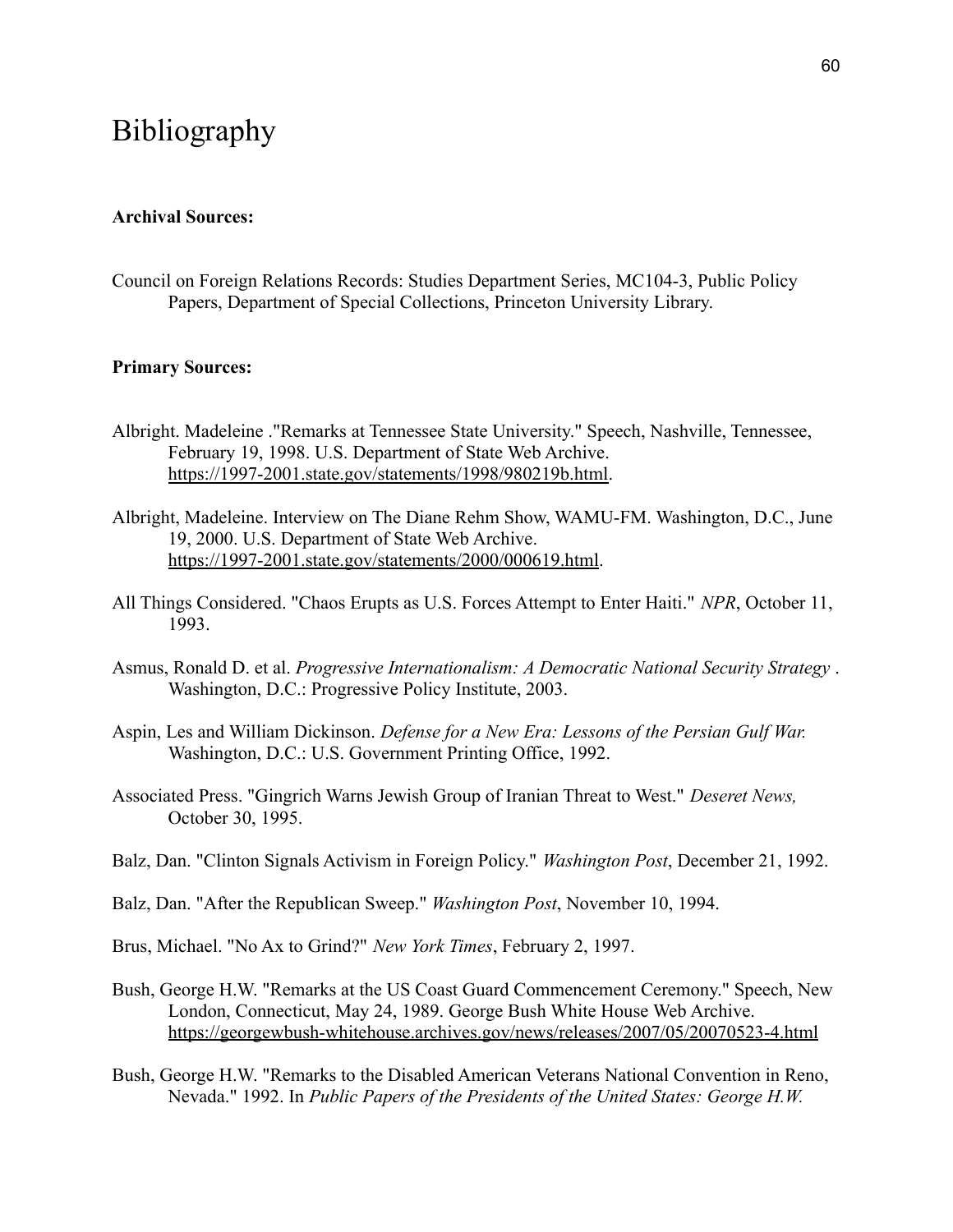# Bibliography

**Archival Sources:**

Council on Foreign Relations Records: Studies Department Series, MC104-3, Public Policy Papers, Department of Special Collections, Princeton University Library.

**Primary Sources:**

Albright. Madeleine ."Remarks at Tennessee State University." Speech, Nashville, Tennessee, February 19, 1998. U.S. Department of State Web Archive. https://1997-2001.state.gov/statements/1998/980219b.html.

Albright, Madeleine. Interview on The Diane Rehm Show, WAMU-FM. Washington, D.C., June 19, 2000. U.S. Department of State Web Archive. https://1997-2001.state.gov/statements/2000/000619.html.

All Things Considered. "Chaos Erupts as U.S. Forces Attempt to Enter Haiti." *NPR*, October 11, 1993.

Asmus, Ronald D. et al. *Progressive Internationalism: A Democratic National Security Strategy* . Washington, D.C.: Progressive Policy Institute, 2003.

Aspin, Les and William Dickinson. *Defense for a New Era: Lessons of the Persian Gulf War.* Washington, D.C.: U.S. Government Printing Office, 1992.

Associated Press. "Gingrich Warns Jewish Group of Iranian Threat to West." *Deseret News,* October 30, 1995.

Balz, Dan. "Clinton Signals Activism in Foreign Policy." *Washington Post*, December 21, 1992.

Balz, Dan. "After the Republican Sweep." *Washington Post*, November 10, 1994.

Brus, Michael. "No Ax to Grind?" *New York Times*, February 2, 1997.

Bush, George H.W. "Remarks at the US Coast Guard Commencement Ceremony." Speech, New London, Connecticut, May 24, 1989. George Bush White House Web Archive. https://georgewbush-whitehouse.archives.gov/news/releases/2007/05/20070523-4.html

Bush, George H.W. "Remarks to the Disabled American Veterans National Convention in Reno, Nevada." 1992. In *Public Papers of the Presidents of the United States: George H.W.*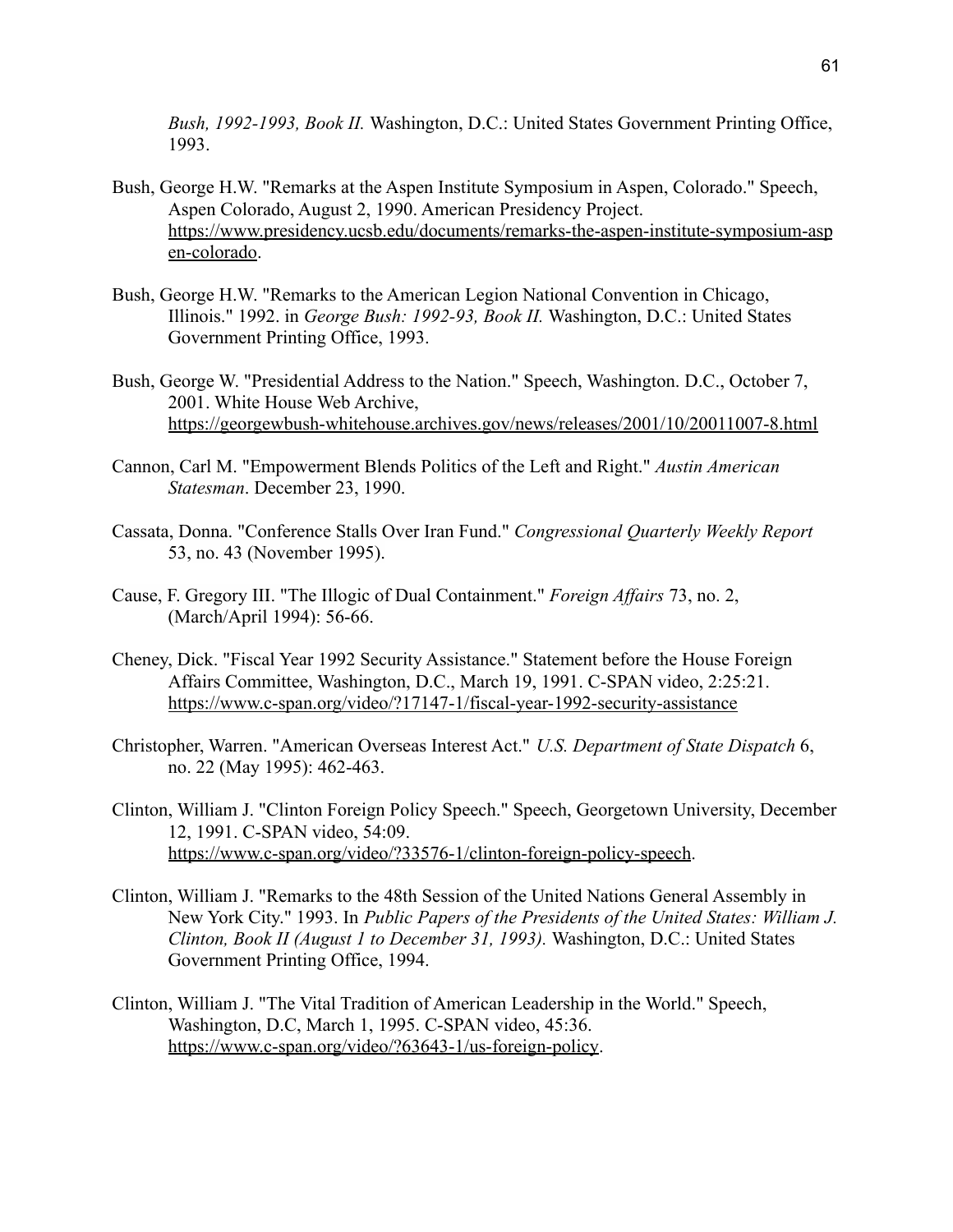*Bush, 1992-1993, Book II.* Washington, D.C.: United States Government Printing Office, 1993.

Bush, George H.W. "Remarks at the Aspen Institute Symposium in Aspen, Colorado." Speech, Aspen Colorado, August 2, 1990. American Presidency Project. https://www.presidency.ucsb.edu/documents/remarks-the-aspen-institute-symposium-aspen-colorado.

Bush, George H.W. "Remarks to the American Legion National Convention in Chicago, Illinois." 1992. in *George Bush: 1992-93, Book II.* Washington, D.C.: United States Government Printing Office, 1993.

Bush, George W. "Presidential Address to the Nation." Speech, Washington. D.C., October 7, 2001. White House Web Archive, https://georgewbush-whitehouse.archives.gov/news/releases/2001/10/20011007-8.html

Cannon, Carl M. "Empowerment Blends Politics of the Left and Right." *Austin American Statesman*. December 23, 1990.

Cassata, Donna. "Conference Stalls Over Iran Fund." *Congressional Quarterly Weekly Report* 53, no. 43 (November 1995).

Cause, F. Gregory III. "The Illogic of Dual Containment." *Foreign Affairs* 73, no. 2, (March/April 1994): 56-66.

Cheney, Dick. "Fiscal Year 1992 Security Assistance." Statement before the House Foreign Affairs Committee, Washington, D.C., March 19, 1991. C-SPAN video, 2:25:21. https://www.c-span.org/video/?17147-1/fiscal-year-1992-security-assistance

Christopher, Warren. "American Overseas Interest Act." *U.S. Department of State Dispatch* 6, no. 22 (May 1995): 462-463.

Clinton, William J. "Clinton Foreign Policy Speech." Speech, Georgetown University, December 12, 1991. C-SPAN video, 54:09. https://www.c-span.org/video/?33576-1/clinton-foreign-policy-speech.

Clinton, William J. "Remarks to the 48th Session of the United Nations General Assembly in New York City." 1993. In *Public Papers of the Presidents of the United States: William J. Clinton, Book II (August 1 to December 31, 1993).* Washington, D.C.: United States Government Printing Office, 1994.

Clinton, William J. "The Vital Tradition of American Leadership in the World." Speech, Washington, D.C, March 1, 1995. C-SPAN video, 45:36. https://www.c-span.org/video/?63643-1/us-foreign-policy.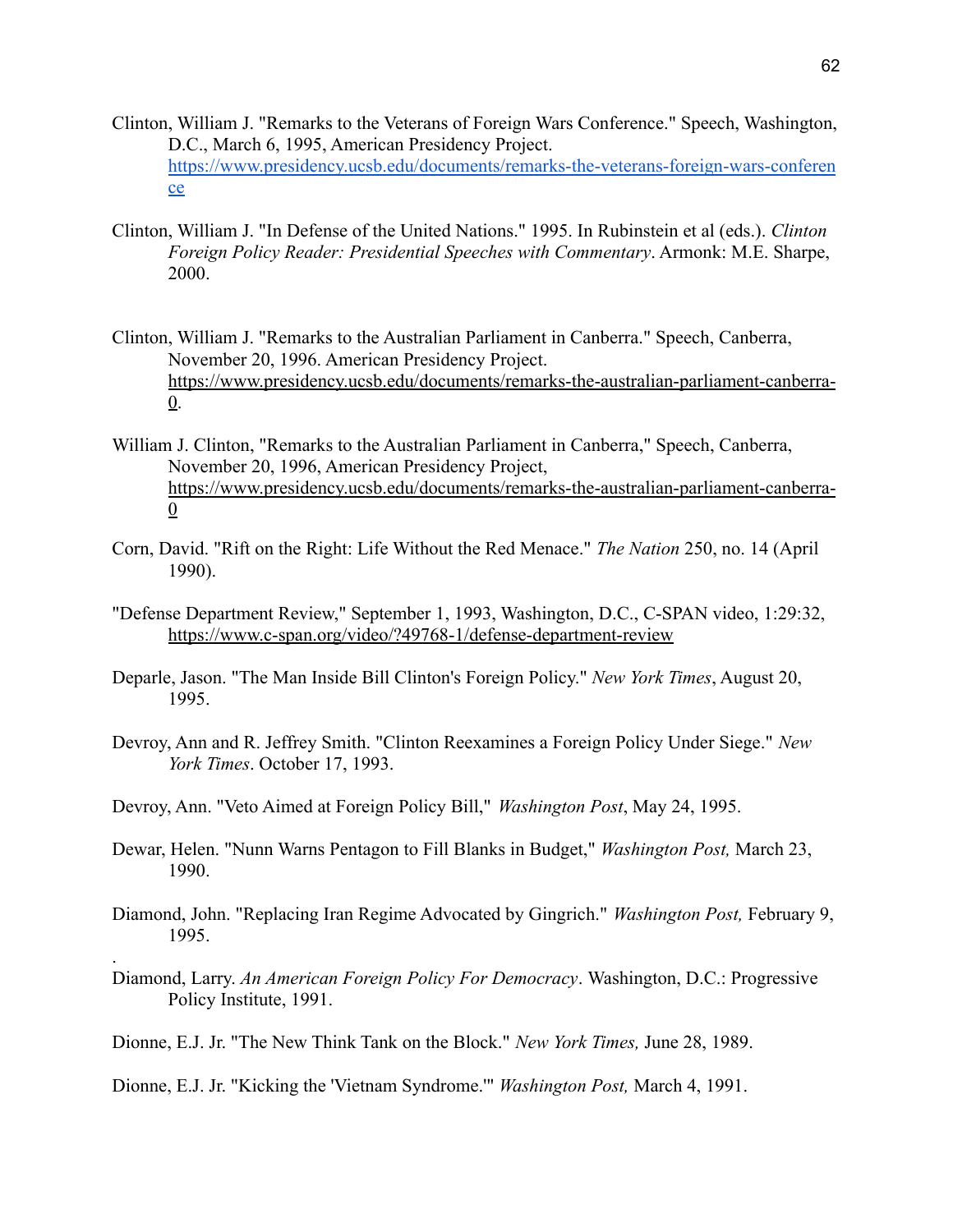Clinton, William J. "Remarks to the Veterans of Foreign Wars Conference." Speech, Washington, D.C., March 6, 1995, American Presidency Project. https://www.presidency.ucsb.edu/documents/remarks-the-veterans-foreign-wars-conference

Clinton, William J. "In Defense of the United Nations." 1995. In Rubinstein et al (eds.). *Clinton Foreign Policy Reader: Presidential Speeches with Commentary*. Armonk: M.E. Sharpe, 2000.

Clinton, William J. "Remarks to the Australian Parliament in Canberra." Speech, Canberra, November 20, 1996. American Presidency Project. https://www.presidency.ucsb.edu/documents/remarks-the-australian-parliament-canberra-0.

William J. Clinton, "Remarks to the Australian Parliament in Canberra," Speech, Canberra, November 20, 1996, American Presidency Project, https://www.presidency.ucsb.edu/documents/remarks-the-australian-parliament-canberra-0

Corn, David. "Rift on the Right: Life Without the Red Menace." *The Nation* 250, no. 14 (April 1990).

"Defense Department Review," September 1, 1993, Washington, D.C., C-SPAN video, 1:29:32, https://www.c-span.org/video/?49768-1/defense-department-review

Deparle, Jason. "The Man Inside Bill Clinton's Foreign Policy." *New York Times*, August 20, 1995.

Devroy, Ann and R. Jeffrey Smith. "Clinton Reexamines a Foreign Policy Under Siege." *New York Times*. October 17, 1993.

Devroy, Ann. "Veto Aimed at Foreign Policy Bill," *Washington Post*, May 24, 1995.

Dewar, Helen. "Nunn Warns Pentagon to Fill Blanks in Budget," *Washington Post,* March 23, 1990.

Diamond, John. "Replacing Iran Regime Advocated by Gingrich." *Washington Post,* February 9, 1995.

Diamond, Larry. *An American Foreign Policy For Democracy*. Washington, D.C.: Progressive Policy Institute, 1991.

Dionne, E.J. Jr. "The New Think Tank on the Block." *New York Times,* June 28, 1989.

Dionne, E.J. Jr. "Kicking the 'Vietnam Syndrome.'" *Washington Post,* March 4, 1991.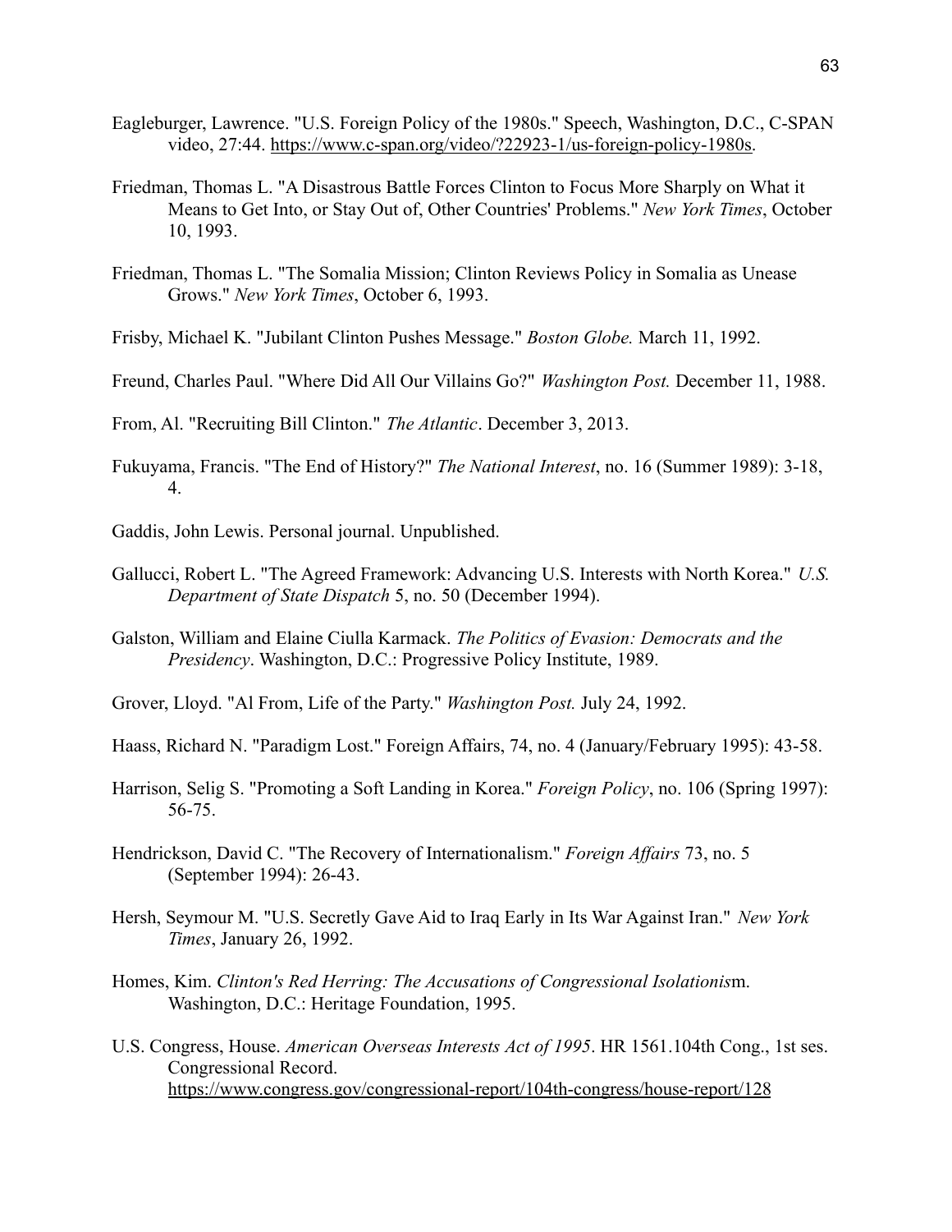Eagleburger, Lawrence. "U.S. Foreign Policy of the 1980s." Speech, Washington, D.C., C-SPAN video, 27:44. https://www.c-span.org/video/?22923-1/us-foreign-policy-1980s.

Friedman, Thomas L. "A Disastrous Battle Forces Clinton to Focus More Sharply on What it Means to Get Into, or Stay Out of, Other Countries' Problems." *New York Times*, October 10, 1993.

Friedman, Thomas L. "The Somalia Mission; Clinton Reviews Policy in Somalia as Unease Grows." *New York Times*, October 6, 1993.

Frisby, Michael K. "Jubilant Clinton Pushes Message." *Boston Globe.* March 11, 1992.

Freund, Charles Paul. "Where Did All Our Villains Go?" *Washington Post.* December 11, 1988.

From, Al. "Recruiting Bill Clinton." *The Atlantic*. December 3, 2013.

Fukuyama, Francis. "The End of History?" *The National Interest*, no. 16 (Summer 1989): 3-18, 4.

Gaddis, John Lewis. Personal journal. Unpublished.

Gallucci, Robert L. "The Agreed Framework: Advancing U.S. Interests with North Korea." *U.S. Department of State Dispatch* 5, no. 50 (December 1994).

Galston, William and Elaine Ciulla Karmack. *The Politics of Evasion: Democrats and the Presidency*. Washington, D.C.: Progressive Policy Institute, 1989.

Grover, Lloyd. "Al From, Life of the Party." *Washington Post.* July 24, 1992.

Haass, Richard N. "Paradigm Lost." Foreign Affairs, 74, no. 4 (January/February 1995): 43-58.

Harrison, Selig S. "Promoting a Soft Landing in Korea." *Foreign Policy*, no. 106 (Spring 1997): 56-75.

Hendrickson, David C. "The Recovery of Internationalism." *Foreign Affairs* 73, no. 5 (September 1994): 26-43.

Hersh, Seymour M. "U.S. Secretly Gave Aid to Iraq Early in Its War Against Iran." *New York Times*, January 26, 1992.

Homes, Kim. *Clinton's Red Herring: The Accusations of Congressional Isolationis*m. Washington, D.C.: Heritage Foundation, 1995.

U.S. Congress, House. *American Overseas Interests Act of 1995*. HR 1561.104th Cong., 1st ses. Congressional Record. https://www.congress.gov/congressional-report/104th-congress/house-report/128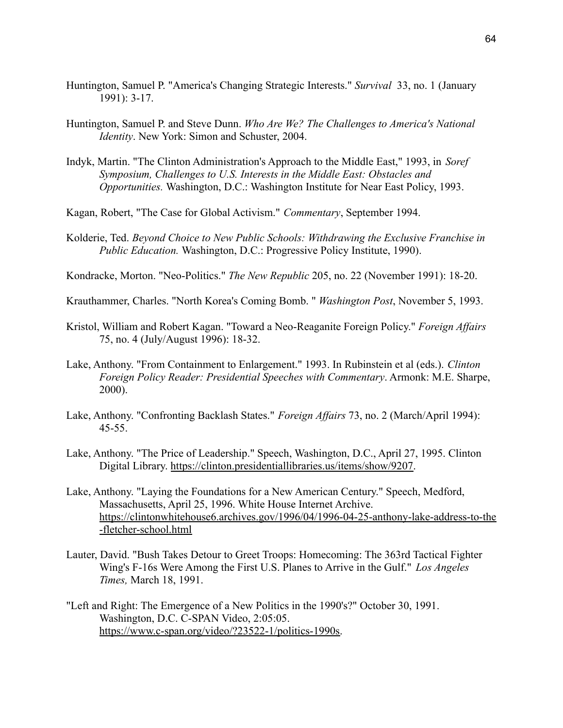Huntington, Samuel P. "America's Changing Strategic Interests." *Survival* 33, no. 1 (January 1991): 3-17.

Huntington, Samuel P. and Steve Dunn. *Who Are We? The Challenges to America's National Identity*. New York: Simon and Schuster, 2004.

Indyk, Martin. "The Clinton Administration's Approach to the Middle East," 1993, in *Soref Symposium, Challenges to U.S. Interests in the Middle East: Obstacles and Opportunities.* Washington, D.C.: Washington Institute for Near East Policy, 1993.

Kagan, Robert, "The Case for Global Activism." *Commentary*, September 1994.

Kolderie, Ted. *Beyond Choice to New Public Schools: Withdrawing the Exclusive Franchise in Public Education.* Washington, D.C.: Progressive Policy Institute, 1990).

Kondracke, Morton. "Neo-Politics." *The New Republic* 205, no. 22 (November 1991): 18-20.

Krauthammer, Charles. "North Korea's Coming Bomb. " *Washington Post*, November 5, 1993.

Kristol, William and Robert Kagan. "Toward a Neo-Reaganite Foreign Policy." *Foreign Affairs* 75, no. 4 (July/August 1996): 18-32.

Lake, Anthony. "From Containment to Enlargement." 1993. In Rubinstein et al (eds.). *Clinton Foreign Policy Reader: Presidential Speeches with Commentary*. Armonk: M.E. Sharpe, 2000).

Lake, Anthony. "Confronting Backlash States." *Foreign Affairs* 73, no. 2 (March/April 1994): 45-55.

Lake, Anthony. "The Price of Leadership." Speech, Washington, D.C., April 27, 1995. Clinton Digital Library. https://clinton.presidentiallibraries.us/items/show/9207.

Lake, Anthony. "Laying the Foundations for a New American Century." Speech, Medford, Massachusetts, April 25, 1996. White House Internet Archive. https://clintonwhitehouse6.archives.gov/1996/04/1996-04-25-anthony-lake-address-to-the-fletcher-school.html

Lauter, David. "Bush Takes Detour to Greet Troops: Homecoming: The 363rd Tactical Fighter Wing's F-16s Were Among the First U.S. Planes to Arrive in the Gulf." *Los Angeles Times,* March 18, 1991.

"Left and Right: The Emergence of a New Politics in the 1990's?" October 30, 1991. Washington, D.C. C-SPAN Video, 2:05:05. https://www.c-span.org/video/?23522-1/politics-1990s.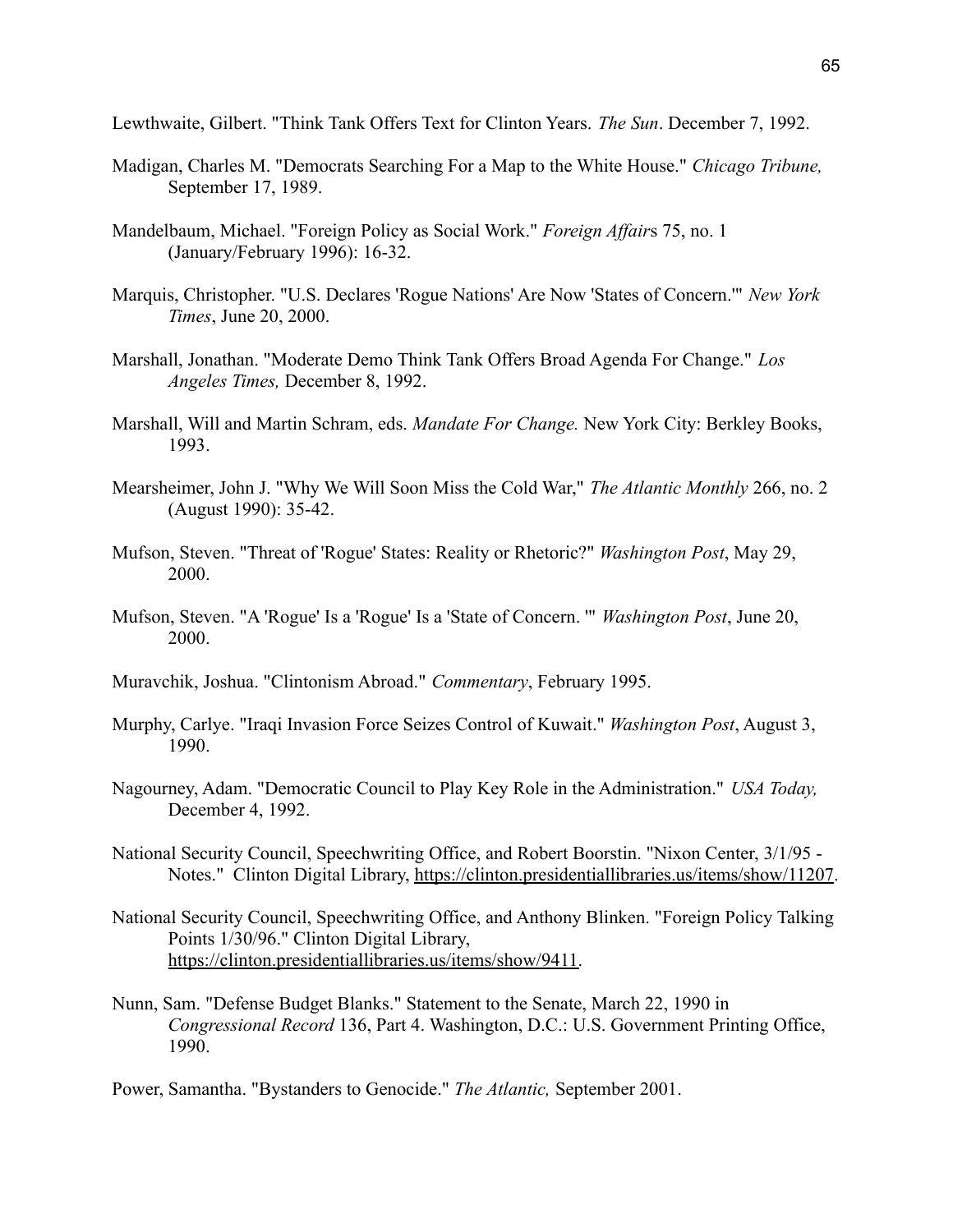Lewthwaite, Gilbert. "Think Tank Offers Text for Clinton Years. *The Sun*. December 7, 1992.

Madigan, Charles M. "Democrats Searching For a Map to the White House." *Chicago Tribune,* September 17, 1989.

Mandelbaum, Michael. "Foreign Policy as Social Work." *Foreign Affairs* 75, no. 1 (January/February 1996): 16-32.

Marquis, Christopher. "U.S. Declares 'Rogue Nations' Are Now 'States of Concern.'" *New York Times*, June 20, 2000.

Marshall, Jonathan. "Moderate Demo Think Tank Offers Broad Agenda For Change." *Los Angeles Times,* December 8, 1992.

Marshall, Will and Martin Schram, eds. *Mandate For Change.* New York City: Berkley Books, 1993.

Mearsheimer, John J. "Why We Will Soon Miss the Cold War," *The Atlantic Monthly* 266, no. 2 (August 1990): 35-42.

Mufson, Steven. "Threat of 'Rogue' States: Reality or Rhetoric?" *Washington Post*, May 29, 2000.

Mufson, Steven. "A 'Rogue' Is a 'Rogue' Is a 'State of Concern. '" *Washington Post*, June 20, 2000.

Muravchik, Joshua. "Clintonism Abroad." *Commentary*, February 1995.

Murphy, Carlye. "Iraqi Invasion Force Seizes Control of Kuwait." *Washington Post*, August 3, 1990.

Nagourney, Adam. "Democratic Council to Play Key Role in the Administration." *USA Today,* December 4, 1992.

National Security Council, Speechwriting Office, and Robert Boorstin. "Nixon Center, 3/1/95 - Notes." Clinton Digital Library, https://clinton.presidentiallibraries.us/items/show/11207.

National Security Council, Speechwriting Office, and Anthony Blinken. "Foreign Policy Talking Points 1/30/96." Clinton Digital Library, https://clinton.presidentiallibraries.us/items/show/9411.

Nunn, Sam. "Defense Budget Blanks." Statement to the Senate, March 22, 1990 in *Congressional Record* 136, Part 4. Washington, D.C.: U.S. Government Printing Office, 1990.

Power, Samantha. "Bystanders to Genocide." *The Atlantic,* September 2001.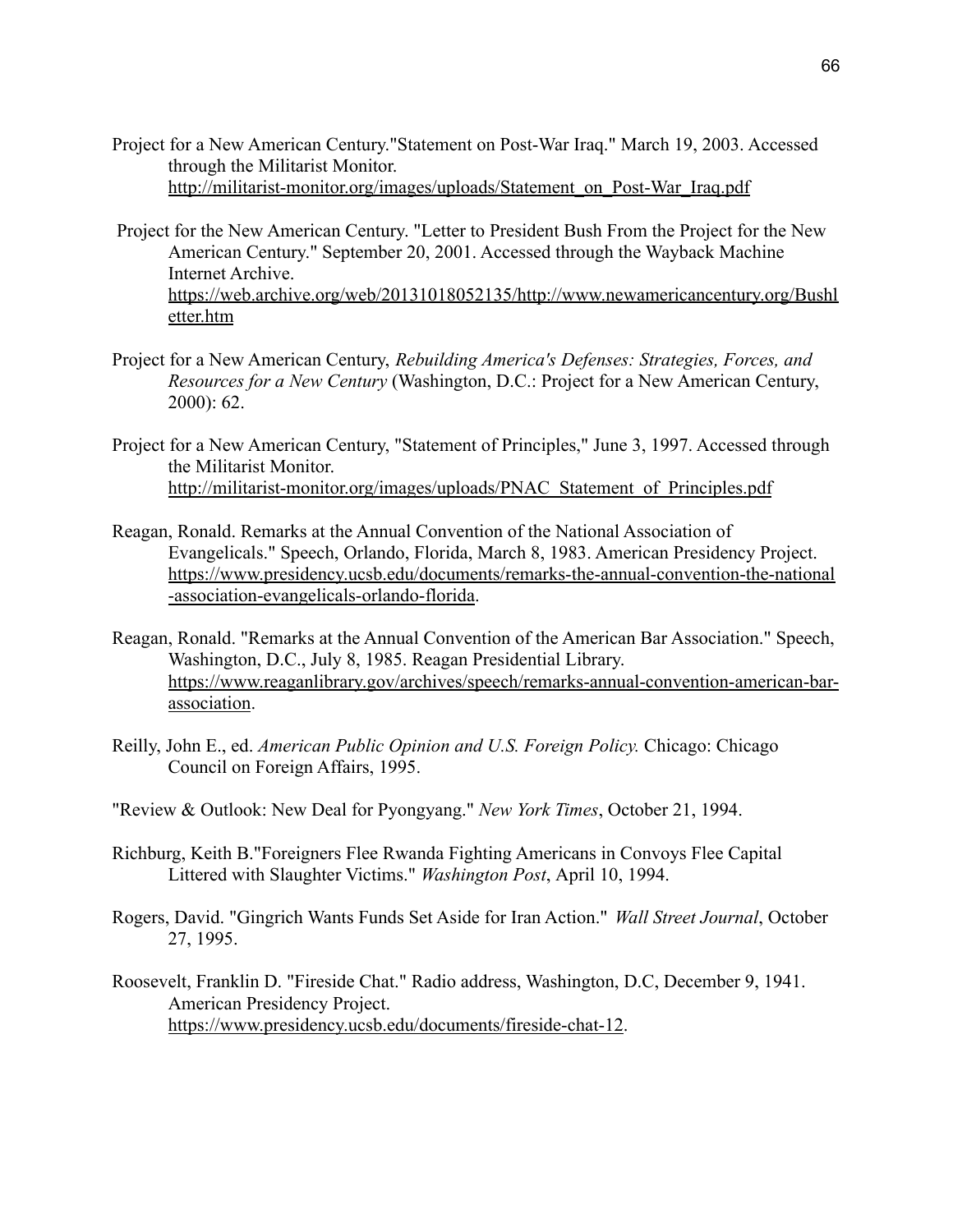Project for a New American Century."Statement on Post-War Iraq." March 19, 2003. Accessed through the Militarist Monitor. http://militarist-monitor.org/images/uploads/Statement_on_Post-War_Iraq.pdf

Project for the New American Century. "Letter to President Bush From the Project for the New American Century." September 20, 2001. Accessed through the Wayback Machine Internet Archive. https://web.archive.org/web/20131018052135/http://www.newamericancentury.org/Bushletter.htm

Project for a New American Century, *Rebuilding America's Defenses: Strategies, Forces, and Resources for a New Century* (Washington, D.C.: Project for a New American Century, 2000): 62.

Project for a New American Century, "Statement of Principles," June 3, 1997. Accessed through the Militarist Monitor. http://militarist-monitor.org/images/uploads/PNAC_Statement_of_Principles.pdf

Reagan, Ronald. Remarks at the Annual Convention of the National Association of Evangelicals." Speech, Orlando, Florida, March 8, 1983. American Presidency Project. https://www.presidency.ucsb.edu/documents/remarks-the-annual-convention-the-national-association-evangelicals-orlando-florida.

Reagan, Ronald. "Remarks at the Annual Convention of the American Bar Association." Speech, Washington, D.C., July 8, 1985. Reagan Presidential Library. https://www.reaganlibrary.gov/archives/speech/remarks-annual-convention-american-bar-association.

Reilly, John E., ed. *American Public Opinion and U.S. Foreign Policy.* Chicago: Chicago Council on Foreign Affairs, 1995.

"Review & Outlook: New Deal for Pyongyang." *New York Times*, October 21, 1994.

Richburg, Keith B."Foreigners Flee Rwanda Fighting Americans in Convoys Flee Capital Littered with Slaughter Victims." *Washington Post*, April 10, 1994.

Rogers, David. "Gingrich Wants Funds Set Aside for Iran Action." *Wall Street Journal*, October 27, 1995.

Roosevelt, Franklin D. "Fireside Chat." Radio address, Washington, D.C, December 9, 1941. American Presidency Project. https://www.presidency.ucsb.edu/documents/fireside-chat-12.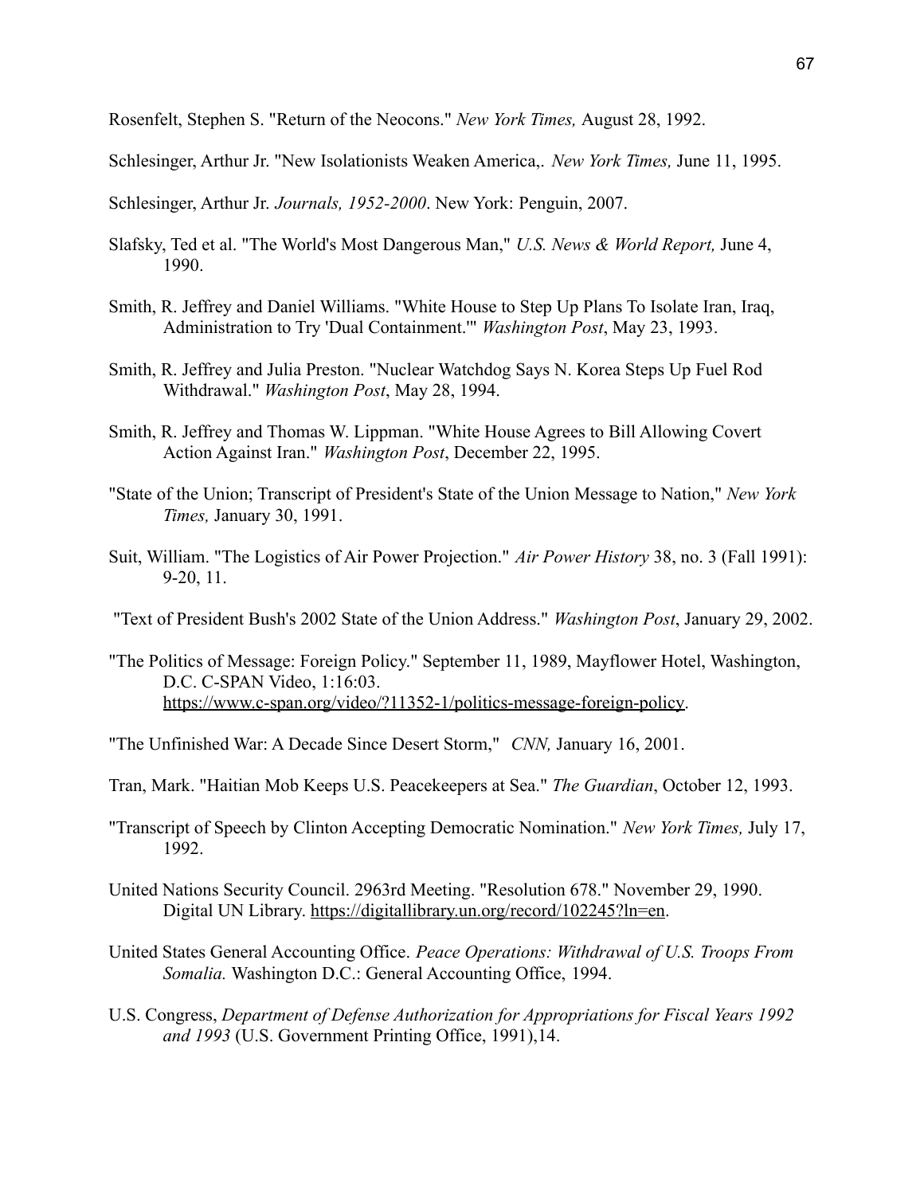Rosenfelt, Stephen S. "Return of the Neocons." *New York Times,* August 28, 1992.

Schlesinger, Arthur Jr. "New Isolationists Weaken America,. *New York Times,* June 11, 1995.

Schlesinger, Arthur Jr. *Journals, 1952-2000*. New York: Penguin, 2007.

Slafsky, Ted et al. "The World's Most Dangerous Man," *U.S. News & World Report,* June 4, 1990.

Smith, R. Jeffrey and Daniel Williams. "White House to Step Up Plans To Isolate Iran, Iraq, Administration to Try 'Dual Containment.'" *Washington Post*, May 23, 1993.

Smith, R. Jeffrey and Julia Preston. "Nuclear Watchdog Says N. Korea Steps Up Fuel Rod Withdrawal." *Washington Post*, May 28, 1994.

Smith, R. Jeffrey and Thomas W. Lippman. "White House Agrees to Bill Allowing Covert Action Against Iran." *Washington Post*, December 22, 1995.

"State of the Union; Transcript of President's State of the Union Message to Nation," *New York Times,* January 30, 1991.

Suit, William. "The Logistics of Air Power Projection." *Air Power History* 38, no. 3 (Fall 1991): 9-20, 11.

"Text of President Bush's 2002 State of the Union Address." *Washington Post*, January 29, 2002.

"The Politics of Message: Foreign Policy." September 11, 1989, Mayflower Hotel, Washington, D.C. C-SPAN Video, 1:16:03. https://www.c-span.org/video/?11352-1/politics-message-foreign-policy.

"The Unfinished War: A Decade Since Desert Storm," *CNN,* January 16, 2001.

Tran, Mark. "Haitian Mob Keeps U.S. Peacekeepers at Sea." *The Guardian*, October 12, 1993.

"Transcript of Speech by Clinton Accepting Democratic Nomination." *New York Times,* July 17, 1992.

United Nations Security Council. 2963rd Meeting. "Resolution 678." November 29, 1990. Digital UN Library. https://digitallibrary.un.org/record/102245?ln=en.

United States General Accounting Office. *Peace Operations: Withdrawal of U.S. Troops From Somalia.* Washington D.C.: General Accounting Office, 1994.

U.S. Congress, *Department of Defense Authorization for Appropriations for Fiscal Years 1992 and 1993* (U.S. Government Printing Office, 1991),14.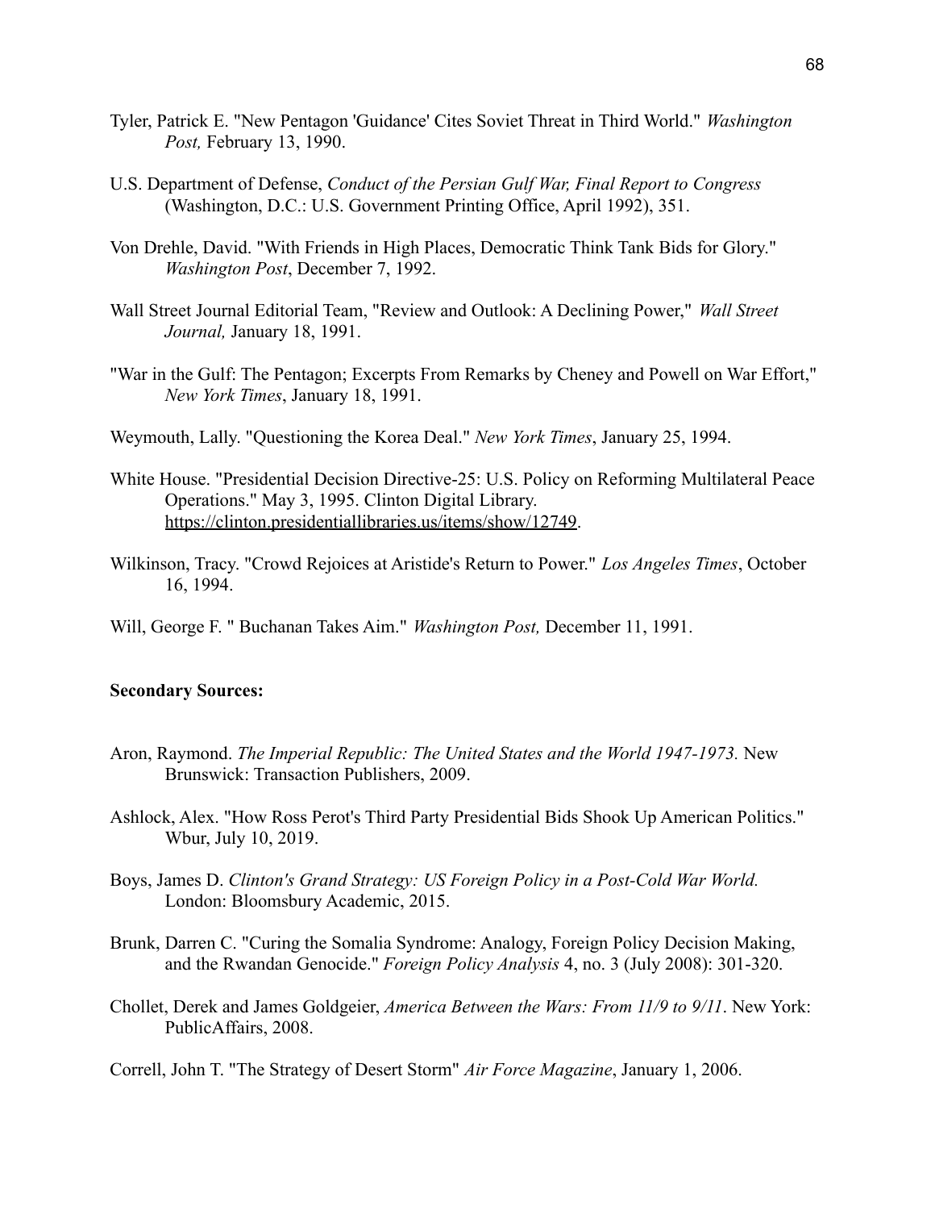Tyler, Patrick E. "New Pentagon 'Guidance' Cites Soviet Threat in Third World." *Washington Post,* February 13, 1990.

U.S. Department of Defense, *Conduct of the Persian Gulf War, Final Report to Congress* (Washington, D.C.: U.S. Government Printing Office, April 1992), 351.

Von Drehle, David. "With Friends in High Places, Democratic Think Tank Bids for Glory." *Washington Post*, December 7, 1992.

Wall Street Journal Editorial Team, "Review and Outlook: A Declining Power," *Wall Street Journal,* January 18, 1991.

"War in the Gulf: The Pentagon; Excerpts From Remarks by Cheney and Powell on War Effort," *New York Times*, January 18, 1991.

Weymouth, Lally. "Questioning the Korea Deal." *New York Times*, January 25, 1994.

White House. "Presidential Decision Directive-25: U.S. Policy on Reforming Multilateral Peace Operations." May 3, 1995. Clinton Digital Library. https://clinton.presidentiallibraries.us/items/show/12749.

Wilkinson, Tracy. "Crowd Rejoices at Aristide's Return to Power." *Los Angeles Times*, October 16, 1994.

Will, George F. " Buchanan Takes Aim." *Washington Post,* December 11, 1991.

**Secondary Sources:**

Aron, Raymond. *The Imperial Republic: The United States and the World 1947-1973.* New Brunswick: Transaction Publishers, 2009.

Ashlock, Alex. "How Ross Perot's Third Party Presidential Bids Shook Up American Politics." Wbur, July 10, 2019.

Boys, James D. *Clinton's Grand Strategy: US Foreign Policy in a Post-Cold War World.* London: Bloomsbury Academic, 2015.

Brunk, Darren C. "Curing the Somalia Syndrome: Analogy, Foreign Policy Decision Making, and the Rwandan Genocide." *Foreign Policy Analysis* 4, no. 3 (July 2008): 301-320.

Chollet, Derek and James Goldgeier, *America Between the Wars: From 11/9 to 9/11*. New York: PublicAffairs, 2008.

Correll, John T. "The Strategy of Desert Storm" *Air Force Magazine*, January 1, 2006.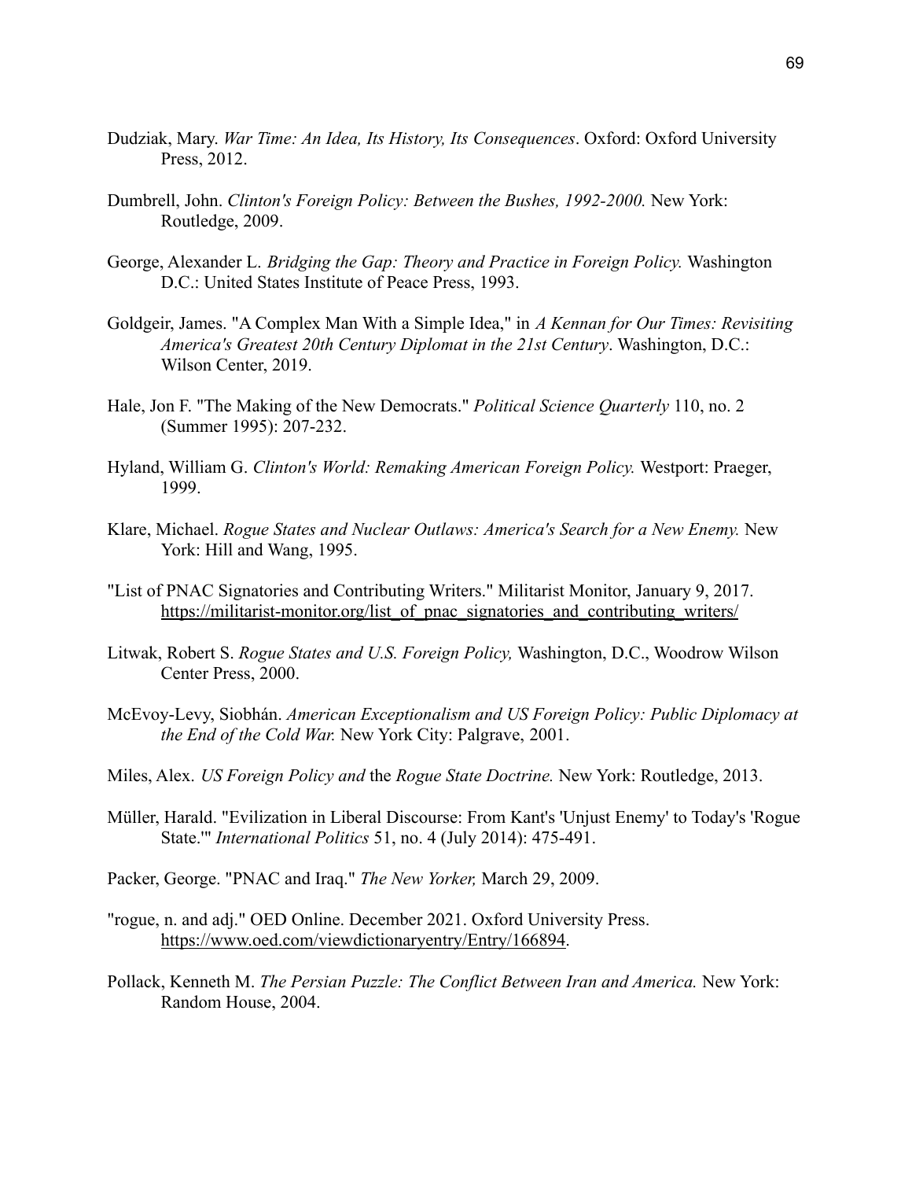Dudziak, Mary. *War Time: An Idea, Its History, Its Consequences*. Oxford: Oxford University Press, 2012.

Dumbrell, John. *Clinton's Foreign Policy: Between the Bushes, 1992-2000.* New York: Routledge, 2009.

George, Alexander L. *Bridging the Gap: Theory and Practice in Foreign Policy.* Washington D.C.: United States Institute of Peace Press, 1993.

Goldgeir, James. "A Complex Man With a Simple Idea," in *A Kennan for Our Times: Revisiting America's Greatest 20th Century Diplomat in the 21st Century*. Washington, D.C.: Wilson Center, 2019.

Hale, Jon F. "The Making of the New Democrats." *Political Science Quarterly* 110, no. 2 (Summer 1995): 207-232.

Hyland, William G. *Clinton's World: Remaking American Foreign Policy.* Westport: Praeger, 1999.

Klare, Michael. *Rogue States and Nuclear Outlaws: America's Search for a New Enemy.* New York: Hill and Wang, 1995.

"List of PNAC Signatories and Contributing Writers." Militarist Monitor, January 9, 2017. https://militarist-monitor.org/list_of_pnac_signatories_and_contributing_writers/

Litwak, Robert S. *Rogue States and U.S. Foreign Policy,* Washington, D.C., Woodrow Wilson Center Press, 2000.

McEvoy-Levy, Siobhán. *American Exceptionalism and US Foreign Policy: Public Diplomacy at the End of the Cold War.* New York City: Palgrave, 2001.

Miles, Alex. *US Foreign Policy and* the *Rogue State Doctrine.* New York: Routledge, 2013.

Müller, Harald. "Evilization in Liberal Discourse: From Kant's 'Unjust Enemy' to Today's 'Rogue State.'" *International Politics* 51, no. 4 (July 2014): 475-491.

Packer, George. "PNAC and Iraq." *The New Yorker,* March 29, 2009.

"rogue, n. and adj." OED Online. December 2021. Oxford University Press. https://www.oed.com/viewdictionaryentry/Entry/166894.

Pollack, Kenneth M. *The Persian Puzzle: The Conflict Between Iran and America.* New York: Random House, 2004.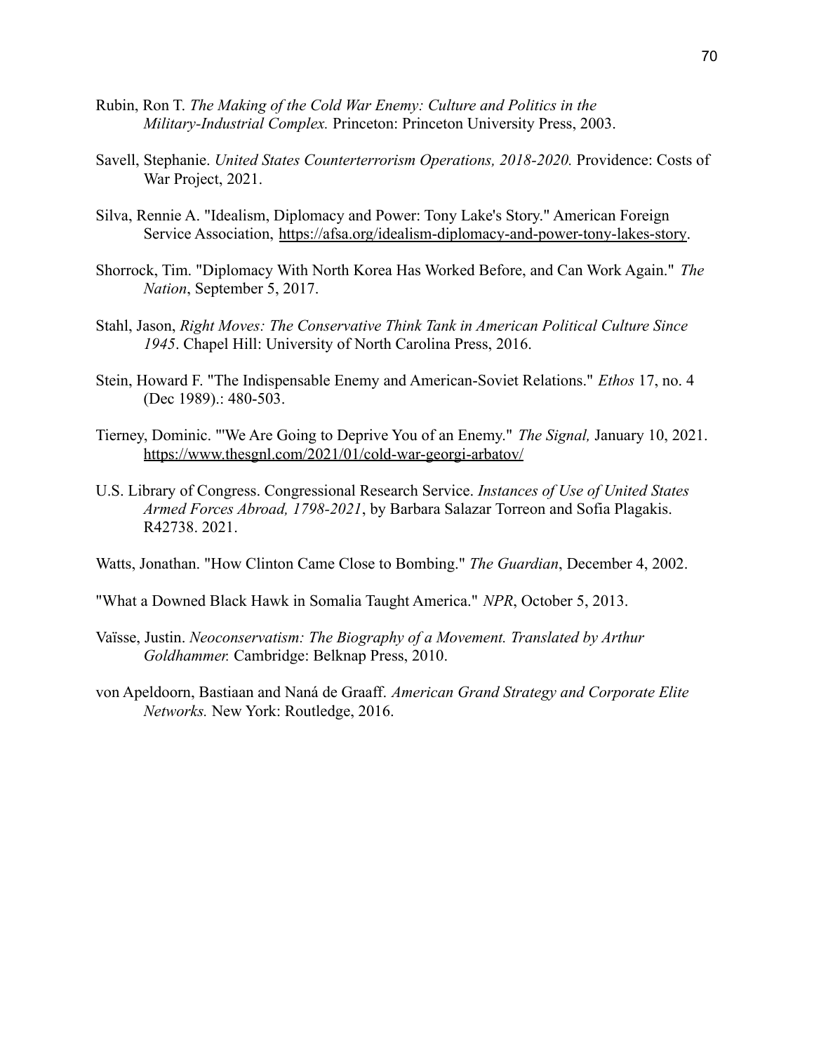Rubin, Ron T. *The Making of the Cold War Enemy: Culture and Politics in the Military-Industrial Complex.* Princeton: Princeton University Press, 2003.

Savell, Stephanie. *United States Counterterrorism Operations, 2018-2020.* Providence: Costs of War Project, 2021.

Silva, Rennie A. "Idealism, Diplomacy and Power: Tony Lake's Story." American Foreign Service Association, https://afsa.org/idealism-diplomacy-and-power-tony-lakes-story.

Shorrock, Tim. "Diplomacy With North Korea Has Worked Before, and Can Work Again." *The Nation*, September 5, 2017.

Stahl, Jason, *Right Moves: The Conservative Think Tank in American Political Culture Since 1945*. Chapel Hill: University of North Carolina Press, 2016.

Stein, Howard F. "The Indispensable Enemy and American-Soviet Relations." *Ethos* 17, no. 4 (Dec 1989).: 480-503.

Tierney, Dominic. "'We Are Going to Deprive You of an Enemy." *The Signal,* January 10, 2021. https://www.thesgnl.com/2021/01/cold-war-georgi-arbatov/

U.S. Library of Congress. Congressional Research Service. *Instances of Use of United States Armed Forces Abroad, 1798-2021*, by Barbara Salazar Torreon and Sofia Plagakis. R42738. 2021.

Watts, Jonathan. "How Clinton Came Close to Bombing." *The Guardian*, December 4, 2002.

"What a Downed Black Hawk in Somalia Taught America." *NPR*, October 5, 2013.

Vaïsse, Justin. *Neoconservatism: The Biography of a Movement. Translated by Arthur Goldhammer.* Cambridge: Belknap Press, 2010.

von Apeldoorn, Bastiaan and Naná de Graaff. *American Grand Strategy and Corporate Elite Networks.* New York: Routledge, 2016.